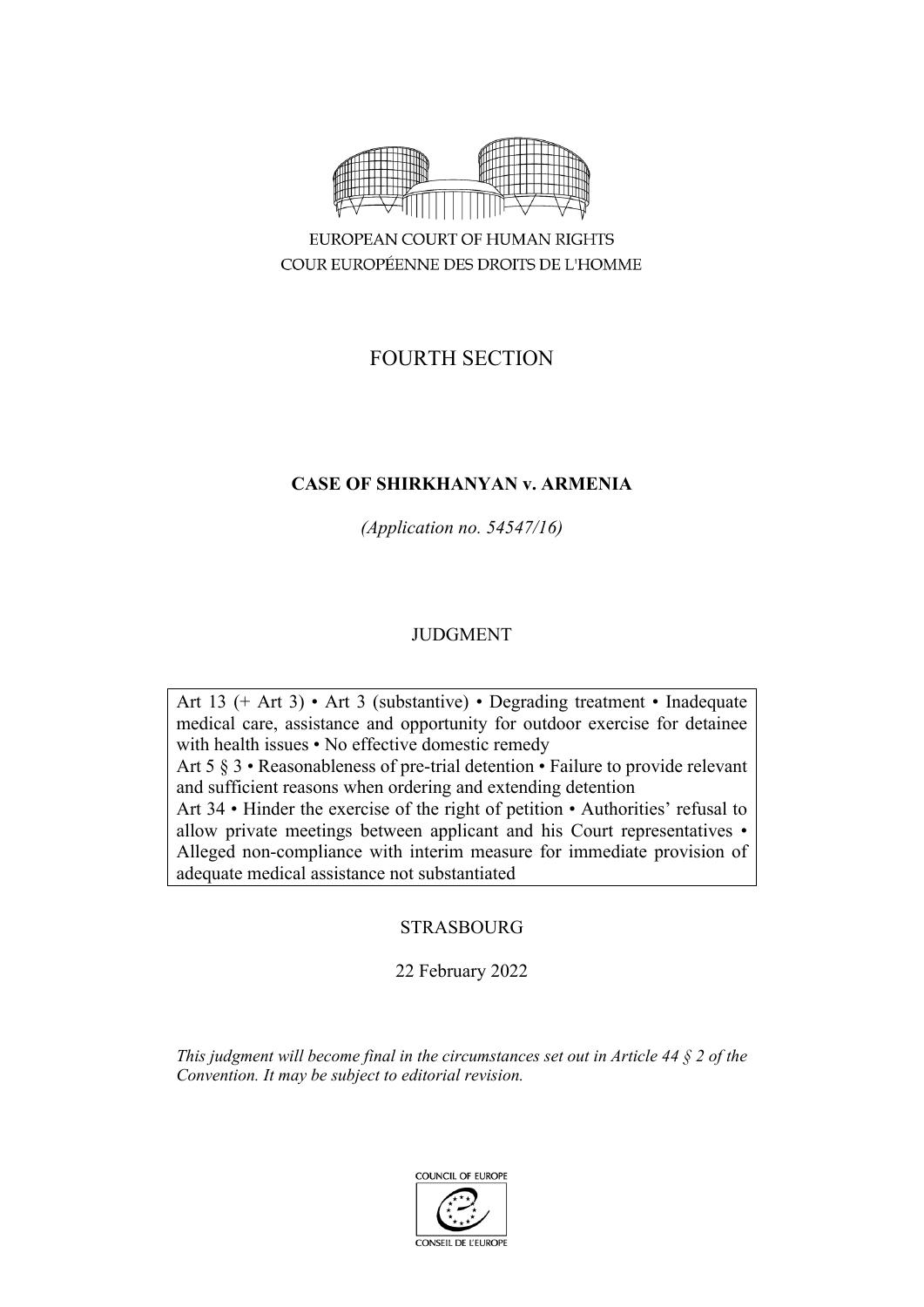EUROPEAN COURT OF HUMAN RIGHTS

COUR EUROPÉENNE DES DROITS DE L'HOMME

FOURTH SECTION

**CASE OF SHIRKHANYAN v. ARMENIA**

*(Application no. 54547/16)*

JUDGMENT

Art 13 (+ Art 3) • Art 3 (substantive) • Degrading treatment • Inadequate medical care, assistance and opportunity for outdoor exercise for detainee with health issues • No effective domestic remedy
Art 5 § 3 • Reasonableness of pre-trial detention • Failure to provide relevant and sufficient reasons when ordering and extending detention
Art 34 • Hinder the exercise of the right of petition • Authorities' refusal to allow private meetings between applicant and his Court representatives • Alleged non-compliance with interim measure for immediate provision of adequate medical assistance not substantiated

STRASBOURG

22 February 2022

*This judgment will become final in the circumstances set out in Article 44 § 2 of the Convention. It may be subject to editorial revision.*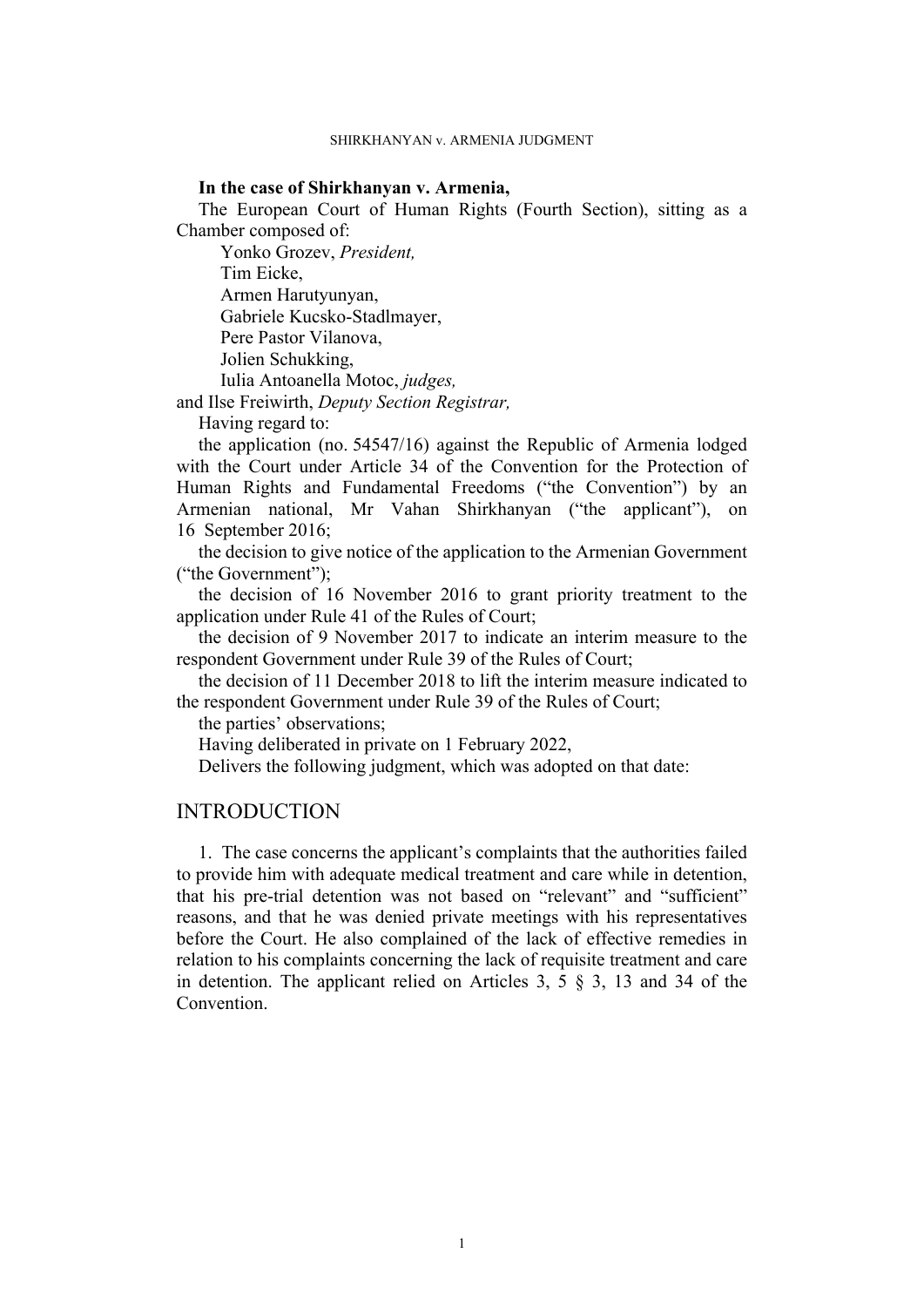**In the case of Shirkhanyan v. Armenia,**

The European Court of Human Rights (Fourth Section), sitting as a Chamber composed of:

Yonko Grozev, *President,*
Tim Eicke,
Armen Harutyunyan,
Gabriele Kucsko-Stadlmayer,
Pere Pastor Vilanova,
Jolien Schukking,
Iulia Antoanella Motoc, *judges,*
and Ilse Freiwirth, *Deputy Section Registrar,*

Having regard to:

the application (no. 54547/16) against the Republic of Armenia lodged with the Court under Article 34 of the Convention for the Protection of Human Rights and Fundamental Freedoms ("the Convention") by an Armenian national, Mr Vahan Shirkhanyan ("the applicant"), on 16 September 2016;

the decision to give notice of the application to the Armenian Government ("the Government");

the decision of 16 November 2016 to grant priority treatment to the application under Rule 41 of the Rules of Court;

the decision of 9 November 2017 to indicate an interim measure to the respondent Government under Rule 39 of the Rules of Court;

the decision of 11 December 2018 to lift the interim measure indicated to the respondent Government under Rule 39 of the Rules of Court;

the parties' observations;

Having deliberated in private on 1 February 2022,

Delivers the following judgment, which was adopted on that date:

## INTRODUCTION

1. The case concerns the applicant's complaints that the authorities failed to provide him with adequate medical treatment and care while in detention, that his pre-trial detention was not based on "relevant" and "sufficient" reasons, and that he was denied private meetings with his representatives before the Court. He also complained of the lack of effective remedies in relation to his complaints concerning the lack of requisite treatment and care in detention. The applicant relied on Articles 3, 5 § 3, 13 and 34 of the Convention.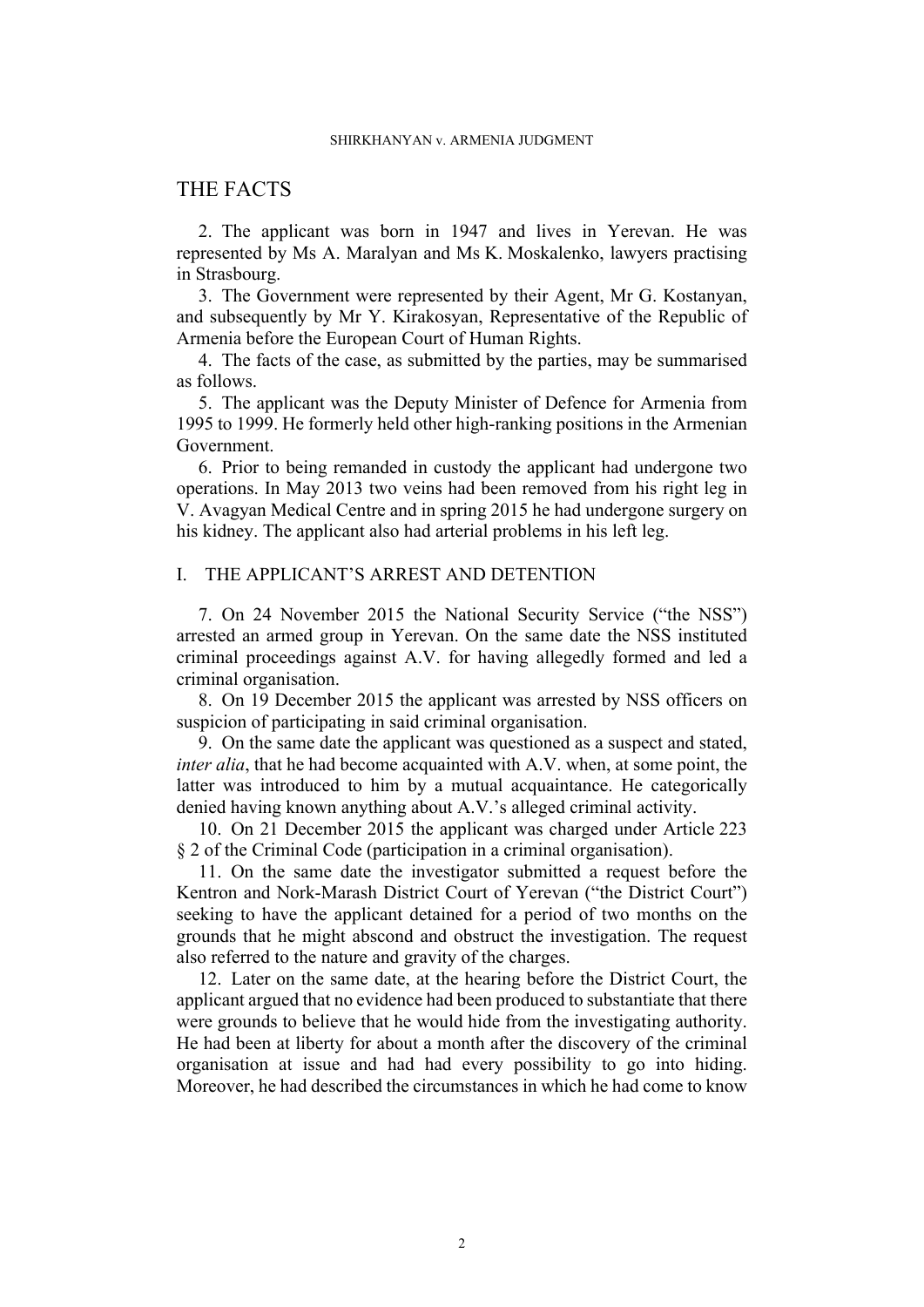# THE FACTS

2. The applicant was born in 1947 and lives in Yerevan. He was represented by Ms A. Maralyan and Ms K. Moskalenko, lawyers practising in Strasbourg.

3. The Government were represented by their Agent, Mr G. Kostanyan, and subsequently by Mr Y. Kirakosyan, Representative of the Republic of Armenia before the European Court of Human Rights.

4. The facts of the case, as submitted by the parties, may be summarised as follows.

5. The applicant was the Deputy Minister of Defence for Armenia from 1995 to 1999. He formerly held other high-ranking positions in the Armenian Government.

6. Prior to being remanded in custody the applicant had undergone two operations. In May 2013 two veins had been removed from his right leg in V. Avagyan Medical Centre and in spring 2015 he had undergone surgery on his kidney. The applicant also had arterial problems in his left leg.

## I. THE APPLICANT'S ARREST AND DETENTION

7. On 24 November 2015 the National Security Service ("the NSS") arrested an armed group in Yerevan. On the same date the NSS instituted criminal proceedings against A.V. for having allegedly formed and led a criminal organisation.

8. On 19 December 2015 the applicant was arrested by NSS officers on suspicion of participating in said criminal organisation.

9. On the same date the applicant was questioned as a suspect and stated, *inter alia*, that he had become acquainted with A.V. when, at some point, the latter was introduced to him by a mutual acquaintance. He categorically denied having known anything about A.V.'s alleged criminal activity.

10. On 21 December 2015 the applicant was charged under Article 223 § 2 of the Criminal Code (participation in a criminal organisation).

11. On the same date the investigator submitted a request before the Kentron and Nork-Marash District Court of Yerevan ("the District Court") seeking to have the applicant detained for a period of two months on the grounds that he might abscond and obstruct the investigation. The request also referred to the nature and gravity of the charges.

12. Later on the same date, at the hearing before the District Court, the applicant argued that no evidence had been produced to substantiate that there were grounds to believe that he would hide from the investigating authority. He had been at liberty for about a month after the discovery of the criminal organisation at issue and had had every possibility to go into hiding. Moreover, he had described the circumstances in which he had come to know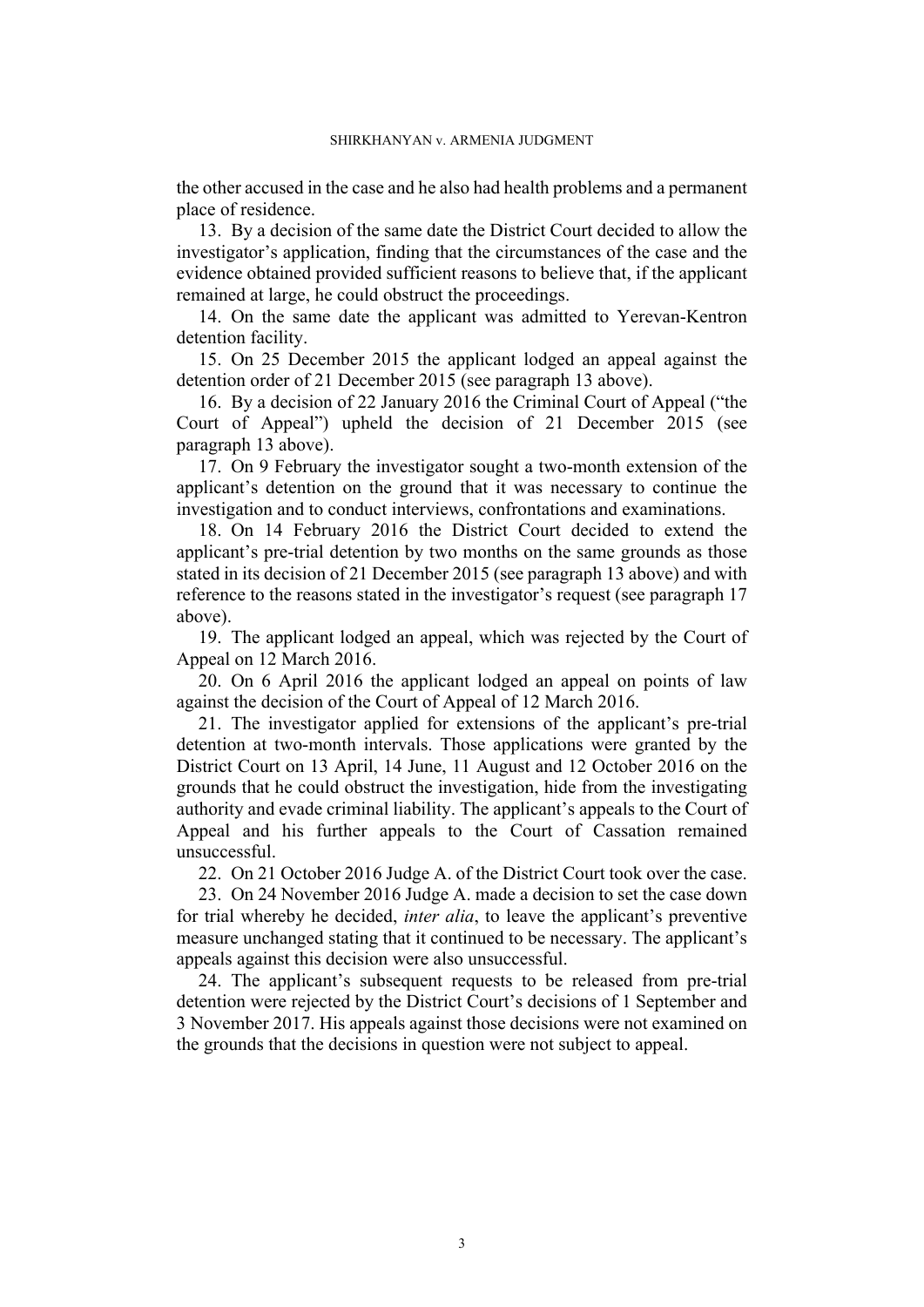the other accused in the case and he also had health problems and a permanent place of residence.

13. By a decision of the same date the District Court decided to allow the investigator's application, finding that the circumstances of the case and the evidence obtained provided sufficient reasons to believe that, if the applicant remained at large, he could obstruct the proceedings.

14. On the same date the applicant was admitted to Yerevan-Kentron detention facility.

15. On 25 December 2015 the applicant lodged an appeal against the detention order of 21 December 2015 (see paragraph 13 above).

16. By a decision of 22 January 2016 the Criminal Court of Appeal ("the Court of Appeal") upheld the decision of 21 December 2015 (see paragraph 13 above).

17. On 9 February the investigator sought a two-month extension of the applicant's detention on the ground that it was necessary to continue the investigation and to conduct interviews, confrontations and examinations.

18. On 14 February 2016 the District Court decided to extend the applicant's pre-trial detention by two months on the same grounds as those stated in its decision of 21 December 2015 (see paragraph 13 above) and with reference to the reasons stated in the investigator's request (see paragraph 17 above).

19. The applicant lodged an appeal, which was rejected by the Court of Appeal on 12 March 2016.

20. On 6 April 2016 the applicant lodged an appeal on points of law against the decision of the Court of Appeal of 12 March 2016.

21. The investigator applied for extensions of the applicant's pre-trial detention at two-month intervals. Those applications were granted by the District Court on 13 April, 14 June, 11 August and 12 October 2016 on the grounds that he could obstruct the investigation, hide from the investigating authority and evade criminal liability. The applicant's appeals to the Court of Appeal and his further appeals to the Court of Cassation remained unsuccessful.

22. On 21 October 2016 Judge A. of the District Court took over the case.

23. On 24 November 2016 Judge A. made a decision to set the case down for trial whereby he decided, *inter alia*, to leave the applicant's preventive measure unchanged stating that it continued to be necessary. The applicant's appeals against this decision were also unsuccessful.

24. The applicant's subsequent requests to be released from pre-trial detention were rejected by the District Court's decisions of 1 September and 3 November 2017. His appeals against those decisions were not examined on the grounds that the decisions in question were not subject to appeal.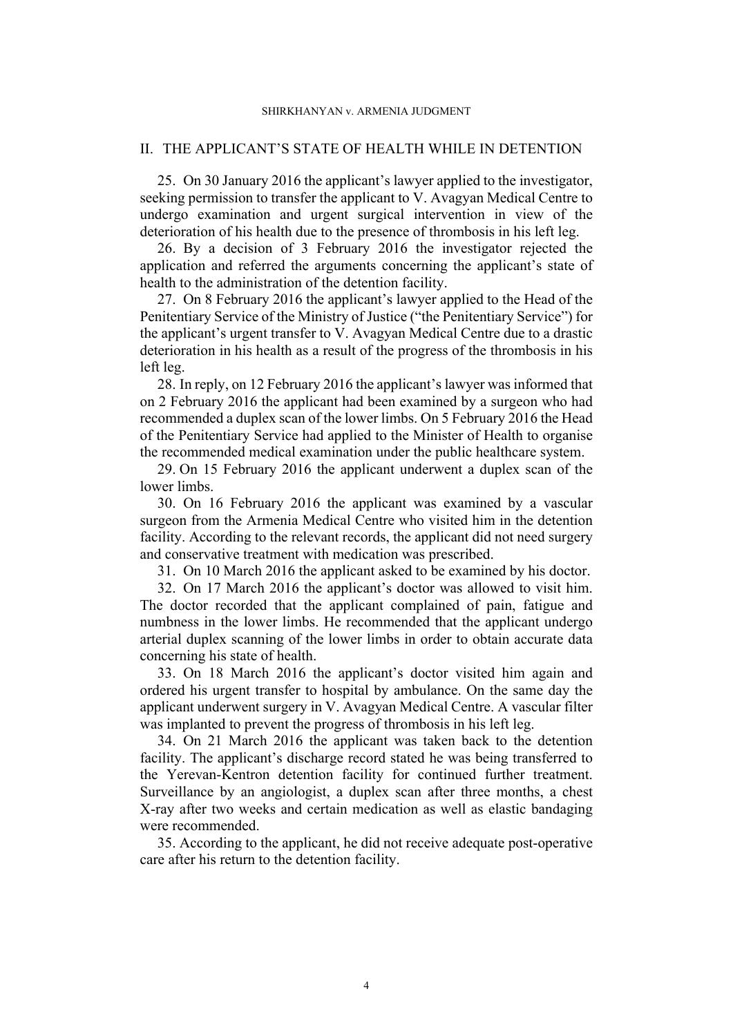## II. THE APPLICANT'S STATE OF HEALTH WHILE IN DETENTION

25. On 30 January 2016 the applicant's lawyer applied to the investigator, seeking permission to transfer the applicant to V. Avagyan Medical Centre to undergo examination and urgent surgical intervention in view of the deterioration of his health due to the presence of thrombosis in his left leg.

26. By a decision of 3 February 2016 the investigator rejected the application and referred the arguments concerning the applicant's state of health to the administration of the detention facility.

27. On 8 February 2016 the applicant's lawyer applied to the Head of the Penitentiary Service of the Ministry of Justice ("the Penitentiary Service") for the applicant's urgent transfer to V. Avagyan Medical Centre due to a drastic deterioration in his health as a result of the progress of the thrombosis in his left leg.

28. In reply, on 12 February 2016 the applicant's lawyer was informed that on 2 February 2016 the applicant had been examined by a surgeon who had recommended a duplex scan of the lower limbs. On 5 February 2016 the Head of the Penitentiary Service had applied to the Minister of Health to organise the recommended medical examination under the public healthcare system.

29. On 15 February 2016 the applicant underwent a duplex scan of the lower limbs.

30. On 16 February 2016 the applicant was examined by a vascular surgeon from the Armenia Medical Centre who visited him in the detention facility. According to the relevant records, the applicant did not need surgery and conservative treatment with medication was prescribed.

31. On 10 March 2016 the applicant asked to be examined by his doctor.

32. On 17 March 2016 the applicant's doctor was allowed to visit him. The doctor recorded that the applicant complained of pain, fatigue and numbness in the lower limbs. He recommended that the applicant undergo arterial duplex scanning of the lower limbs in order to obtain accurate data concerning his state of health.

33. On 18 March 2016 the applicant's doctor visited him again and ordered his urgent transfer to hospital by ambulance. On the same day the applicant underwent surgery in V. Avagyan Medical Centre. A vascular filter was implanted to prevent the progress of thrombosis in his left leg.

34. On 21 March 2016 the applicant was taken back to the detention facility. The applicant's discharge record stated he was being transferred to the Yerevan-Kentron detention facility for continued further treatment. Surveillance by an angiologist, a duplex scan after three months, a chest X-ray after two weeks and certain medication as well as elastic bandaging were recommended.

35. According to the applicant, he did not receive adequate post-operative care after his return to the detention facility.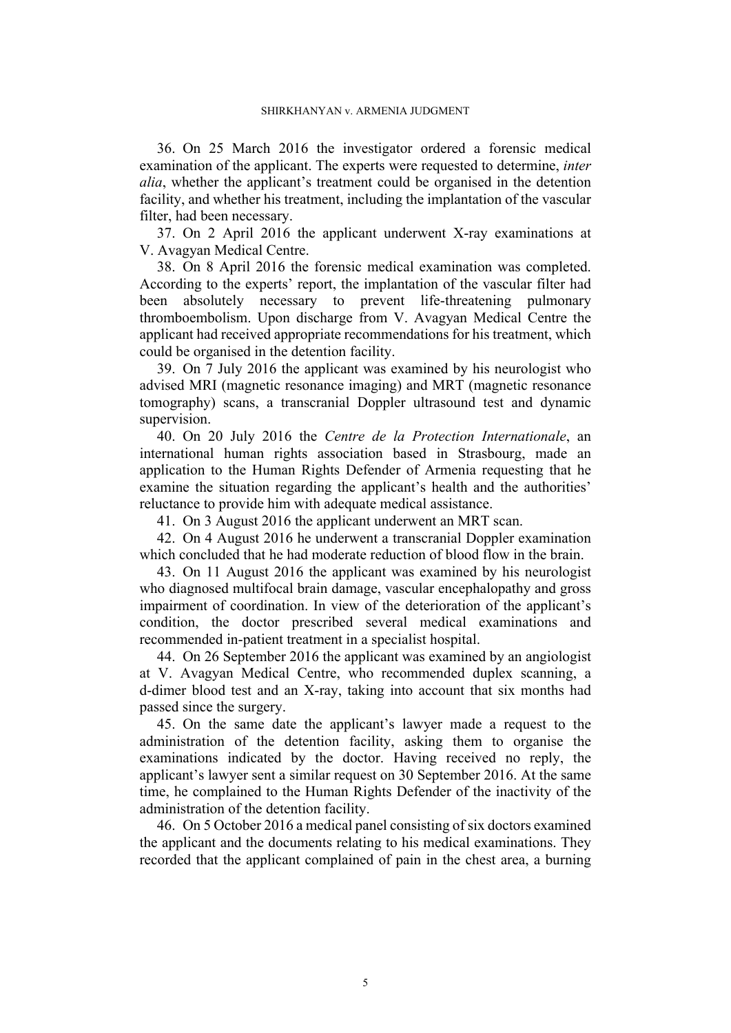36. On 25 March 2016 the investigator ordered a forensic medical examination of the applicant. The experts were requested to determine, *inter alia*, whether the applicant's treatment could be organised in the detention facility, and whether his treatment, including the implantation of the vascular filter, had been necessary.

37. On 2 April 2016 the applicant underwent X-ray examinations at V. Avagyan Medical Centre.

38. On 8 April 2016 the forensic medical examination was completed. According to the experts' report, the implantation of the vascular filter had been absolutely necessary to prevent life-threatening pulmonary thromboembolism. Upon discharge from V. Avagyan Medical Centre the applicant had received appropriate recommendations for his treatment, which could be organised in the detention facility.

39. On 7 July 2016 the applicant was examined by his neurologist who advised MRI (magnetic resonance imaging) and MRT (magnetic resonance tomography) scans, a transcranial Doppler ultrasound test and dynamic supervision.

40. On 20 July 2016 the *Centre de la Protection Internationale*, an international human rights association based in Strasbourg, made an application to the Human Rights Defender of Armenia requesting that he examine the situation regarding the applicant's health and the authorities' reluctance to provide him with adequate medical assistance.

41. On 3 August 2016 the applicant underwent an MRT scan.

42. On 4 August 2016 he underwent a transcranial Doppler examination which concluded that he had moderate reduction of blood flow in the brain.

43. On 11 August 2016 the applicant was examined by his neurologist who diagnosed multifocal brain damage, vascular encephalopathy and gross impairment of coordination. In view of the deterioration of the applicant's condition, the doctor prescribed several medical examinations and recommended in-patient treatment in a specialist hospital.

44. On 26 September 2016 the applicant was examined by an angiologist at V. Avagyan Medical Centre, who recommended duplex scanning, a d-dimer blood test and an X-ray, taking into account that six months had passed since the surgery.

45. On the same date the applicant's lawyer made a request to the administration of the detention facility, asking them to organise the examinations indicated by the doctor. Having received no reply, the applicant's lawyer sent a similar request on 30 September 2016. At the same time, he complained to the Human Rights Defender of the inactivity of the administration of the detention facility.

46. On 5 October 2016 a medical panel consisting of six doctors examined the applicant and the documents relating to his medical examinations. They recorded that the applicant complained of pain in the chest area, a burning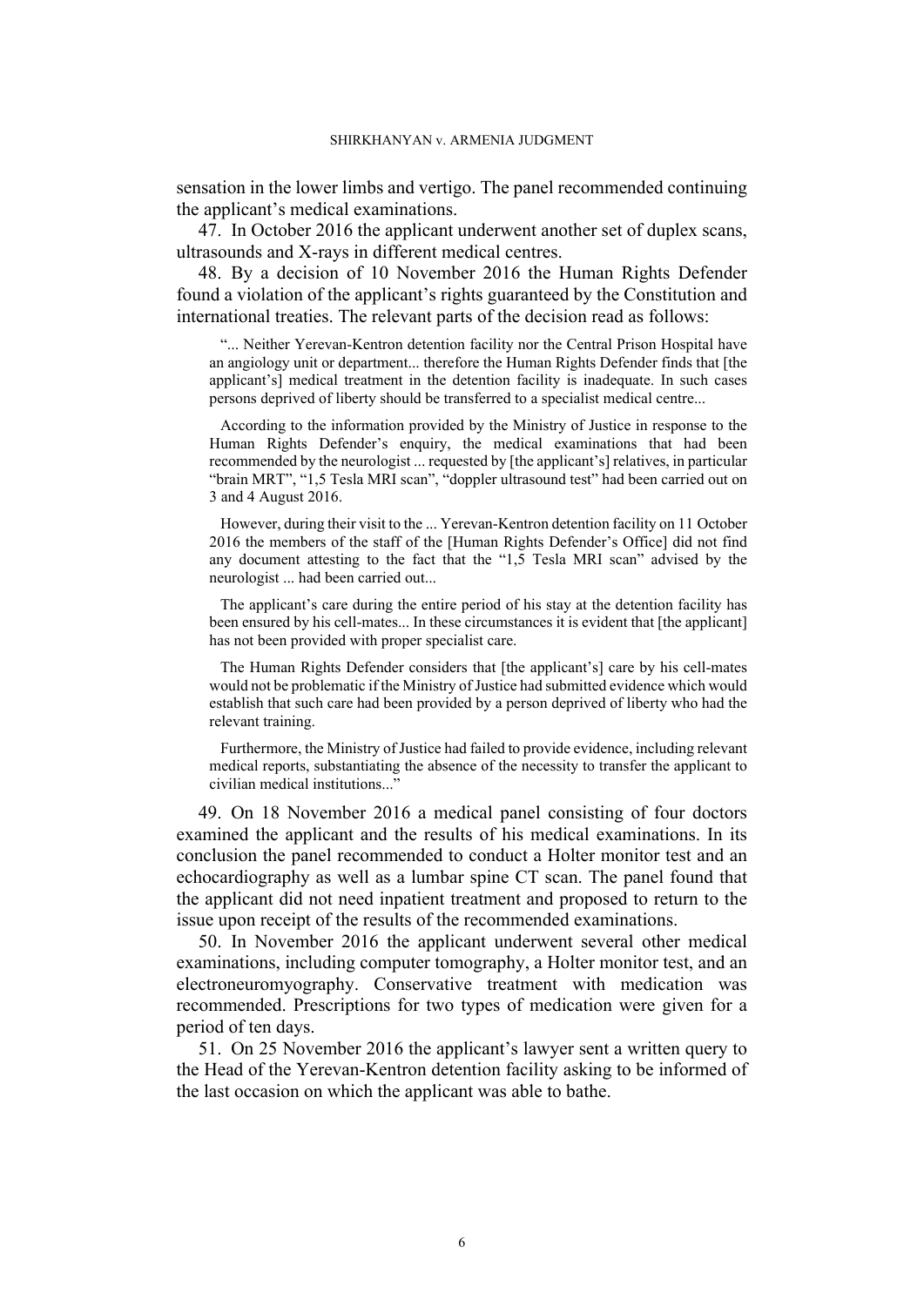sensation in the lower limbs and vertigo. The panel recommended continuing the applicant's medical examinations.

47. In October 2016 the applicant underwent another set of duplex scans, ultrasounds and X-rays in different medical centres.

48. By a decision of 10 November 2016 the Human Rights Defender found a violation of the applicant's rights guaranteed by the Constitution and international treaties. The relevant parts of the decision read as follows:

> "... Neither Yerevan-Kentron detention facility nor the Central Prison Hospital have an angiology unit or department... therefore the Human Rights Defender finds that [the applicant's] medical treatment in the detention facility is inadequate. In such cases persons deprived of liberty should be transferred to a specialist medical centre...
>
> According to the information provided by the Ministry of Justice in response to the Human Rights Defender's enquiry, the medical examinations that had been recommended by the neurologist ... requested by [the applicant's] relatives, in particular "brain MRT", "1,5 Tesla MRI scan", "doppler ultrasound test" had been carried out on 3 and 4 August 2016.
>
> However, during their visit to the ... Yerevan-Kentron detention facility on 11 October 2016 the members of the staff of the [Human Rights Defender's Office] did not find any document attesting to the fact that the "1,5 Tesla MRI scan" advised by the neurologist ... had been carried out...
>
> The applicant's care during the entire period of his stay at the detention facility has been ensured by his cell-mates... In these circumstances it is evident that [the applicant] has not been provided with proper specialist care.
>
> The Human Rights Defender considers that [the applicant's] care by his cell-mates would not be problematic if the Ministry of Justice had submitted evidence which would establish that such care had been provided by a person deprived of liberty who had the relevant training.
>
> Furthermore, the Ministry of Justice had failed to provide evidence, including relevant medical reports, substantiating the absence of the necessity to transfer the applicant to civilian medical institutions..."

49. On 18 November 2016 a medical panel consisting of four doctors examined the applicant and the results of his medical examinations. In its conclusion the panel recommended to conduct a Holter monitor test and an echocardiography as well as a lumbar spine CT scan. The panel found that the applicant did not need inpatient treatment and proposed to return to the issue upon receipt of the results of the recommended examinations.

50. In November 2016 the applicant underwent several other medical examinations, including computer tomography, a Holter monitor test, and an electroneuromyography. Conservative treatment with medication was recommended. Prescriptions for two types of medication were given for a period of ten days.

51. On 25 November 2016 the applicant's lawyer sent a written query to the Head of the Yerevan-Kentron detention facility asking to be informed of the last occasion on which the applicant was able to bathe.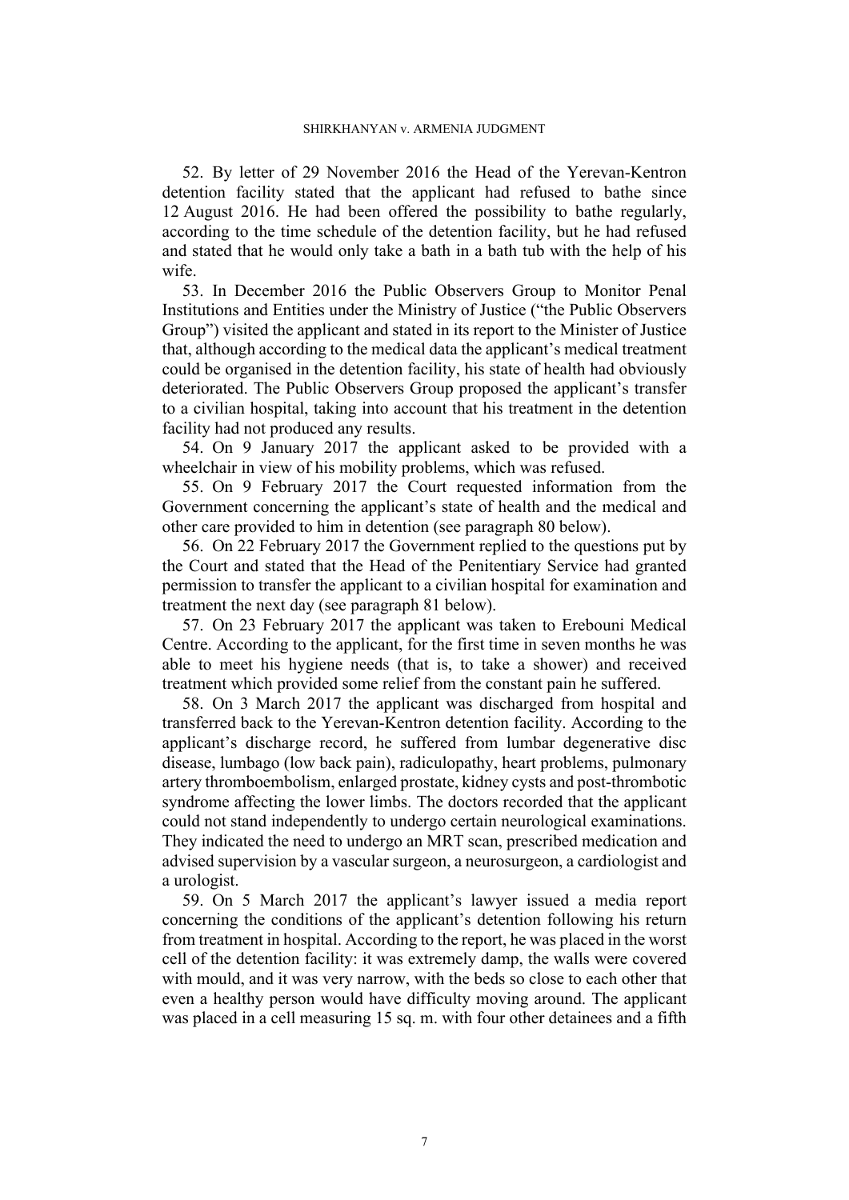52. By letter of 29 November 2016 the Head of the Yerevan-Kentron detention facility stated that the applicant had refused to bathe since 12 August 2016. He had been offered the possibility to bathe regularly, according to the time schedule of the detention facility, but he had refused and stated that he would only take a bath in a bath tub with the help of his wife.

53. In December 2016 the Public Observers Group to Monitor Penal Institutions and Entities under the Ministry of Justice ("the Public Observers Group") visited the applicant and stated in its report to the Minister of Justice that, although according to the medical data the applicant's medical treatment could be organised in the detention facility, his state of health had obviously deteriorated. The Public Observers Group proposed the applicant's transfer to a civilian hospital, taking into account that his treatment in the detention facility had not produced any results.

54. On 9 January 2017 the applicant asked to be provided with a wheelchair in view of his mobility problems, which was refused.

55. On 9 February 2017 the Court requested information from the Government concerning the applicant's state of health and the medical and other care provided to him in detention (see paragraph 80 below).

56. On 22 February 2017 the Government replied to the questions put by the Court and stated that the Head of the Penitentiary Service had granted permission to transfer the applicant to a civilian hospital for examination and treatment the next day (see paragraph 81 below).

57. On 23 February 2017 the applicant was taken to Erebouni Medical Centre. According to the applicant, for the first time in seven months he was able to meet his hygiene needs (that is, to take a shower) and received treatment which provided some relief from the constant pain he suffered.

58. On 3 March 2017 the applicant was discharged from hospital and transferred back to the Yerevan-Kentron detention facility. According to the applicant's discharge record, he suffered from lumbar degenerative disc disease, lumbago (low back pain), radiculopathy, heart problems, pulmonary artery thromboembolism, enlarged prostate, kidney cysts and post-thrombotic syndrome affecting the lower limbs. The doctors recorded that the applicant could not stand independently to undergo certain neurological examinations. They indicated the need to undergo an MRT scan, prescribed medication and advised supervision by a vascular surgeon, a neurosurgeon, a cardiologist and a urologist.

59. On 5 March 2017 the applicant's lawyer issued a media report concerning the conditions of the applicant's detention following his return from treatment in hospital. According to the report, he was placed in the worst cell of the detention facility: it was extremely damp, the walls were covered with mould, and it was very narrow, with the beds so close to each other that even a healthy person would have difficulty moving around. The applicant was placed in a cell measuring 15 sq. m. with four other detainees and a fifth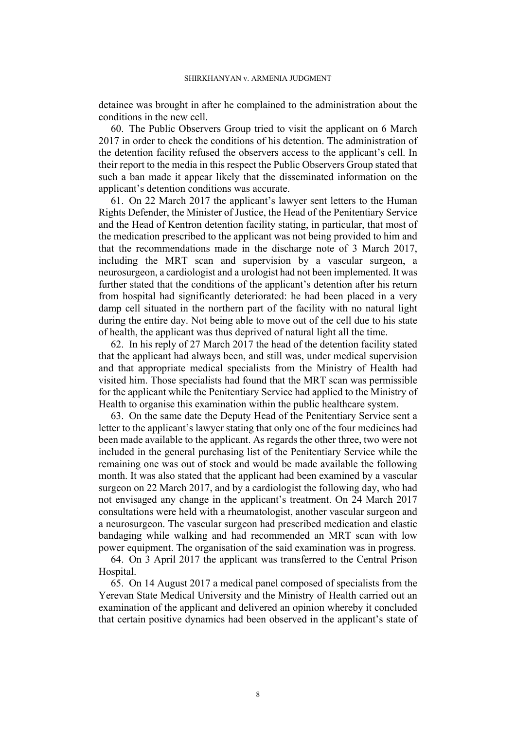detainee was brought in after he complained to the administration about the conditions in the new cell.

60. The Public Observers Group tried to visit the applicant on 6 March 2017 in order to check the conditions of his detention. The administration of the detention facility refused the observers access to the applicant's cell. In their report to the media in this respect the Public Observers Group stated that such a ban made it appear likely that the disseminated information on the applicant's detention conditions was accurate.

61. On 22 March 2017 the applicant's lawyer sent letters to the Human Rights Defender, the Minister of Justice, the Head of the Penitentiary Service and the Head of Kentron detention facility stating, in particular, that most of the medication prescribed to the applicant was not being provided to him and that the recommendations made in the discharge note of 3 March 2017, including the MRT scan and supervision by a vascular surgeon, a neurosurgeon, a cardiologist and a urologist had not been implemented. It was further stated that the conditions of the applicant's detention after his return from hospital had significantly deteriorated: he had been placed in a very damp cell situated in the northern part of the facility with no natural light during the entire day. Not being able to move out of the cell due to his state of health, the applicant was thus deprived of natural light all the time.

62. In his reply of 27 March 2017 the head of the detention facility stated that the applicant had always been, and still was, under medical supervision and that appropriate medical specialists from the Ministry of Health had visited him. Those specialists had found that the MRT scan was permissible for the applicant while the Penitentiary Service had applied to the Ministry of Health to organise this examination within the public healthcare system.

63. On the same date the Deputy Head of the Penitentiary Service sent a letter to the applicant's lawyer stating that only one of the four medicines had been made available to the applicant. As regards the other three, two were not included in the general purchasing list of the Penitentiary Service while the remaining one was out of stock and would be made available the following month. It was also stated that the applicant had been examined by a vascular surgeon on 22 March 2017, and by a cardiologist the following day, who had not envisaged any change in the applicant's treatment. On 24 March 2017 consultations were held with a rheumatologist, another vascular surgeon and a neurosurgeon. The vascular surgeon had prescribed medication and elastic bandaging while walking and had recommended an MRT scan with low power equipment. The organisation of the said examination was in progress.

64. On 3 April 2017 the applicant was transferred to the Central Prison Hospital.

65. On 14 August 2017 a medical panel composed of specialists from the Yerevan State Medical University and the Ministry of Health carried out an examination of the applicant and delivered an opinion whereby it concluded that certain positive dynamics had been observed in the applicant's state of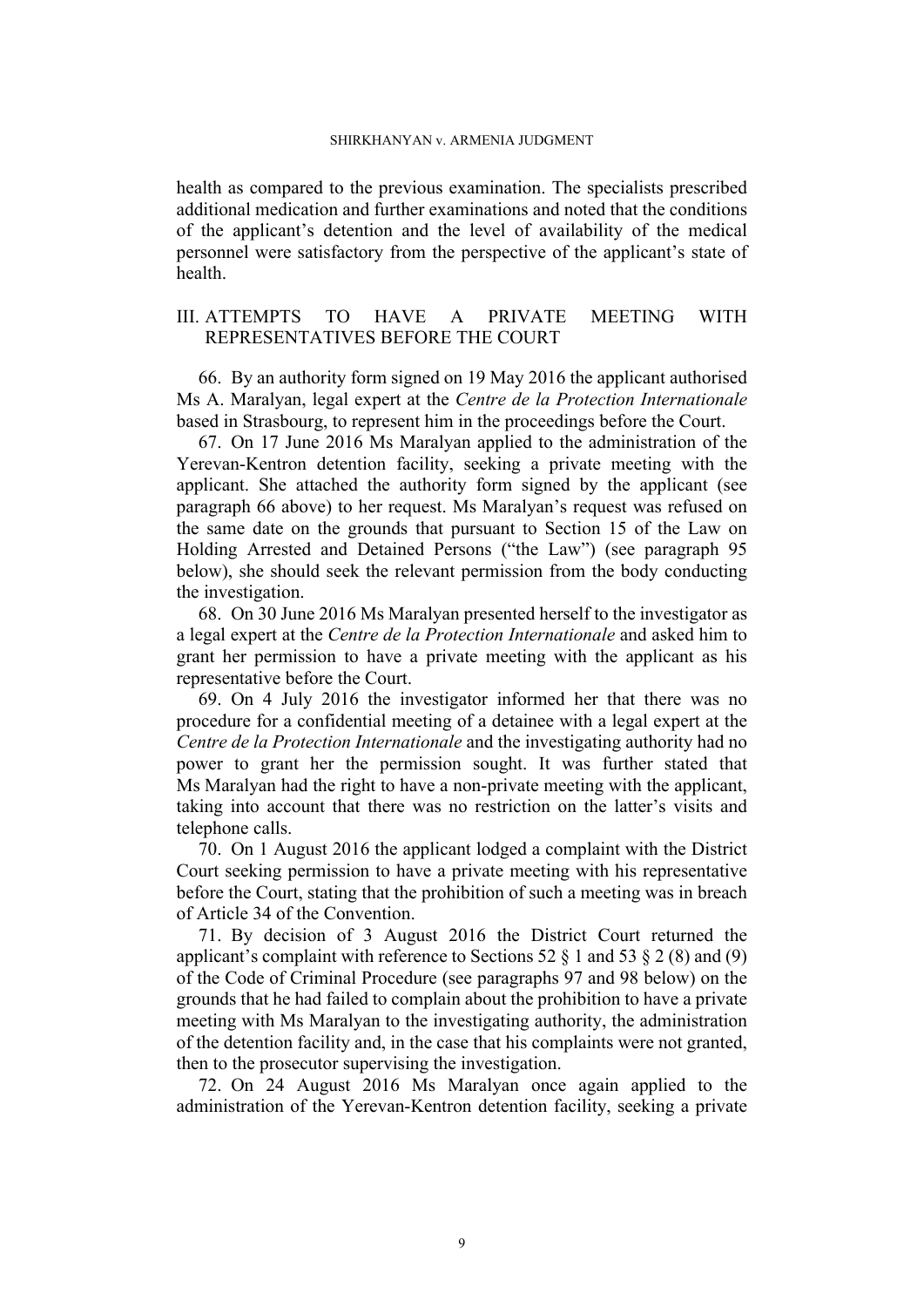health as compared to the previous examination. The specialists prescribed additional medication and further examinations and noted that the conditions of the applicant's detention and the level of availability of the medical personnel were satisfactory from the perspective of the applicant's state of health.

## III. ATTEMPTS TO HAVE A PRIVATE MEETING WITH REPRESENTATIVES BEFORE THE COURT

66. By an authority form signed on 19 May 2016 the applicant authorised Ms A. Maralyan, legal expert at the *Centre de la Protection Internationale* based in Strasbourg, to represent him in the proceedings before the Court.

67. On 17 June 2016 Ms Maralyan applied to the administration of the Yerevan-Kentron detention facility, seeking a private meeting with the applicant. She attached the authority form signed by the applicant (see paragraph 66 above) to her request. Ms Maralyan's request was refused on the same date on the grounds that pursuant to Section 15 of the Law on Holding Arrested and Detained Persons ("the Law") (see paragraph 95 below), she should seek the relevant permission from the body conducting the investigation.

68. On 30 June 2016 Ms Maralyan presented herself to the investigator as a legal expert at the *Centre de la Protection Internationale* and asked him to grant her permission to have a private meeting with the applicant as his representative before the Court.

69. On 4 July 2016 the investigator informed her that there was no procedure for a confidential meeting of a detainee with a legal expert at the *Centre de la Protection Internationale* and the investigating authority had no power to grant her the permission sought. It was further stated that Ms Maralyan had the right to have a non-private meeting with the applicant, taking into account that there was no restriction on the latter's visits and telephone calls.

70. On 1 August 2016 the applicant lodged a complaint with the District Court seeking permission to have a private meeting with his representative before the Court, stating that the prohibition of such a meeting was in breach of Article 34 of the Convention.

71. By decision of 3 August 2016 the District Court returned the applicant's complaint with reference to Sections 52 § 1 and 53 § 2 (8) and (9) of the Code of Criminal Procedure (see paragraphs 97 and 98 below) on the grounds that he had failed to complain about the prohibition to have a private meeting with Ms Maralyan to the investigating authority, the administration of the detention facility and, in the case that his complaints were not granted, then to the prosecutor supervising the investigation.

72. On 24 August 2016 Ms Maralyan once again applied to the administration of the Yerevan-Kentron detention facility, seeking a private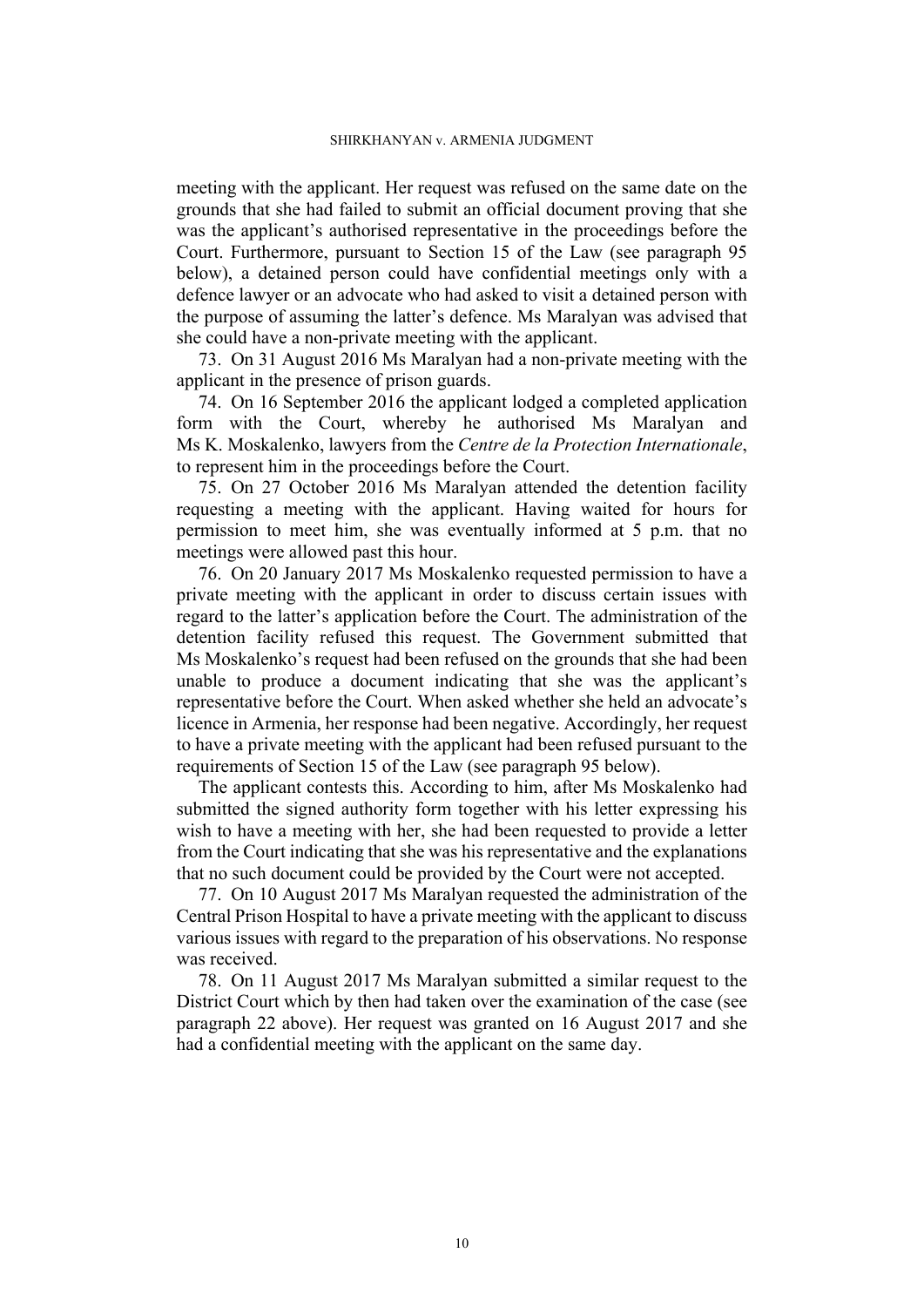meeting with the applicant. Her request was refused on the same date on the grounds that she had failed to submit an official document proving that she was the applicant's authorised representative in the proceedings before the Court. Furthermore, pursuant to Section 15 of the Law (see paragraph 95 below), a detained person could have confidential meetings only with a defence lawyer or an advocate who had asked to visit a detained person with the purpose of assuming the latter's defence. Ms Maralyan was advised that she could have a non-private meeting with the applicant.

73. On 31 August 2016 Ms Maralyan had a non-private meeting with the applicant in the presence of prison guards.

74. On 16 September 2016 the applicant lodged a completed application form with the Court, whereby he authorised Ms Maralyan and Ms K. Moskalenko, lawyers from the *Centre de la Protection Internationale*, to represent him in the proceedings before the Court.

75. On 27 October 2016 Ms Maralyan attended the detention facility requesting a meeting with the applicant. Having waited for hours for permission to meet him, she was eventually informed at 5 p.m. that no meetings were allowed past this hour.

76. On 20 January 2017 Ms Moskalenko requested permission to have a private meeting with the applicant in order to discuss certain issues with regard to the latter's application before the Court. The administration of the detention facility refused this request. The Government submitted that Ms Moskalenko's request had been refused on the grounds that she had been unable to produce a document indicating that she was the applicant's representative before the Court. When asked whether she held an advocate's licence in Armenia, her response had been negative. Accordingly, her request to have a private meeting with the applicant had been refused pursuant to the requirements of Section 15 of the Law (see paragraph 95 below).

The applicant contests this. According to him, after Ms Moskalenko had submitted the signed authority form together with his letter expressing his wish to have a meeting with her, she had been requested to provide a letter from the Court indicating that she was his representative and the explanations that no such document could be provided by the Court were not accepted.

77. On 10 August 2017 Ms Maralyan requested the administration of the Central Prison Hospital to have a private meeting with the applicant to discuss various issues with regard to the preparation of his observations. No response was received.

78. On 11 August 2017 Ms Maralyan submitted a similar request to the District Court which by then had taken over the examination of the case (see paragraph 22 above). Her request was granted on 16 August 2017 and she had a confidential meeting with the applicant on the same day.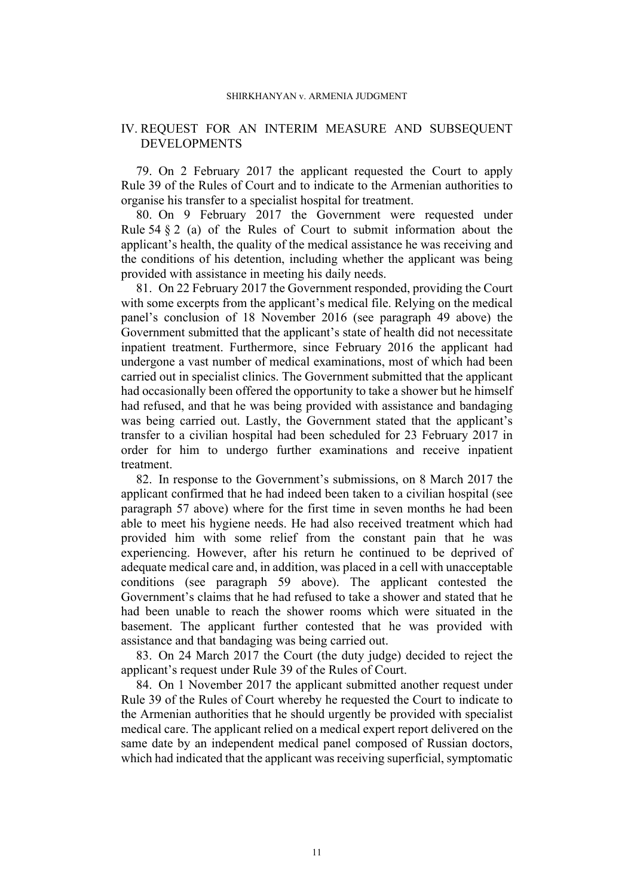## IV. REQUEST FOR AN INTERIM MEASURE AND SUBSEQUENT DEVELOPMENTS

79. On 2 February 2017 the applicant requested the Court to apply Rule 39 of the Rules of Court and to indicate to the Armenian authorities to organise his transfer to a specialist hospital for treatment.

80. On 9 February 2017 the Government were requested under Rule 54 § 2 (a) of the Rules of Court to submit information about the applicant's health, the quality of the medical assistance he was receiving and the conditions of his detention, including whether the applicant was being provided with assistance in meeting his daily needs.

81. On 22 February 2017 the Government responded, providing the Court with some excerpts from the applicant's medical file. Relying on the medical panel's conclusion of 18 November 2016 (see paragraph 49 above) the Government submitted that the applicant's state of health did not necessitate inpatient treatment. Furthermore, since February 2016 the applicant had undergone a vast number of medical examinations, most of which had been carried out in specialist clinics. The Government submitted that the applicant had occasionally been offered the opportunity to take a shower but he himself had refused, and that he was being provided with assistance and bandaging was being carried out. Lastly, the Government stated that the applicant's transfer to a civilian hospital had been scheduled for 23 February 2017 in order for him to undergo further examinations and receive inpatient treatment.

82. In response to the Government's submissions, on 8 March 2017 the applicant confirmed that he had indeed been taken to a civilian hospital (see paragraph 57 above) where for the first time in seven months he had been able to meet his hygiene needs. He had also received treatment which had provided him with some relief from the constant pain that he was experiencing. However, after his return he continued to be deprived of adequate medical care and, in addition, was placed in a cell with unacceptable conditions (see paragraph 59 above). The applicant contested the Government's claims that he had refused to take a shower and stated that he had been unable to reach the shower rooms which were situated in the basement. The applicant further contested that he was provided with assistance and that bandaging was being carried out.

83. On 24 March 2017 the Court (the duty judge) decided to reject the applicant's request under Rule 39 of the Rules of Court.

84. On 1 November 2017 the applicant submitted another request under Rule 39 of the Rules of Court whereby he requested the Court to indicate to the Armenian authorities that he should urgently be provided with specialist medical care. The applicant relied on a medical expert report delivered on the same date by an independent medical panel composed of Russian doctors, which had indicated that the applicant was receiving superficial, symptomatic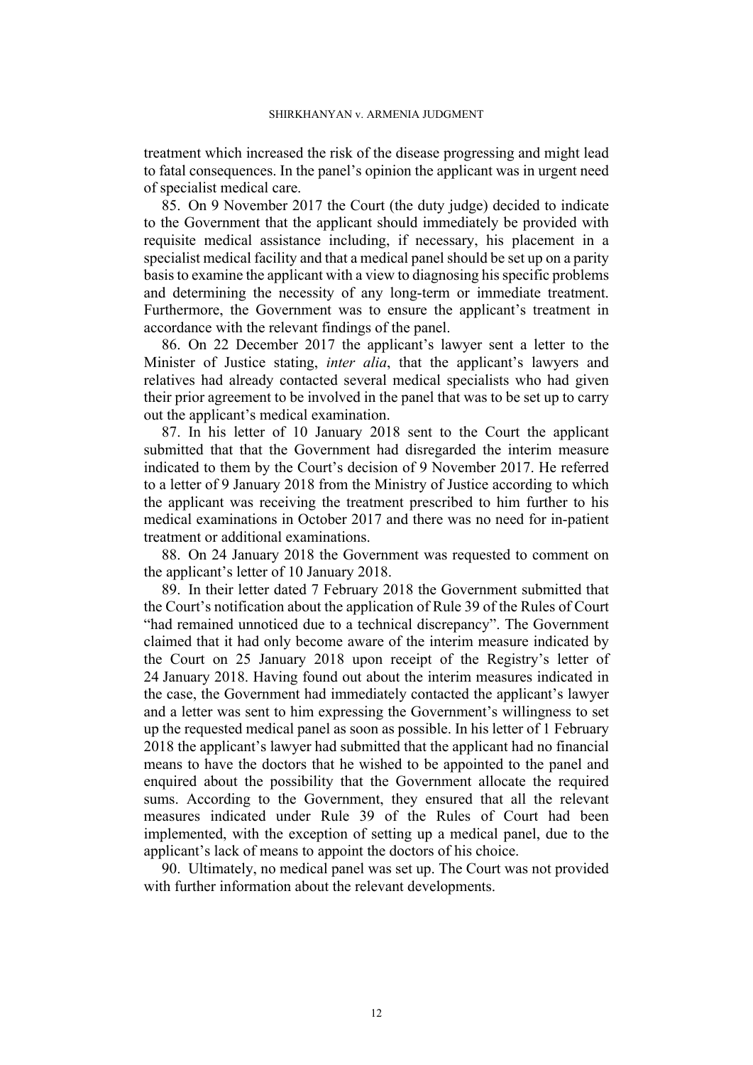treatment which increased the risk of the disease progressing and might lead to fatal consequences. In the panel's opinion the applicant was in urgent need of specialist medical care.

85. On 9 November 2017 the Court (the duty judge) decided to indicate to the Government that the applicant should immediately be provided with requisite medical assistance including, if necessary, his placement in a specialist medical facility and that a medical panel should be set up on a parity basis to examine the applicant with a view to diagnosing his specific problems and determining the necessity of any long-term or immediate treatment. Furthermore, the Government was to ensure the applicant's treatment in accordance with the relevant findings of the panel.

86. On 22 December 2017 the applicant's lawyer sent a letter to the Minister of Justice stating, *inter alia*, that the applicant's lawyers and relatives had already contacted several medical specialists who had given their prior agreement to be involved in the panel that was to be set up to carry out the applicant's medical examination.

87. In his letter of 10 January 2018 sent to the Court the applicant submitted that that the Government had disregarded the interim measure indicated to them by the Court's decision of 9 November 2017. He referred to a letter of 9 January 2018 from the Ministry of Justice according to which the applicant was receiving the treatment prescribed to him further to his medical examinations in October 2017 and there was no need for in-patient treatment or additional examinations.

88. On 24 January 2018 the Government was requested to comment on the applicant's letter of 10 January 2018.

89. In their letter dated 7 February 2018 the Government submitted that the Court's notification about the application of Rule 39 of the Rules of Court "had remained unnoticed due to a technical discrepancy". The Government claimed that it had only become aware of the interim measure indicated by the Court on 25 January 2018 upon receipt of the Registry's letter of 24 January 2018. Having found out about the interim measures indicated in the case, the Government had immediately contacted the applicant's lawyer and a letter was sent to him expressing the Government's willingness to set up the requested medical panel as soon as possible. In his letter of 1 February 2018 the applicant's lawyer had submitted that the applicant had no financial means to have the doctors that he wished to be appointed to the panel and enquired about the possibility that the Government allocate the required sums. According to the Government, they ensured that all the relevant measures indicated under Rule 39 of the Rules of Court had been implemented, with the exception of setting up a medical panel, due to the applicant's lack of means to appoint the doctors of his choice.

90. Ultimately, no medical panel was set up. The Court was not provided with further information about the relevant developments.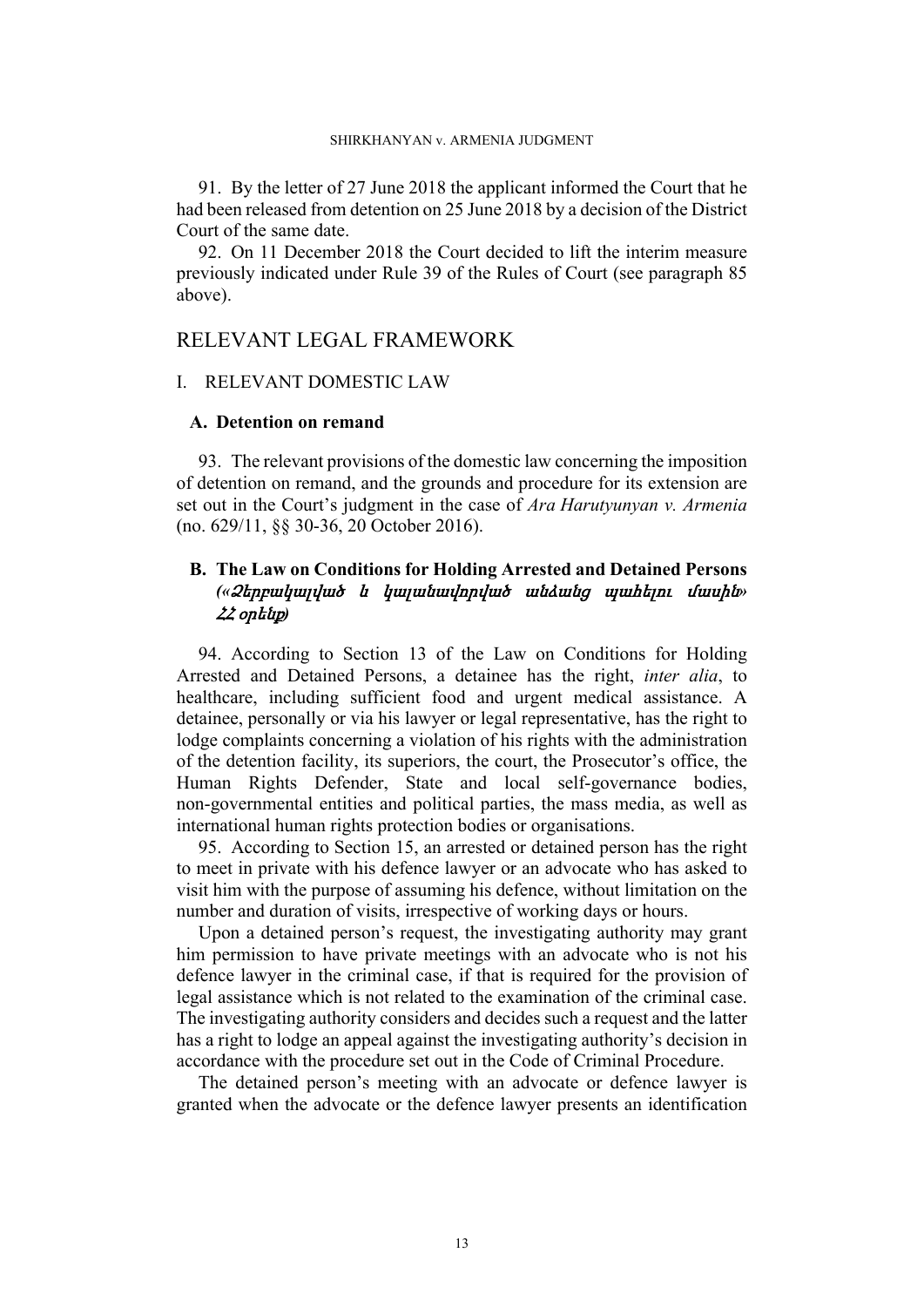91. By the letter of 27 June 2018 the applicant informed the Court that he had been released from detention on 25 June 2018 by a decision of the District Court of the same date.

92. On 11 December 2018 the Court decided to lift the interim measure previously indicated under Rule 39 of the Rules of Court (see paragraph 85 above).

# RELEVANT LEGAL FRAMEWORK

## I. RELEVANT DOMESTIC LAW

### A. Detention on remand

93. The relevant provisions of the domestic law concerning the imposition of detention on remand, and the grounds and procedure for its extension are set out in the Court's judgment in the case of *Ara Harutyunyan v. Armenia* (no. 629/11, §§ 30-36, 20 October 2016).

### B. The Law on Conditions for Holding Arrested and Detained Persons *(«Ձերբակալված և կալանավորված անձանց պահելու մասին» ՀՀ օրենք)*

94. According to Section 13 of the Law on Conditions for Holding Arrested and Detained Persons, a detainee has the right, *inter alia*, to healthcare, including sufficient food and urgent medical assistance. A detainee, personally or via his lawyer or legal representative, has the right to lodge complaints concerning a violation of his rights with the administration of the detention facility, its superiors, the court, the Prosecutor's office, the Human Rights Defender, State and local self-governance bodies, non-governmental entities and political parties, the mass media, as well as international human rights protection bodies or organisations.

95. According to Section 15, an arrested or detained person has the right to meet in private with his defence lawyer or an advocate who has asked to visit him with the purpose of assuming his defence, without limitation on the number and duration of visits, irrespective of working days or hours.

Upon a detained person's request, the investigating authority may grant him permission to have private meetings with an advocate who is not his defence lawyer in the criminal case, if that is required for the provision of legal assistance which is not related to the examination of the criminal case. The investigating authority considers and decides such a request and the latter has a right to lodge an appeal against the investigating authority's decision in accordance with the procedure set out in the Code of Criminal Procedure.

The detained person's meeting with an advocate or defence lawyer is granted when the advocate or the defence lawyer presents an identification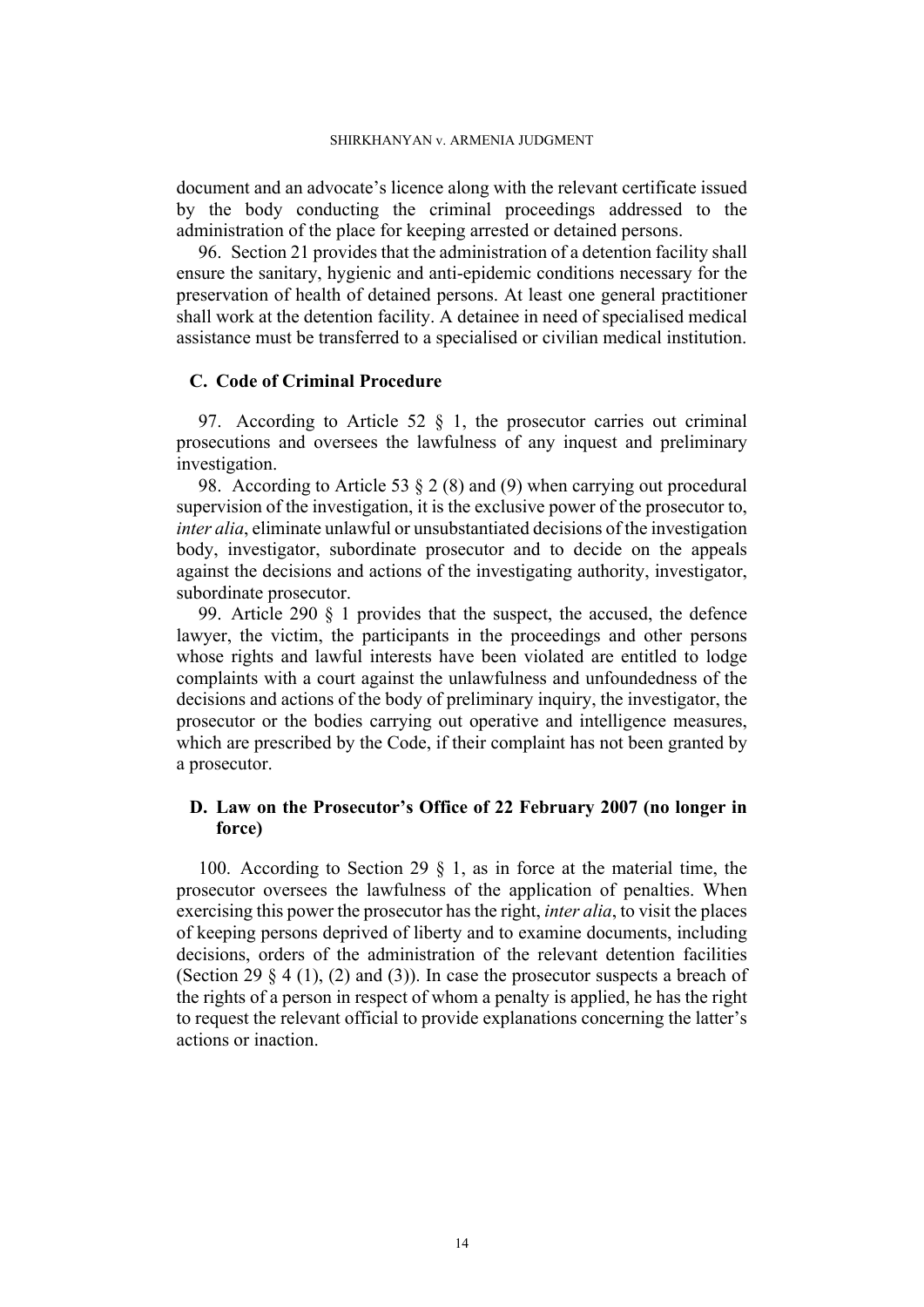document and an advocate's licence along with the relevant certificate issued by the body conducting the criminal proceedings addressed to the administration of the place for keeping arrested or detained persons.

96. Section 21 provides that the administration of a detention facility shall ensure the sanitary, hygienic and anti-epidemic conditions necessary for the preservation of health of detained persons. At least one general practitioner shall work at the detention facility. A detainee in need of specialised medical assistance must be transferred to a specialised or civilian medical institution.

## C. Code of Criminal Procedure

97. According to Article 52 § 1, the prosecutor carries out criminal prosecutions and oversees the lawfulness of any inquest and preliminary investigation.

98. According to Article 53 § 2 (8) and (9) when carrying out procedural supervision of the investigation, it is the exclusive power of the prosecutor to, *inter alia*, eliminate unlawful or unsubstantiated decisions of the investigation body, investigator, subordinate prosecutor and to decide on the appeals against the decisions and actions of the investigating authority, investigator, subordinate prosecutor.

99. Article 290 § 1 provides that the suspect, the accused, the defence lawyer, the victim, the participants in the proceedings and other persons whose rights and lawful interests have been violated are entitled to lodge complaints with a court against the unlawfulness and unfoundedness of the decisions and actions of the body of preliminary inquiry, the investigator, the prosecutor or the bodies carrying out operative and intelligence measures, which are prescribed by the Code, if their complaint has not been granted by a prosecutor.

## D. Law on the Prosecutor's Office of 22 February 2007 (no longer in force)

100. According to Section 29 § 1, as in force at the material time, the prosecutor oversees the lawfulness of the application of penalties. When exercising this power the prosecutor has the right, *inter alia*, to visit the places of keeping persons deprived of liberty and to examine documents, including decisions, orders of the administration of the relevant detention facilities (Section 29 § 4 (1), (2) and (3)). In case the prosecutor suspects a breach of the rights of a person in respect of whom a penalty is applied, he has the right to request the relevant official to provide explanations concerning the latter's actions or inaction.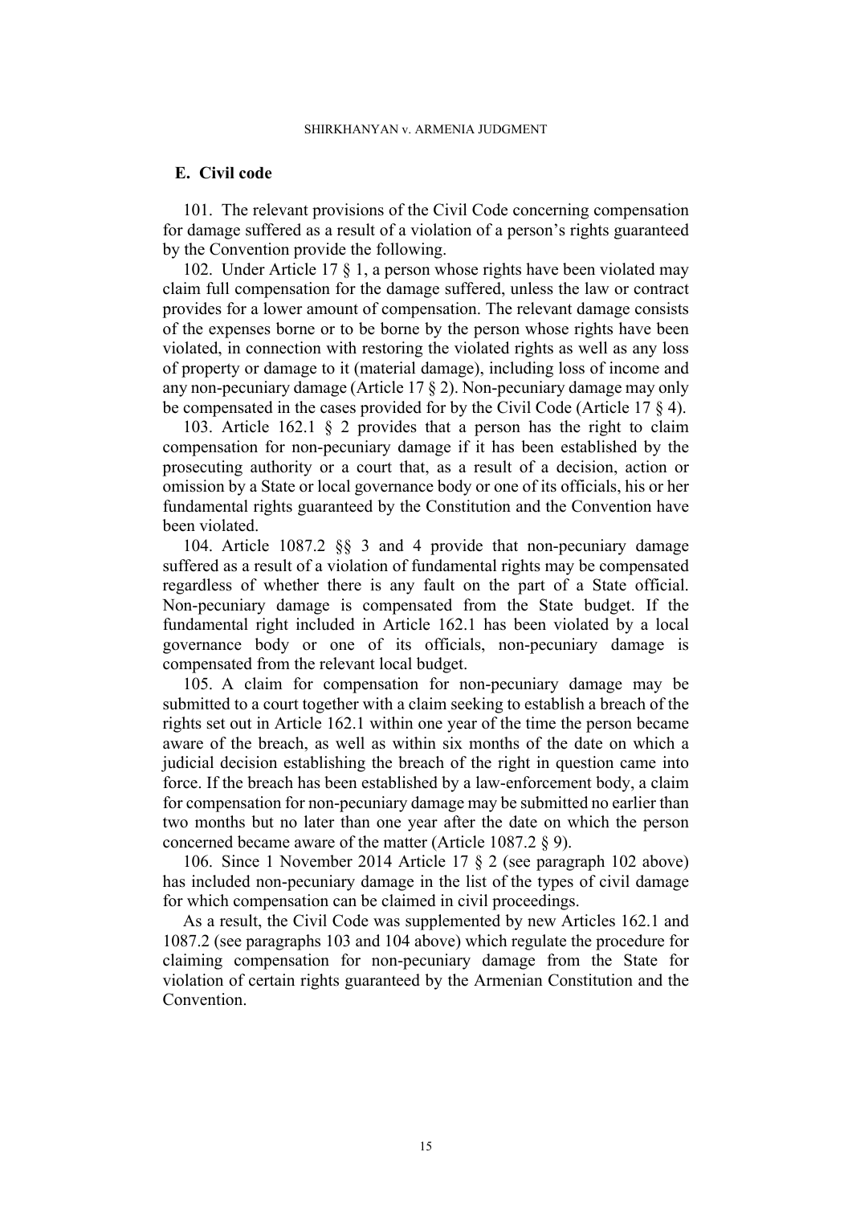## E. Civil code

101. The relevant provisions of the Civil Code concerning compensation for damage suffered as a result of a violation of a person's rights guaranteed by the Convention provide the following.

102. Under Article 17 § 1, a person whose rights have been violated may claim full compensation for the damage suffered, unless the law or contract provides for a lower amount of compensation. The relevant damage consists of the expenses borne or to be borne by the person whose rights have been violated, in connection with restoring the violated rights as well as any loss of property or damage to it (material damage), including loss of income and any non-pecuniary damage (Article 17 § 2). Non-pecuniary damage may only be compensated in the cases provided for by the Civil Code (Article 17 § 4).

103. Article 162.1 § 2 provides that a person has the right to claim compensation for non-pecuniary damage if it has been established by the prosecuting authority or a court that, as a result of a decision, action or omission by a State or local governance body or one of its officials, his or her fundamental rights guaranteed by the Constitution and the Convention have been violated.

104. Article 1087.2 §§ 3 and 4 provide that non-pecuniary damage suffered as a result of a violation of fundamental rights may be compensated regardless of whether there is any fault on the part of a State official. Non-pecuniary damage is compensated from the State budget. If the fundamental right included in Article 162.1 has been violated by a local governance body or one of its officials, non-pecuniary damage is compensated from the relevant local budget.

105. A claim for compensation for non-pecuniary damage may be submitted to a court together with a claim seeking to establish a breach of the rights set out in Article 162.1 within one year of the time the person became aware of the breach, as well as within six months of the date on which a judicial decision establishing the breach of the right in question came into force. If the breach has been established by a law-enforcement body, a claim for compensation for non-pecuniary damage may be submitted no earlier than two months but no later than one year after the date on which the person concerned became aware of the matter (Article 1087.2 § 9).

106. Since 1 November 2014 Article 17 § 2 (see paragraph 102 above) has included non-pecuniary damage in the list of the types of civil damage for which compensation can be claimed in civil proceedings.

As a result, the Civil Code was supplemented by new Articles 162.1 and 1087.2 (see paragraphs 103 and 104 above) which regulate the procedure for claiming compensation for non-pecuniary damage from the State for violation of certain rights guaranteed by the Armenian Constitution and the Convention.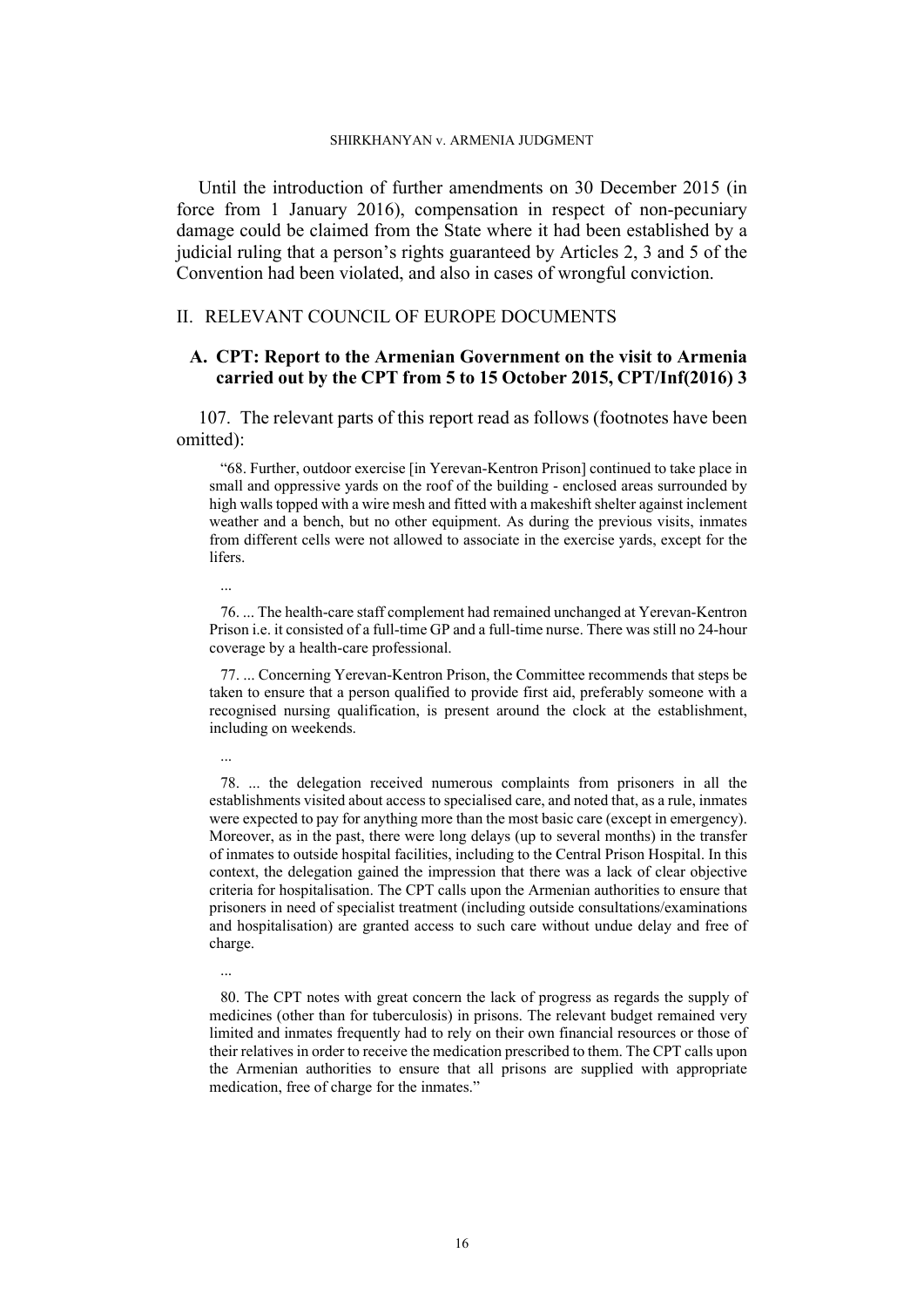Until the introduction of further amendments on 30 December 2015 (in force from 1 January 2016), compensation in respect of non-pecuniary damage could be claimed from the State where it had been established by a judicial ruling that a person's rights guaranteed by Articles 2, 3 and 5 of the Convention had been violated, and also in cases of wrongful conviction.

## II. RELEVANT COUNCIL OF EUROPE DOCUMENTS

### A. CPT: Report to the Armenian Government on the visit to Armenia carried out by the CPT from 5 to 15 October 2015, CPT/Inf(2016) 3

107. The relevant parts of this report read as follows (footnotes have been omitted):

> "68. Further, outdoor exercise [in Yerevan-Kentron Prison] continued to take place in small and oppressive yards on the roof of the building - enclosed areas surrounded by high walls topped with a wire mesh and fitted with a makeshift shelter against inclement weather and a bench, but no other equipment. As during the previous visits, inmates from different cells were not allowed to associate in the exercise yards, except for the lifers.
>
> ...
>
> 76. ... The health-care staff complement had remained unchanged at Yerevan-Kentron Prison i.e. it consisted of a full-time GP and a full-time nurse. There was still no 24-hour coverage by a health-care professional.
>
> 77. ... Concerning Yerevan-Kentron Prison, the Committee recommends that steps be taken to ensure that a person qualified to provide first aid, preferably someone with a recognised nursing qualification, is present around the clock at the establishment, including on weekends.
>
> ...
>
> 78. ... the delegation received numerous complaints from prisoners in all the establishments visited about access to specialised care, and noted that, as a rule, inmates were expected to pay for anything more than the most basic care (except in emergency). Moreover, as in the past, there were long delays (up to several months) in the transfer of inmates to outside hospital facilities, including to the Central Prison Hospital. In this context, the delegation gained the impression that there was a lack of clear objective criteria for hospitalisation. The CPT calls upon the Armenian authorities to ensure that prisoners in need of specialist treatment (including outside consultations/examinations and hospitalisation) are granted access to such care without undue delay and free of charge.
>
> ...
>
> 80. The CPT notes with great concern the lack of progress as regards the supply of medicines (other than for tuberculosis) in prisons. The relevant budget remained very limited and inmates frequently had to rely on their own financial resources or those of their relatives in order to receive the medication prescribed to them. The CPT calls upon the Armenian authorities to ensure that all prisons are supplied with appropriate medication, free of charge for the inmates."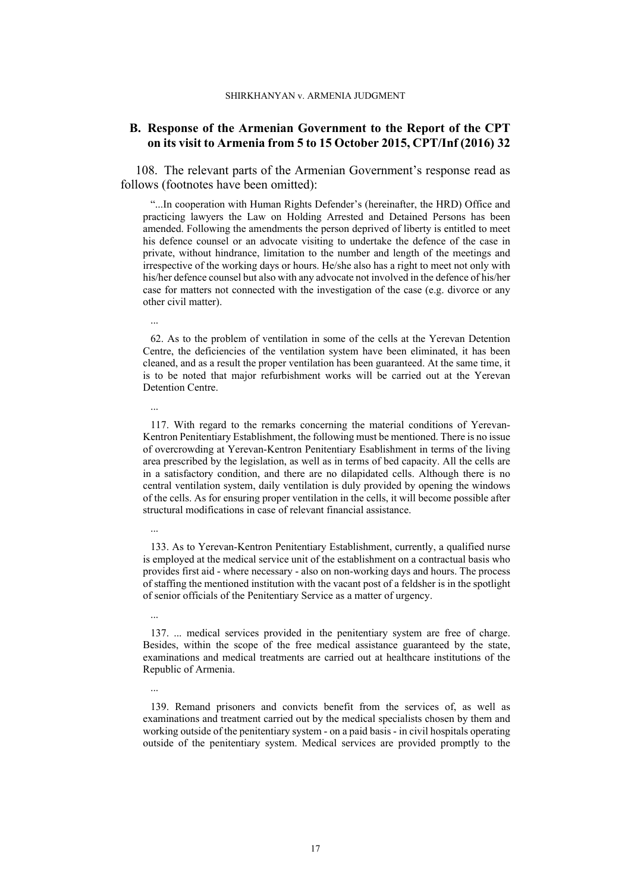### B. Response of the Armenian Government to the Report of the CPT on its visit to Armenia from 5 to 15 October 2015, CPT/Inf (2016) 32

108. The relevant parts of the Armenian Government's response read as follows (footnotes have been omitted):

> "...In cooperation with Human Rights Defender's (hereinafter, the HRD) Office and practicing lawyers the Law on Holding Arrested and Detained Persons has been amended. Following the amendments the person deprived of liberty is entitled to meet his defence counsel or an advocate visiting to undertake the defence of the case in private, without hindrance, limitation to the number and length of the meetings and irrespective of the working days or hours. He/she also has a right to meet not only with his/her defence counsel but also with any advocate not involved in the defence of his/her case for matters not connected with the investigation of the case (e.g. divorce or any other civil matter).
>
> ...
>
> 62. As to the problem of ventilation in some of the cells at the Yerevan Detention Centre, the deficiencies of the ventilation system have been eliminated, it has been cleaned, and as a result the proper ventilation has been guaranteed. At the same time, it is to be noted that major refurbishment works will be carried out at the Yerevan Detention Centre.
>
> ...
>
> 117. With regard to the remarks concerning the material conditions of Yerevan-Kentron Penitentiary Establishment, the following must be mentioned. There is no issue of overcrowding at Yerevan-Kentron Penitentiary Esablishment in terms of the living area prescribed by the legislation, as well as in terms of bed capacity. All the cells are in a satisfactory condition, and there are no dilapidated cells. Although there is no central ventilation system, daily ventilation is duly provided by opening the windows of the cells. As for ensuring proper ventilation in the cells, it will become possible after structural modifications in case of relevant financial assistance.
>
> ...
>
> 133. As to Yerevan-Kentron Penitentiary Establishment, currently, a qualified nurse is employed at the medical service unit of the establishment on a contractual basis who provides first aid - where necessary - also on non-working days and hours. The process of staffing the mentioned institution with the vacant post of a feldsher is in the spotlight of senior officials of the Penitentiary Service as a matter of urgency.
>
> ...
>
> 137. ... medical services provided in the penitentiary system are free of charge. Besides, within the scope of the free medical assistance guaranteed by the state, examinations and medical treatments are carried out at healthcare institutions of the Republic of Armenia.
>
> ...
>
> 139. Remand prisoners and convicts benefit from the services of, as well as examinations and treatment carried out by the medical specialists chosen by them and working outside of the penitentiary system - on a paid basis - in civil hospitals operating outside of the penitentiary system. Medical services are provided promptly to the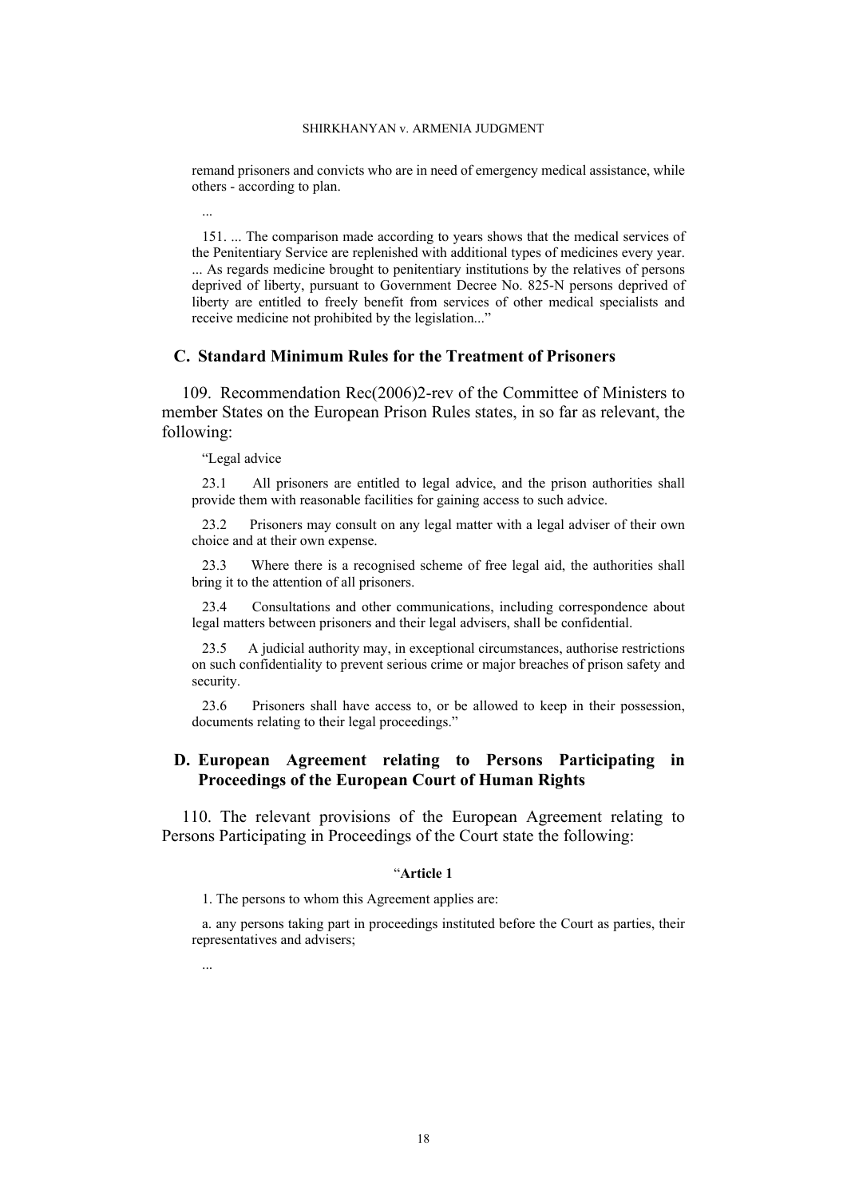remand prisoners and convicts who are in need of emergency medical assistance, while others - according to plan.

...

151. ... The comparison made according to years shows that the medical services of the Penitentiary Service are replenished with additional types of medicines every year. ... As regards medicine brought to penitentiary institutions by the relatives of persons deprived of liberty, pursuant to Government Decree No. 825-N persons deprived of liberty are entitled to freely benefit from services of other medical specialists and receive medicine not prohibited by the legislation..."

## C. Standard Minimum Rules for the Treatment of Prisoners

109. Recommendation Rec(2006)2-rev of the Committee of Ministers to member States on the European Prison Rules states, in so far as relevant, the following:

"Legal advice

23.1 All prisoners are entitled to legal advice, and the prison authorities shall provide them with reasonable facilities for gaining access to such advice.

23.2 Prisoners may consult on any legal matter with a legal adviser of their own choice and at their own expense.

23.3 Where there is a recognised scheme of free legal aid, the authorities shall bring it to the attention of all prisoners.

23.4 Consultations and other communications, including correspondence about legal matters between prisoners and their legal advisers, shall be confidential.

23.5 A judicial authority may, in exceptional circumstances, authorise restrictions on such confidentiality to prevent serious crime or major breaches of prison safety and security.

23.6 Prisoners shall have access to, or be allowed to keep in their possession, documents relating to their legal proceedings."

## D. European Agreement relating to Persons Participating in Proceedings of the European Court of Human Rights

110. The relevant provisions of the European Agreement relating to Persons Participating in Proceedings of the Court state the following:

"**Article 1**

1. The persons to whom this Agreement applies are:

a. any persons taking part in proceedings instituted before the Court as parties, their representatives and advisers;

...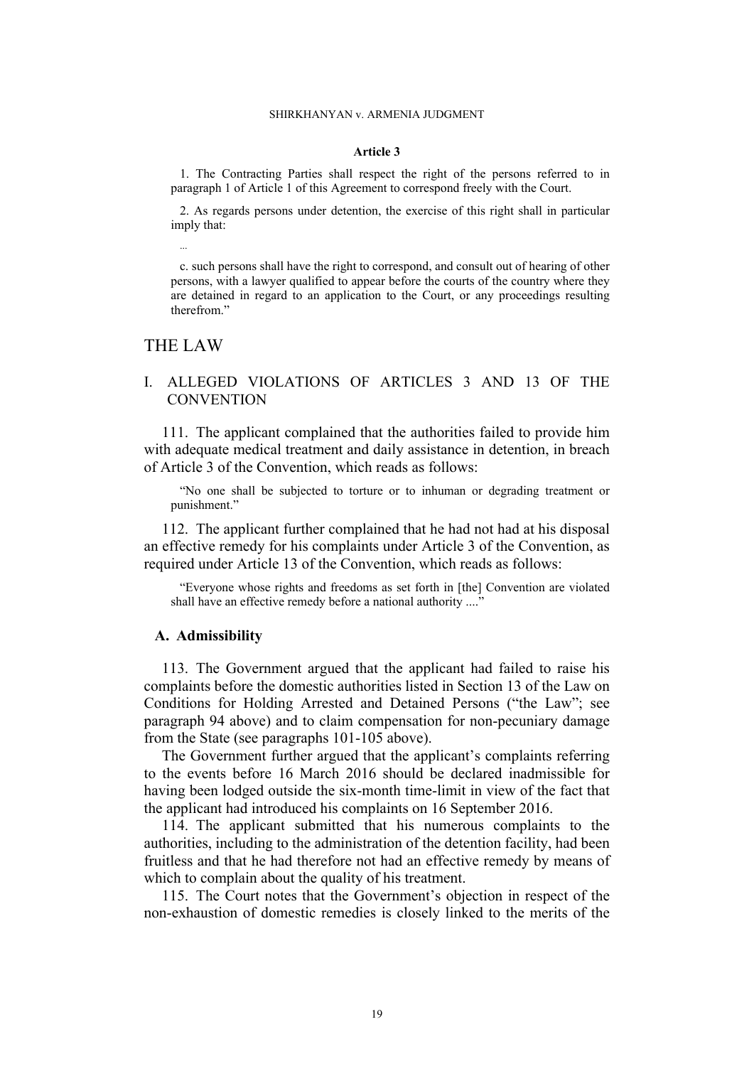**Article 3**

1. The Contracting Parties shall respect the right of the persons referred to in paragraph 1 of Article 1 of this Agreement to correspond freely with the Court.

2. As regards persons under detention, the exercise of this right shall in particular imply that:

...

c. such persons shall have the right to correspond, and consult out of hearing of other persons, with a lawyer qualified to appear before the courts of the country where they are detained in regard to an application to the Court, or any proceedings resulting therefrom."

# THE LAW

## I. ALLEGED VIOLATIONS OF ARTICLES 3 AND 13 OF THE CONVENTION

111. The applicant complained that the authorities failed to provide him with adequate medical treatment and daily assistance in detention, in breach of Article 3 of the Convention, which reads as follows:

> "No one shall be subjected to torture or to inhuman or degrading treatment or punishment."

112. The applicant further complained that he had not had at his disposal an effective remedy for his complaints under Article 3 of the Convention, as required under Article 13 of the Convention, which reads as follows:

> "Everyone whose rights and freedoms as set forth in [the] Convention are violated shall have an effective remedy before a national authority ...."

### A. Admissibility

113. The Government argued that the applicant had failed to raise his complaints before the domestic authorities listed in Section 13 of the Law on Conditions for Holding Arrested and Detained Persons ("the Law"; see paragraph 94 above) and to claim compensation for non-pecuniary damage from the State (see paragraphs 101-105 above).

The Government further argued that the applicant's complaints referring to the events before 16 March 2016 should be declared inadmissible for having been lodged outside the six-month time-limit in view of the fact that the applicant had introduced his complaints on 16 September 2016.

114. The applicant submitted that his numerous complaints to the authorities, including to the administration of the detention facility, had been fruitless and that he had therefore not had an effective remedy by means of which to complain about the quality of his treatment.

115. The Court notes that the Government's objection in respect of the non-exhaustion of domestic remedies is closely linked to the merits of the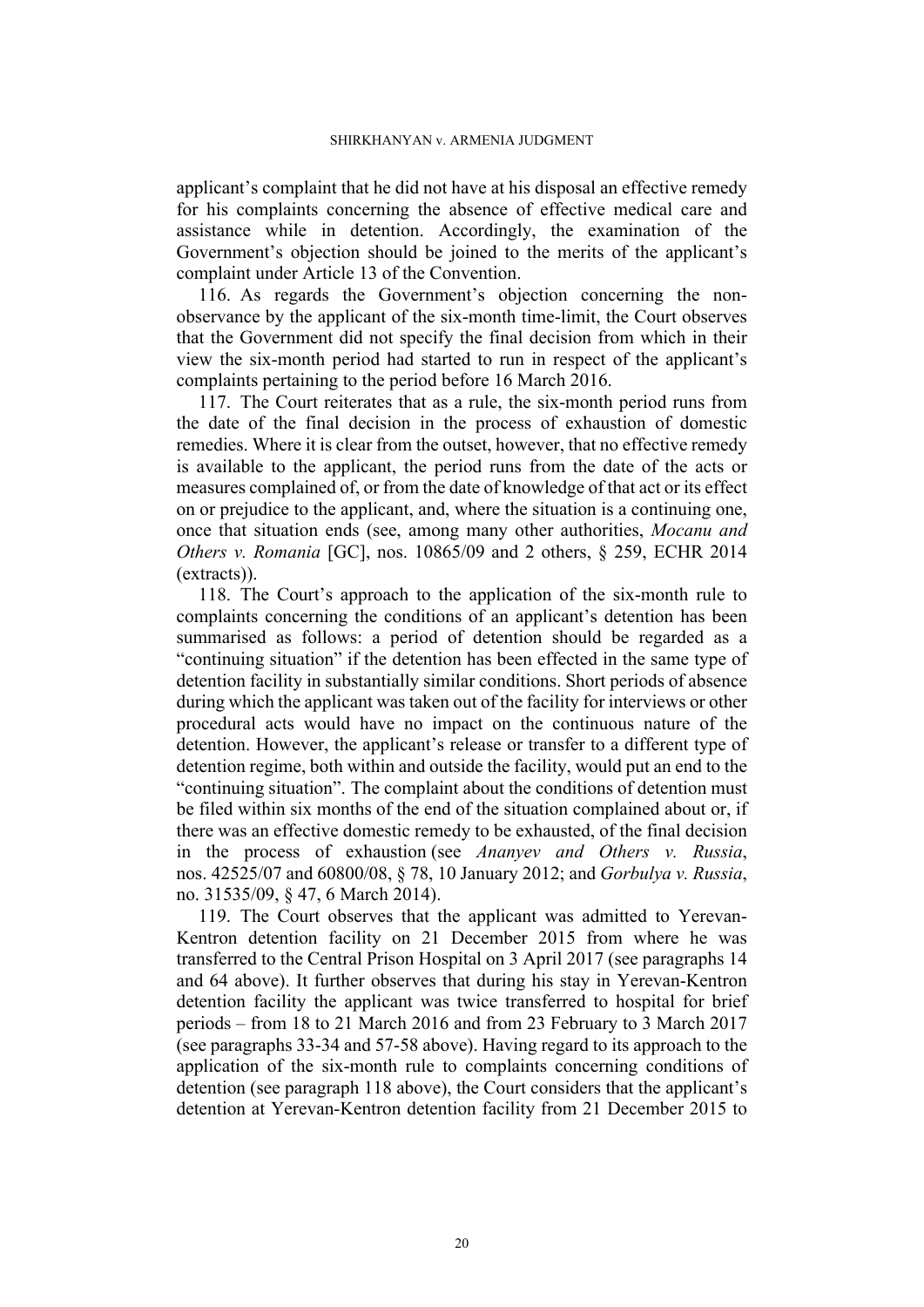applicant's complaint that he did not have at his disposal an effective remedy for his complaints concerning the absence of effective medical care and assistance while in detention. Accordingly, the examination of the Government's objection should be joined to the merits of the applicant's complaint under Article 13 of the Convention.

116. As regards the Government's objection concerning the non-observance by the applicant of the six-month time-limit, the Court observes that the Government did not specify the final decision from which in their view the six-month period had started to run in respect of the applicant's complaints pertaining to the period before 16 March 2016.

117. The Court reiterates that as a rule, the six-month period runs from the date of the final decision in the process of exhaustion of domestic remedies. Where it is clear from the outset, however, that no effective remedy is available to the applicant, the period runs from the date of the acts or measures complained of, or from the date of knowledge of that act or its effect on or prejudice to the applicant, and, where the situation is a continuing one, once that situation ends (see, among many other authorities, *Mocanu and Others v. Romania* [GC], nos. 10865/09 and 2 others, § 259, ECHR 2014 (extracts)).

118. The Court's approach to the application of the six-month rule to complaints concerning the conditions of an applicant's detention has been summarised as follows: a period of detention should be regarded as a "continuing situation" if the detention has been effected in the same type of detention facility in substantially similar conditions. Short periods of absence during which the applicant was taken out of the facility for interviews or other procedural acts would have no impact on the continuous nature of the detention. However, the applicant's release or transfer to a different type of detention regime, both within and outside the facility, would put an end to the "continuing situation". The complaint about the conditions of detention must be filed within six months of the end of the situation complained about or, if there was an effective domestic remedy to be exhausted, of the final decision in the process of exhaustion (see *Ananyev and Others v. Russia*, nos. 42525/07 and 60800/08, § 78, 10 January 2012; and *Gorbulya v. Russia*, no. 31535/09, § 47, 6 March 2014).

119. The Court observes that the applicant was admitted to Yerevan-Kentron detention facility on 21 December 2015 from where he was transferred to the Central Prison Hospital on 3 April 2017 (see paragraphs 14 and 64 above). It further observes that during his stay in Yerevan-Kentron detention facility the applicant was twice transferred to hospital for brief periods – from 18 to 21 March 2016 and from 23 February to 3 March 2017 (see paragraphs 33-34 and 57-58 above). Having regard to its approach to the application of the six-month rule to complaints concerning conditions of detention (see paragraph 118 above), the Court considers that the applicant's detention at Yerevan-Kentron detention facility from 21 December 2015 to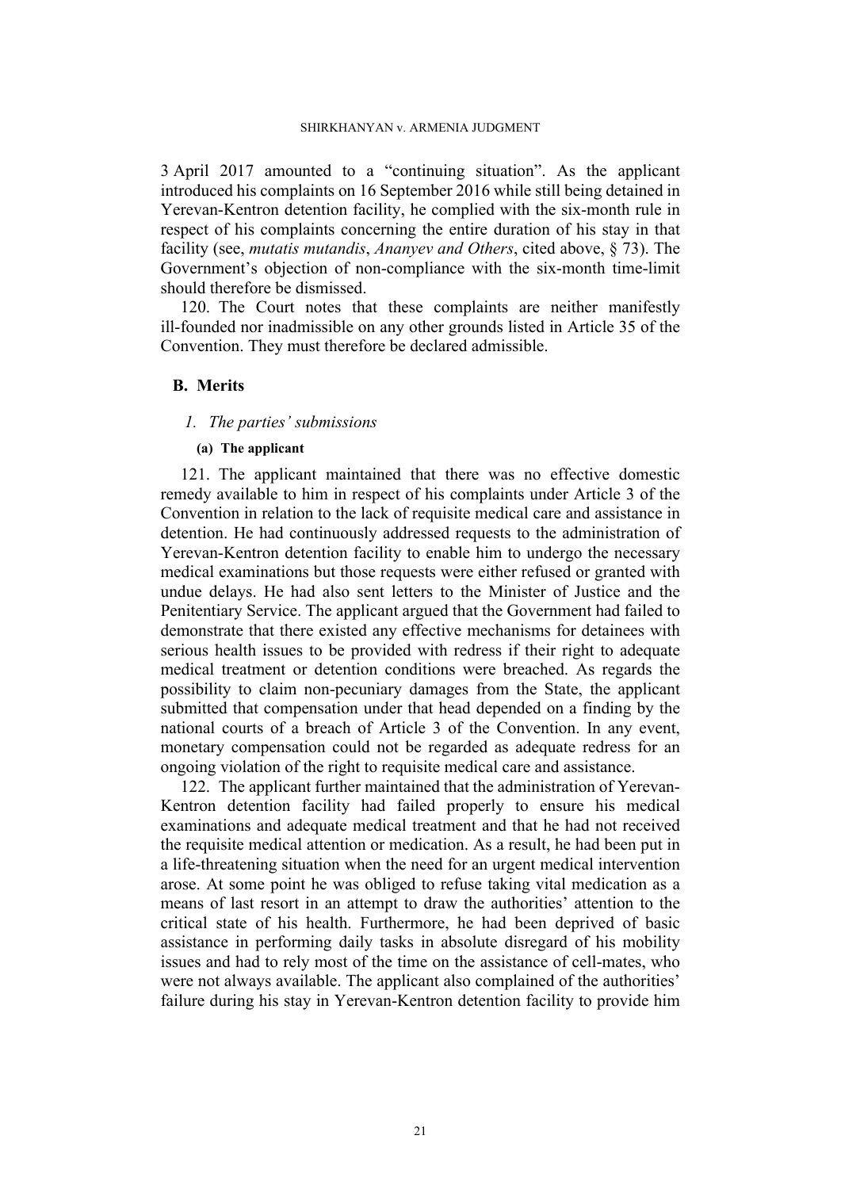3 April 2017 amounted to a "continuing situation". As the applicant introduced his complaints on 16 September 2016 while still being detained in Yerevan-Kentron detention facility, he complied with the six-month rule in respect of his complaints concerning the entire duration of his stay in that facility (see, *mutatis mutandis*, *Ananyev and Others*, cited above, § 73). The Government's objection of non-compliance with the six-month time-limit should therefore be dismissed.

120. The Court notes that these complaints are neither manifestly ill-founded nor inadmissible on any other grounds listed in Article 35 of the Convention. They must therefore be declared admissible.

## B. Merits

### *1. The parties' submissions*

#### (a) The applicant

121. The applicant maintained that there was no effective domestic remedy available to him in respect of his complaints under Article 3 of the Convention in relation to the lack of requisite medical care and assistance in detention. He had continuously addressed requests to the administration of Yerevan-Kentron detention facility to enable him to undergo the necessary medical examinations but those requests were either refused or granted with undue delays. He had also sent letters to the Minister of Justice and the Penitentiary Service. The applicant argued that the Government had failed to demonstrate that there existed any effective mechanisms for detainees with serious health issues to be provided with redress if their right to adequate medical treatment or detention conditions were breached. As regards the possibility to claim non-pecuniary damages from the State, the applicant submitted that compensation under that head depended on a finding by the national courts of a breach of Article 3 of the Convention. In any event, monetary compensation could not be regarded as adequate redress for an ongoing violation of the right to requisite medical care and assistance.

122. The applicant further maintained that the administration of Yerevan-Kentron detention facility had failed properly to ensure his medical examinations and adequate medical treatment and that he had not received the requisite medical attention or medication. As a result, he had been put in a life-threatening situation when the need for an urgent medical intervention arose. At some point he was obliged to refuse taking vital medication as a means of last resort in an attempt to draw the authorities' attention to the critical state of his health. Furthermore, he had been deprived of basic assistance in performing daily tasks in absolute disregard of his mobility issues and had to rely most of the time on the assistance of cell-mates, who were not always available. The applicant also complained of the authorities' failure during his stay in Yerevan-Kentron detention facility to provide him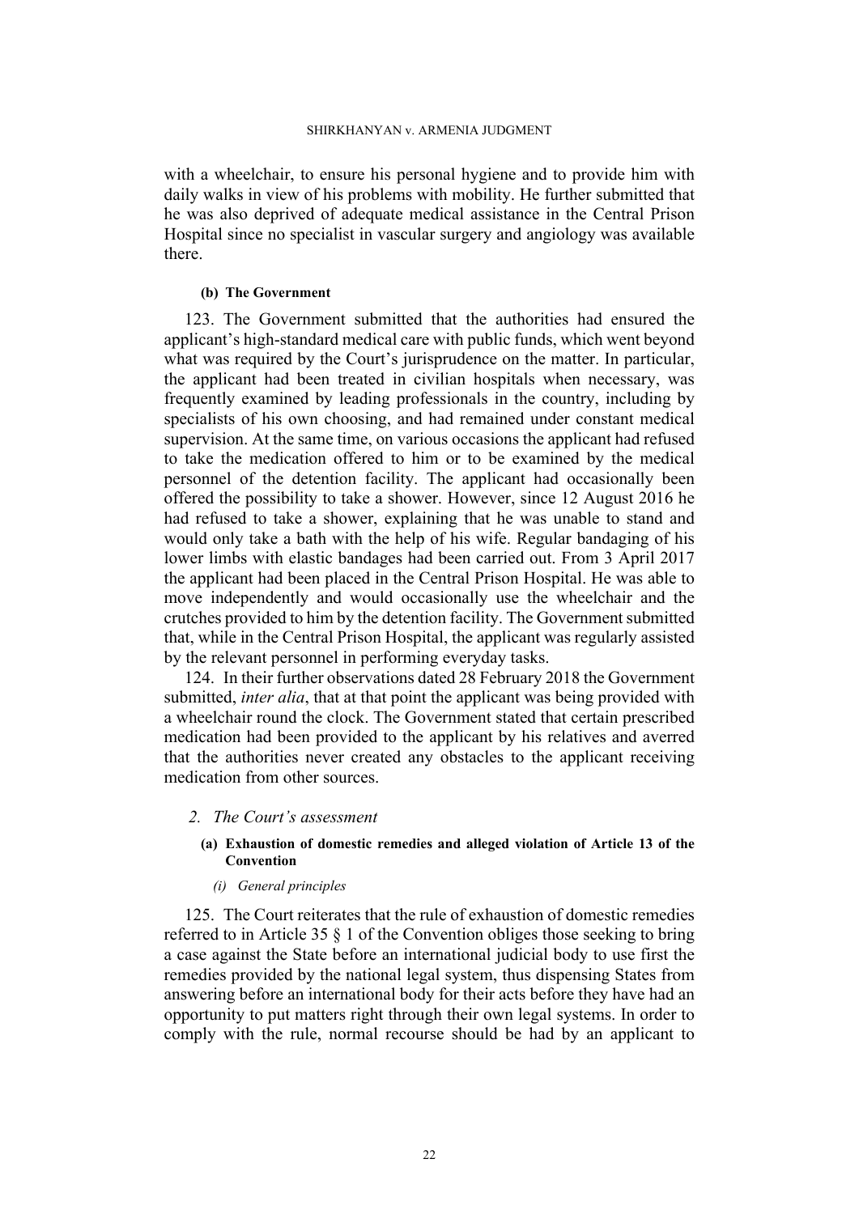with a wheelchair, to ensure his personal hygiene and to provide him with daily walks in view of his problems with mobility. He further submitted that he was also deprived of adequate medical assistance in the Central Prison Hospital since no specialist in vascular surgery and angiology was available there.

##### (b) The Government

123. The Government submitted that the authorities had ensured the applicant's high-standard medical care with public funds, which went beyond what was required by the Court's jurisprudence on the matter. In particular, the applicant had been treated in civilian hospitals when necessary, was frequently examined by leading professionals in the country, including by specialists of his own choosing, and had remained under constant medical supervision. At the same time, on various occasions the applicant had refused to take the medication offered to him or to be examined by the medical personnel of the detention facility. The applicant had occasionally been offered the possibility to take a shower. However, since 12 August 2016 he had refused to take a shower, explaining that he was unable to stand and would only take a bath with the help of his wife. Regular bandaging of his lower limbs with elastic bandages had been carried out. From 3 April 2017 the applicant had been placed in the Central Prison Hospital. He was able to move independently and would occasionally use the wheelchair and the crutches provided to him by the detention facility. The Government submitted that, while in the Central Prison Hospital, the applicant was regularly assisted by the relevant personnel in performing everyday tasks.

124. In their further observations dated 28 February 2018 the Government submitted, *inter alia*, that at that point the applicant was being provided with a wheelchair round the clock. The Government stated that certain prescribed medication had been provided to the applicant by his relatives and averred that the authorities never created any obstacles to the applicant receiving medication from other sources.

### 2. *The Court's assessment*

#### (a) Exhaustion of domestic remedies and alleged violation of Article 13 of the Convention

##### (i) *General principles*

125. The Court reiterates that the rule of exhaustion of domestic remedies referred to in Article 35 § 1 of the Convention obliges those seeking to bring a case against the State before an international judicial body to use first the remedies provided by the national legal system, thus dispensing States from answering before an international body for their acts before they have had an opportunity to put matters right through their own legal systems. In order to comply with the rule, normal recourse should be had by an applicant to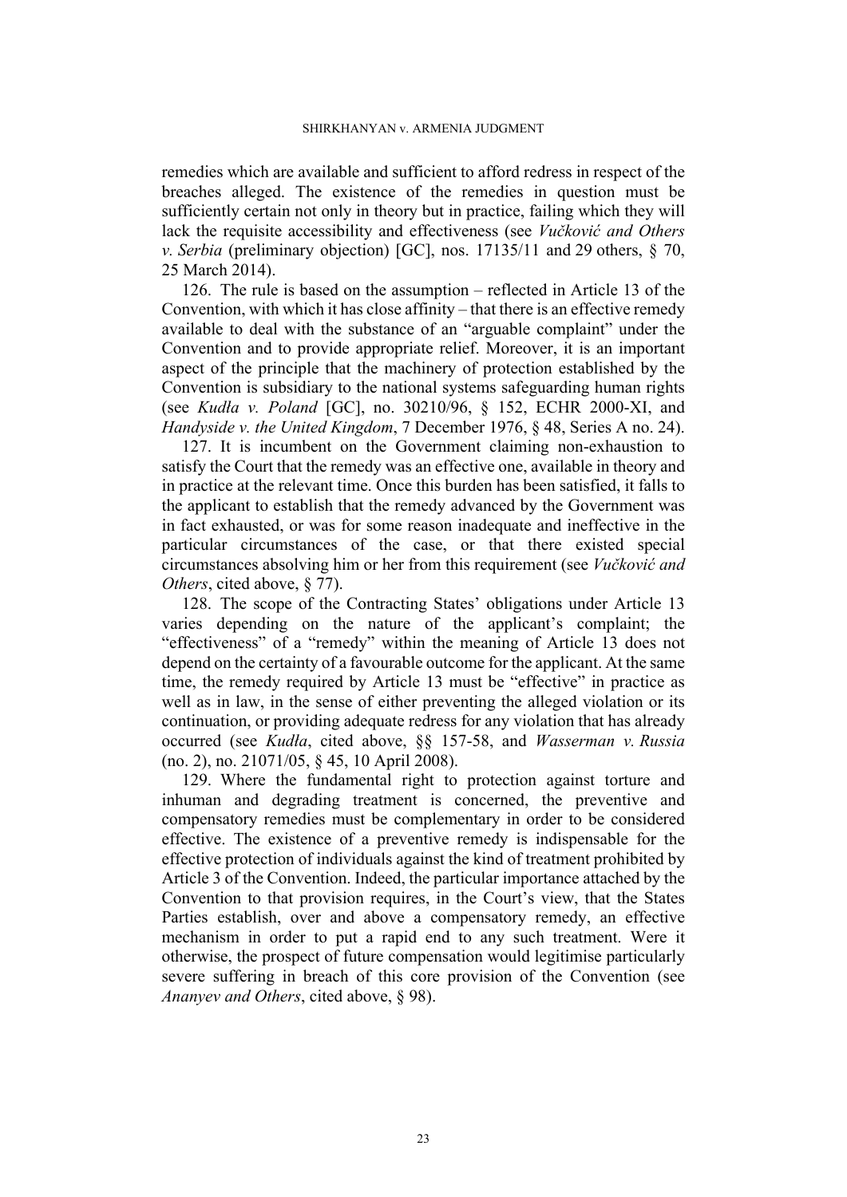remedies which are available and sufficient to afford redress in respect of the breaches alleged. The existence of the remedies in question must be sufficiently certain not only in theory but in practice, failing which they will lack the requisite accessibility and effectiveness (see *Vučković and Others v. Serbia* (preliminary objection) [GC], nos. 17135/11 and 29 others, § 70, 25 March 2014).

126. The rule is based on the assumption – reflected in Article 13 of the Convention, with which it has close affinity – that there is an effective remedy available to deal with the substance of an "arguable complaint" under the Convention and to provide appropriate relief. Moreover, it is an important aspect of the principle that the machinery of protection established by the Convention is subsidiary to the national systems safeguarding human rights (see *Kudła v. Poland* [GC], no. 30210/96, § 152, ECHR 2000-XI, and *Handyside v. the United Kingdom*, 7 December 1976, § 48, Series A no. 24).

127. It is incumbent on the Government claiming non-exhaustion to satisfy the Court that the remedy was an effective one, available in theory and in practice at the relevant time. Once this burden has been satisfied, it falls to the applicant to establish that the remedy advanced by the Government was in fact exhausted, or was for some reason inadequate and ineffective in the particular circumstances of the case, or that there existed special circumstances absolving him or her from this requirement (see *Vučković and Others*, cited above, § 77).

128. The scope of the Contracting States' obligations under Article 13 varies depending on the nature of the applicant's complaint; the "effectiveness" of a "remedy" within the meaning of Article 13 does not depend on the certainty of a favourable outcome for the applicant. At the same time, the remedy required by Article 13 must be "effective" in practice as well as in law, in the sense of either preventing the alleged violation or its continuation, or providing adequate redress for any violation that has already occurred (see *Kudła*, cited above, §§ 157-58, and *Wasserman v. Russia* (no. 2), no. 21071/05, § 45, 10 April 2008).

129. Where the fundamental right to protection against torture and inhuman and degrading treatment is concerned, the preventive and compensatory remedies must be complementary in order to be considered effective. The existence of a preventive remedy is indispensable for the effective protection of individuals against the kind of treatment prohibited by Article 3 of the Convention. Indeed, the particular importance attached by the Convention to that provision requires, in the Court's view, that the States Parties establish, over and above a compensatory remedy, an effective mechanism in order to put a rapid end to any such treatment. Were it otherwise, the prospect of future compensation would legitimise particularly severe suffering in breach of this core provision of the Convention (see *Ananyev and Others*, cited above, § 98).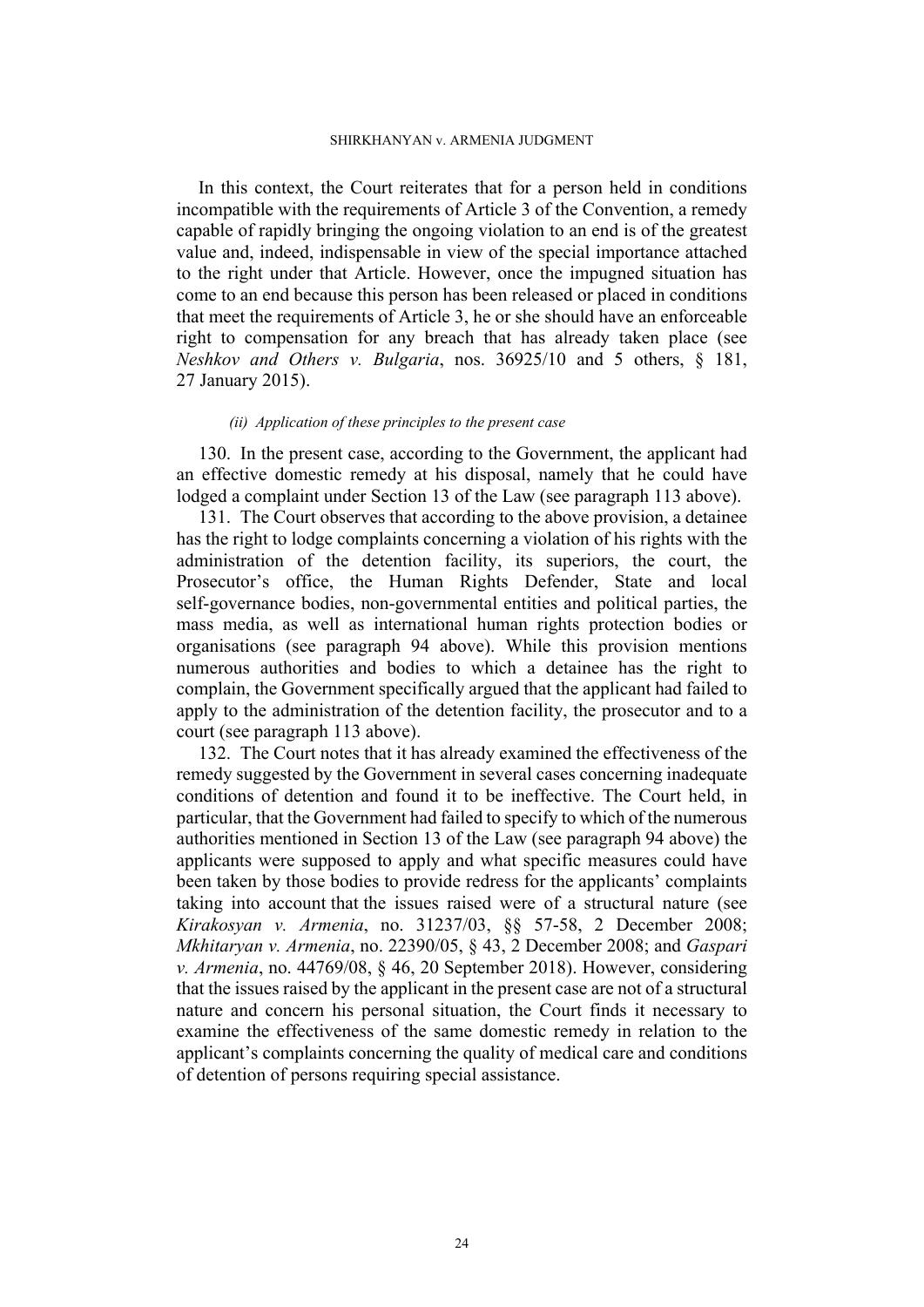In this context, the Court reiterates that for a person held in conditions incompatible with the requirements of Article 3 of the Convention, a remedy capable of rapidly bringing the ongoing violation to an end is of the greatest value and, indeed, indispensable in view of the special importance attached to the right under that Article. However, once the impugned situation has come to an end because this person has been released or placed in conditions that meet the requirements of Article 3, he or she should have an enforceable right to compensation for any breach that has already taken place (see *Neshkov and Others v. Bulgaria*, nos. 36925/10 and 5 others, § 181, 27 January 2015).

*(ii) Application of these principles to the present case*

130. In the present case, according to the Government, the applicant had an effective domestic remedy at his disposal, namely that he could have lodged a complaint under Section 13 of the Law (see paragraph 113 above).

131. The Court observes that according to the above provision, a detainee has the right to lodge complaints concerning a violation of his rights with the administration of the detention facility, its superiors, the court, the Prosecutor's office, the Human Rights Defender, State and local self-governance bodies, non-governmental entities and political parties, the mass media, as well as international human rights protection bodies or organisations (see paragraph 94 above). While this provision mentions numerous authorities and bodies to which a detainee has the right to complain, the Government specifically argued that the applicant had failed to apply to the administration of the detention facility, the prosecutor and to a court (see paragraph 113 above).

132. The Court notes that it has already examined the effectiveness of the remedy suggested by the Government in several cases concerning inadequate conditions of detention and found it to be ineffective. The Court held, in particular, that the Government had failed to specify to which of the numerous authorities mentioned in Section 13 of the Law (see paragraph 94 above) the applicants were supposed to apply and what specific measures could have been taken by those bodies to provide redress for the applicants' complaints taking into account that the issues raised were of a structural nature (see *Kirakosyan v. Armenia*, no. 31237/03, §§ 57-58, 2 December 2008; *Mkhitaryan v. Armenia*, no. 22390/05, § 43, 2 December 2008; and *Gaspari v. Armenia*, no. 44769/08, § 46, 20 September 2018). However, considering that the issues raised by the applicant in the present case are not of a structural nature and concern his personal situation, the Court finds it necessary to examine the effectiveness of the same domestic remedy in relation to the applicant's complaints concerning the quality of medical care and conditions of detention of persons requiring special assistance.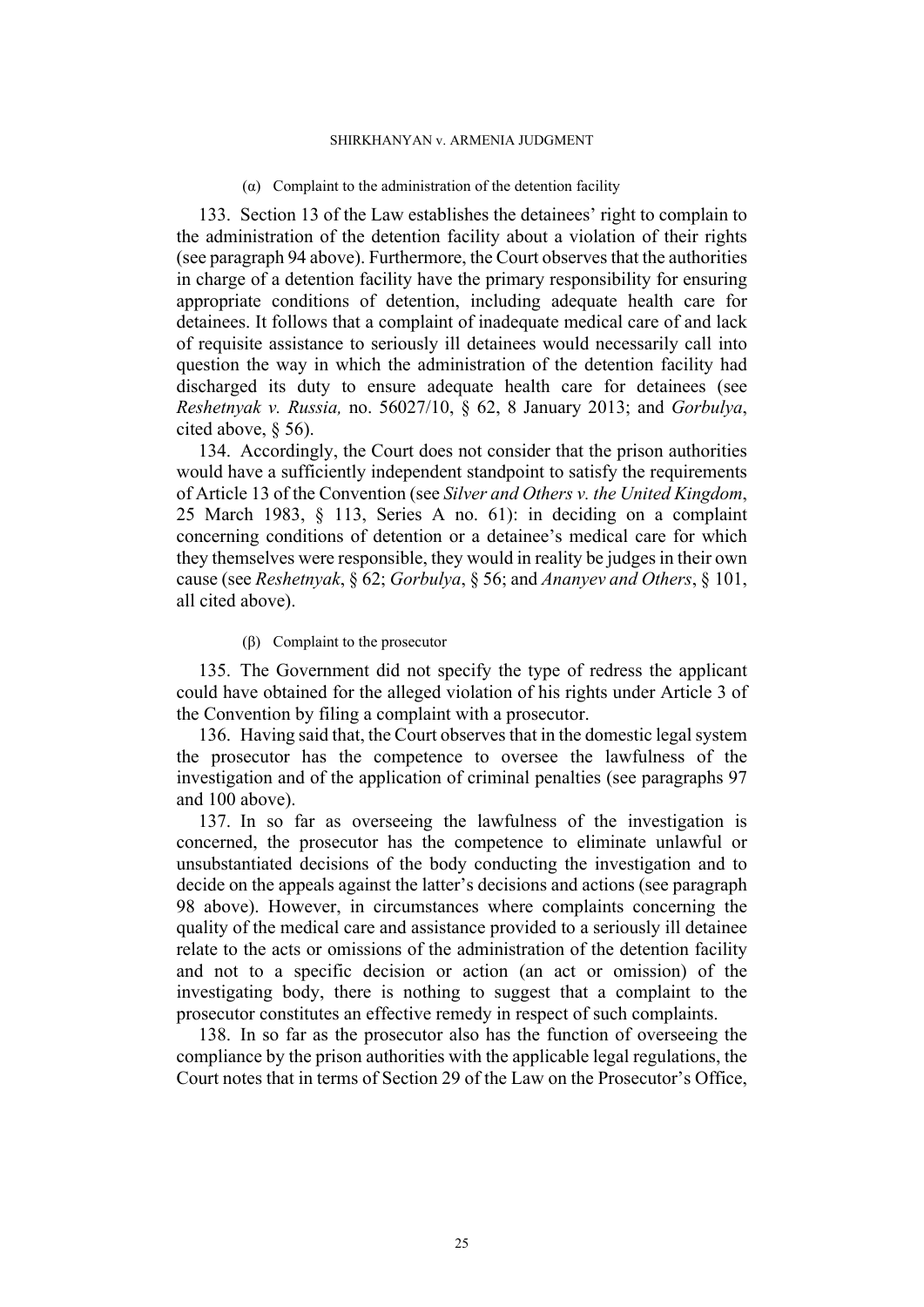(α) Complaint to the administration of the detention facility

133. Section 13 of the Law establishes the detainees' right to complain to the administration of the detention facility about a violation of their rights (see paragraph 94 above). Furthermore, the Court observes that the authorities in charge of a detention facility have the primary responsibility for ensuring appropriate conditions of detention, including adequate health care for detainees. It follows that a complaint of inadequate medical care of and lack of requisite assistance to seriously ill detainees would necessarily call into question the way in which the administration of the detention facility had discharged its duty to ensure adequate health care for detainees (see *Reshetnyak v. Russia,* no. 56027/10, § 62, 8 January 2013; and *Gorbulya*, cited above, § 56).

134. Accordingly, the Court does not consider that the prison authorities would have a sufficiently independent standpoint to satisfy the requirements of Article 13 of the Convention (see *Silver and Others v. the United Kingdom*, 25 March 1983, § 113, Series A no. 61): in deciding on a complaint concerning conditions of detention or a detainee's medical care for which they themselves were responsible, they would in reality be judges in their own cause (see *Reshetnyak*, § 62; *Gorbulya*, § 56; and *Ananyev and Others*, § 101, all cited above).

(β) Complaint to the prosecutor

135. The Government did not specify the type of redress the applicant could have obtained for the alleged violation of his rights under Article 3 of the Convention by filing a complaint with a prosecutor.

136. Having said that, the Court observes that in the domestic legal system the prosecutor has the competence to oversee the lawfulness of the investigation and of the application of criminal penalties (see paragraphs 97 and 100 above).

137. In so far as overseeing the lawfulness of the investigation is concerned, the prosecutor has the competence to eliminate unlawful or unsubstantiated decisions of the body conducting the investigation and to decide on the appeals against the latter's decisions and actions (see paragraph 98 above). However, in circumstances where complaints concerning the quality of the medical care and assistance provided to a seriously ill detainee relate to the acts or omissions of the administration of the detention facility and not to a specific decision or action (an act or omission) of the investigating body, there is nothing to suggest that a complaint to the prosecutor constitutes an effective remedy in respect of such complaints.

138. In so far as the prosecutor also has the function of overseeing the compliance by the prison authorities with the applicable legal regulations, the Court notes that in terms of Section 29 of the Law on the Prosecutor's Office,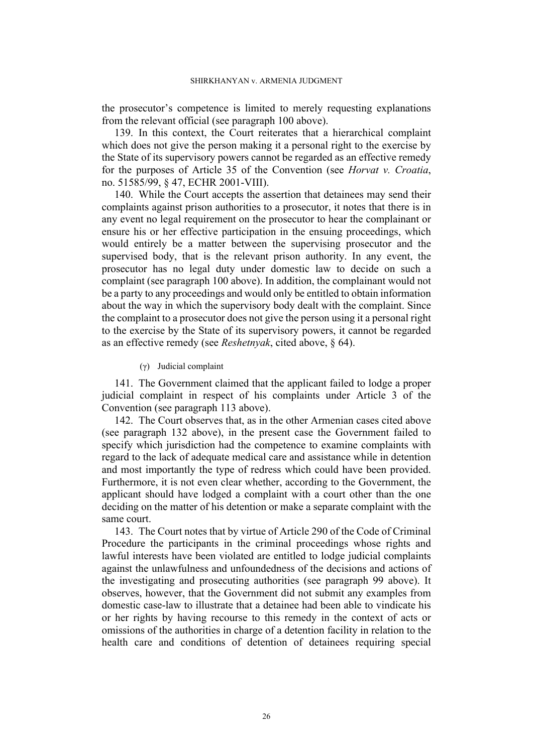the prosecutor's competence is limited to merely requesting explanations from the relevant official (see paragraph 100 above).

139. In this context, the Court reiterates that a hierarchical complaint which does not give the person making it a personal right to the exercise by the State of its supervisory powers cannot be regarded as an effective remedy for the purposes of Article 35 of the Convention (see *Horvat v. Croatia*, no. 51585/99, § 47, ECHR 2001-VIII).

140. While the Court accepts the assertion that detainees may send their complaints against prison authorities to a prosecutor, it notes that there is in any event no legal requirement on the prosecutor to hear the complainant or ensure his or her effective participation in the ensuing proceedings, which would entirely be a matter between the supervising prosecutor and the supervised body, that is the relevant prison authority. In any event, the prosecutor has no legal duty under domestic law to decide on such a complaint (see paragraph 100 above). In addition, the complainant would not be a party to any proceedings and would only be entitled to obtain information about the way in which the supervisory body dealt with the complaint. Since the complaint to a prosecutor does not give the person using it a personal right to the exercise by the State of its supervisory powers, it cannot be regarded as an effective remedy (see *Reshetnyak*, cited above, § 64).

(γ) Judicial complaint

141. The Government claimed that the applicant failed to lodge a proper judicial complaint in respect of his complaints under Article 3 of the Convention (see paragraph 113 above).

142. The Court observes that, as in the other Armenian cases cited above (see paragraph 132 above), in the present case the Government failed to specify which jurisdiction had the competence to examine complaints with regard to the lack of adequate medical care and assistance while in detention and most importantly the type of redress which could have been provided. Furthermore, it is not even clear whether, according to the Government, the applicant should have lodged a complaint with a court other than the one deciding on the matter of his detention or make a separate complaint with the same court.

143. The Court notes that by virtue of Article 290 of the Code of Criminal Procedure the participants in the criminal proceedings whose rights and lawful interests have been violated are entitled to lodge judicial complaints against the unlawfulness and unfoundedness of the decisions and actions of the investigating and prosecuting authorities (see paragraph 99 above). It observes, however, that the Government did not submit any examples from domestic case-law to illustrate that a detainee had been able to vindicate his or her rights by having recourse to this remedy in the context of acts or omissions of the authorities in charge of a detention facility in relation to the health care and conditions of detention of detainees requiring special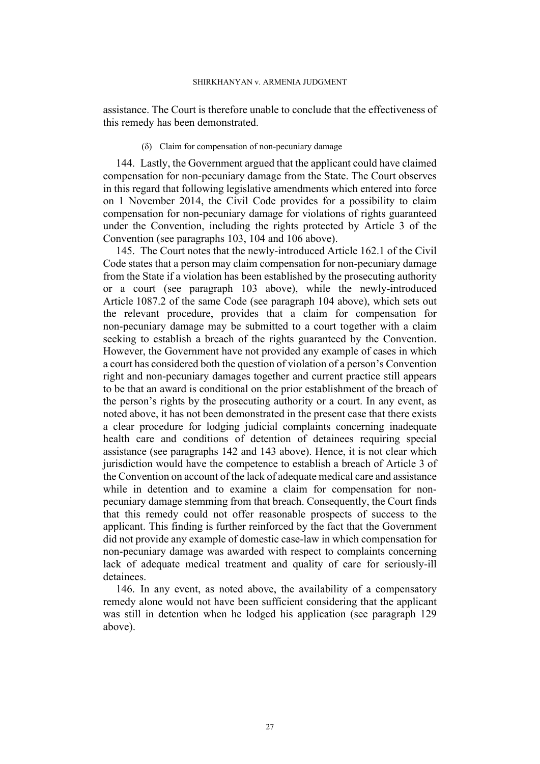assistance. The Court is therefore unable to conclude that the effectiveness of this remedy has been demonstrated.

(δ) Claim for compensation of non-pecuniary damage

144. Lastly, the Government argued that the applicant could have claimed compensation for non-pecuniary damage from the State. The Court observes in this regard that following legislative amendments which entered into force on 1 November 2014, the Civil Code provides for a possibility to claim compensation for non-pecuniary damage for violations of rights guaranteed under the Convention, including the rights protected by Article 3 of the Convention (see paragraphs 103, 104 and 106 above).

145. The Court notes that the newly-introduced Article 162.1 of the Civil Code states that a person may claim compensation for non-pecuniary damage from the State if a violation has been established by the prosecuting authority or a court (see paragraph 103 above), while the newly-introduced Article 1087.2 of the same Code (see paragraph 104 above), which sets out the relevant procedure, provides that a claim for compensation for non-pecuniary damage may be submitted to a court together with a claim seeking to establish a breach of the rights guaranteed by the Convention. However, the Government have not provided any example of cases in which a court has considered both the question of violation of a person's Convention right and non-pecuniary damages together and current practice still appears to be that an award is conditional on the prior establishment of the breach of the person's rights by the prosecuting authority or a court. In any event, as noted above, it has not been demonstrated in the present case that there exists a clear procedure for lodging judicial complaints concerning inadequate health care and conditions of detention of detainees requiring special assistance (see paragraphs 142 and 143 above). Hence, it is not clear which jurisdiction would have the competence to establish a breach of Article 3 of the Convention on account of the lack of adequate medical care and assistance while in detention and to examine a claim for compensation for non-pecuniary damage stemming from that breach. Consequently, the Court finds that this remedy could not offer reasonable prospects of success to the applicant. This finding is further reinforced by the fact that the Government did not provide any example of domestic case-law in which compensation for non-pecuniary damage was awarded with respect to complaints concerning lack of adequate medical treatment and quality of care for seriously-ill detainees.

146. In any event, as noted above, the availability of a compensatory remedy alone would not have been sufficient considering that the applicant was still in detention when he lodged his application (see paragraph 129 above).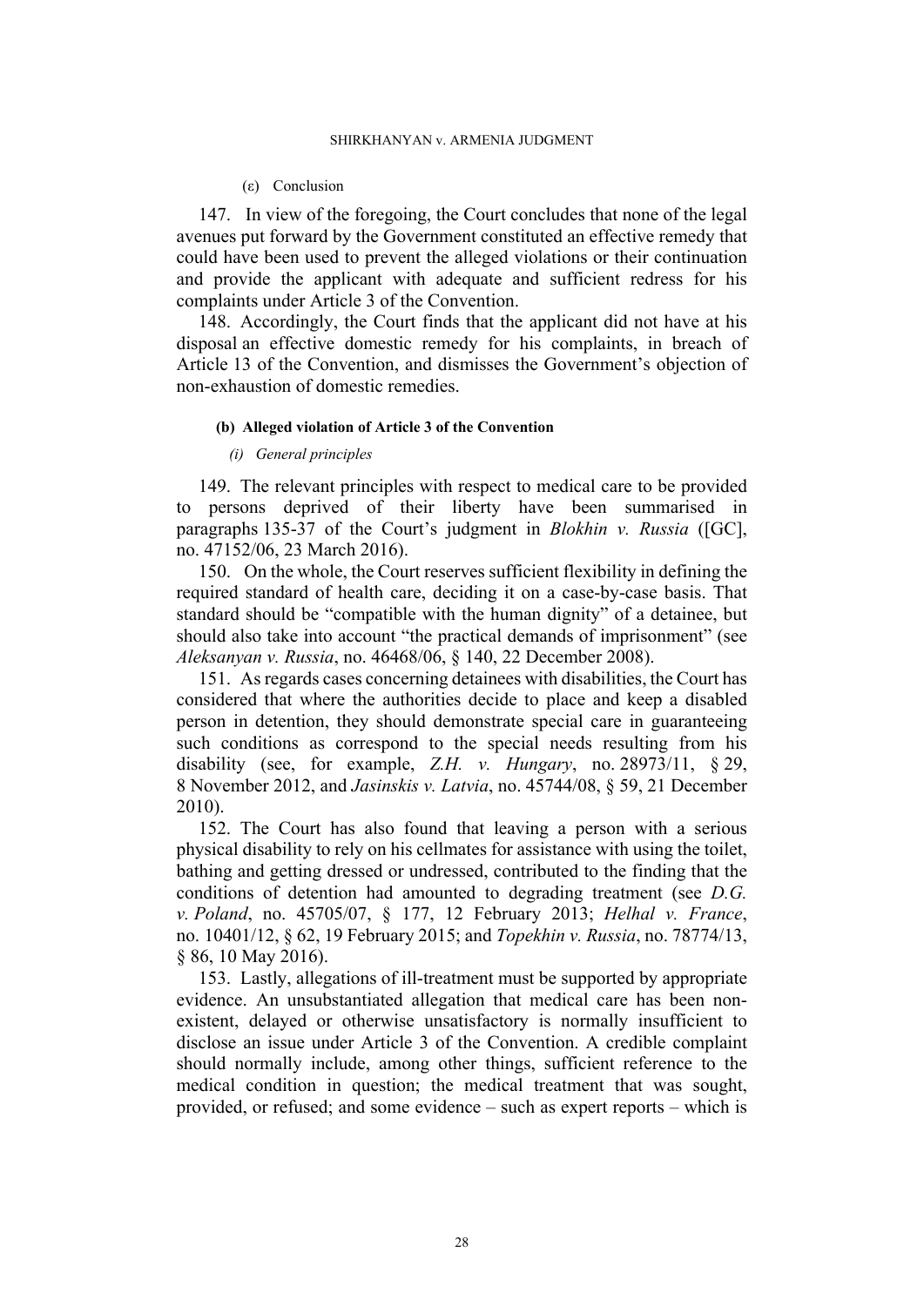(ε) Conclusion

147. In view of the foregoing, the Court concludes that none of the legal avenues put forward by the Government constituted an effective remedy that could have been used to prevent the alleged violations or their continuation and provide the applicant with adequate and sufficient redress for his complaints under Article 3 of the Convention.

148. Accordingly, the Court finds that the applicant did not have at his disposal an effective domestic remedy for his complaints, in breach of Article 13 of the Convention, and dismisses the Government's objection of non-exhaustion of domestic remedies.

#### (b) Alleged violation of Article 3 of the Convention

*(i) General principles*

149. The relevant principles with respect to medical care to be provided to persons deprived of their liberty have been summarised in paragraphs 135-37 of the Court's judgment in *Blokhin v. Russia* ([GC], no. 47152/06, 23 March 2016).

150. On the whole, the Court reserves sufficient flexibility in defining the required standard of health care, deciding it on a case-by-case basis. That standard should be "compatible with the human dignity" of a detainee, but should also take into account "the practical demands of imprisonment" (see *Aleksanyan v. Russia*, no. 46468/06, § 140, 22 December 2008).

151. As regards cases concerning detainees with disabilities, the Court has considered that where the authorities decide to place and keep a disabled person in detention, they should demonstrate special care in guaranteeing such conditions as correspond to the special needs resulting from his disability (see, for example, *Z.H. v. Hungary*, no. 28973/11, § 29, 8 November 2012, and *Jasinskis v. Latvia*, no. 45744/08, § 59, 21 December 2010).

152. The Court has also found that leaving a person with a serious physical disability to rely on his cellmates for assistance with using the toilet, bathing and getting dressed or undressed, contributed to the finding that the conditions of detention had amounted to degrading treatment (see *D.G. v. Poland*, no. 45705/07, § 177, 12 February 2013; *Helhal v. France*, no. 10401/12, § 62, 19 February 2015; and *Topekhin v. Russia*, no. 78774/13, § 86, 10 May 2016).

153. Lastly, allegations of ill-treatment must be supported by appropriate evidence. An unsubstantiated allegation that medical care has been non-existent, delayed or otherwise unsatisfactory is normally insufficient to disclose an issue under Article 3 of the Convention. A credible complaint should normally include, among other things, sufficient reference to the medical condition in question; the medical treatment that was sought, provided, or refused; and some evidence – such as expert reports – which is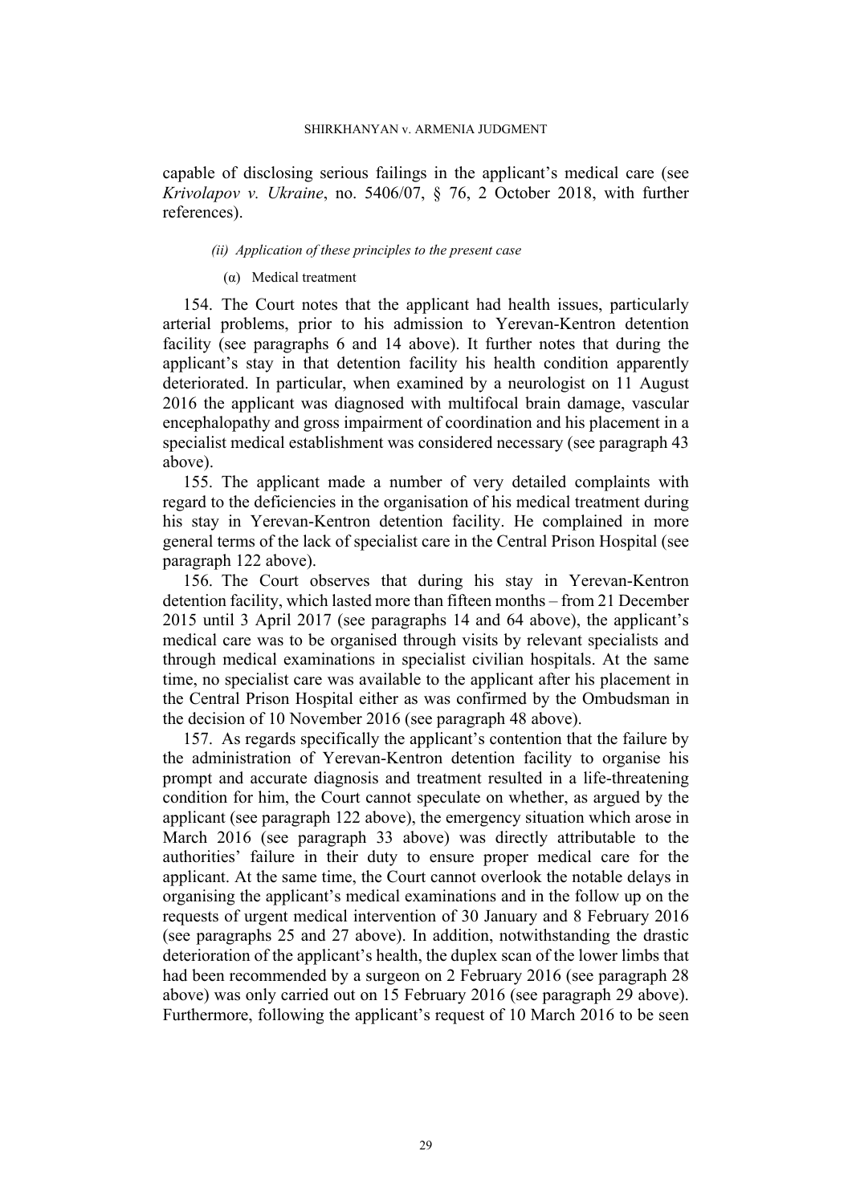capable of disclosing serious failings in the applicant's medical care (see *Krivolapov v. Ukraine*, no. 5406/07, § 76, 2 October 2018, with further references).

*(ii) Application of these principles to the present case*

(α) Medical treatment

154. The Court notes that the applicant had health issues, particularly arterial problems, prior to his admission to Yerevan-Kentron detention facility (see paragraphs 6 and 14 above). It further notes that during the applicant's stay in that detention facility his health condition apparently deteriorated. In particular, when examined by a neurologist on 11 August 2016 the applicant was diagnosed with multifocal brain damage, vascular encephalopathy and gross impairment of coordination and his placement in a specialist medical establishment was considered necessary (see paragraph 43 above).

155. The applicant made a number of very detailed complaints with regard to the deficiencies in the organisation of his medical treatment during his stay in Yerevan-Kentron detention facility. He complained in more general terms of the lack of specialist care in the Central Prison Hospital (see paragraph 122 above).

156. The Court observes that during his stay in Yerevan-Kentron detention facility, which lasted more than fifteen months – from 21 December 2015 until 3 April 2017 (see paragraphs 14 and 64 above), the applicant's medical care was to be organised through visits by relevant specialists and through medical examinations in specialist civilian hospitals. At the same time, no specialist care was available to the applicant after his placement in the Central Prison Hospital either as was confirmed by the Ombudsman in the decision of 10 November 2016 (see paragraph 48 above).

157. As regards specifically the applicant's contention that the failure by the administration of Yerevan-Kentron detention facility to organise his prompt and accurate diagnosis and treatment resulted in a life-threatening condition for him, the Court cannot speculate on whether, as argued by the applicant (see paragraph 122 above), the emergency situation which arose in March 2016 (see paragraph 33 above) was directly attributable to the authorities' failure in their duty to ensure proper medical care for the applicant. At the same time, the Court cannot overlook the notable delays in organising the applicant's medical examinations and in the follow up on the requests of urgent medical intervention of 30 January and 8 February 2016 (see paragraphs 25 and 27 above). In addition, notwithstanding the drastic deterioration of the applicant's health, the duplex scan of the lower limbs that had been recommended by a surgeon on 2 February 2016 (see paragraph 28 above) was only carried out on 15 February 2016 (see paragraph 29 above). Furthermore, following the applicant's request of 10 March 2016 to be seen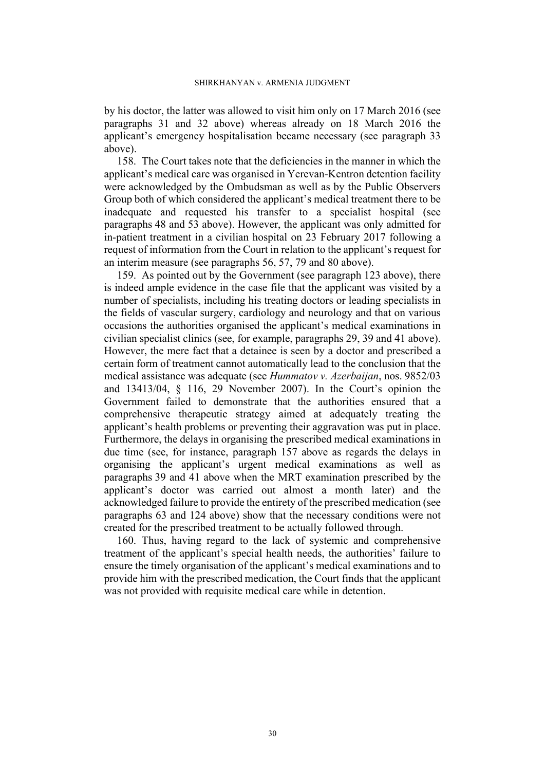by his doctor, the latter was allowed to visit him only on 17 March 2016 (see paragraphs 31 and 32 above) whereas already on 18 March 2016 the applicant's emergency hospitalisation became necessary (see paragraph 33 above).

158. The Court takes note that the deficiencies in the manner in which the applicant's medical care was organised in Yerevan-Kentron detention facility were acknowledged by the Ombudsman as well as by the Public Observers Group both of which considered the applicant's medical treatment there to be inadequate and requested his transfer to a specialist hospital (see paragraphs 48 and 53 above). However, the applicant was only admitted for in-patient treatment in a civilian hospital on 23 February 2017 following a request of information from the Court in relation to the applicant's request for an interim measure (see paragraphs 56, 57, 79 and 80 above).

159. As pointed out by the Government (see paragraph 123 above), there is indeed ample evidence in the case file that the applicant was visited by a number of specialists, including his treating doctors or leading specialists in the fields of vascular surgery, cardiology and neurology and that on various occasions the authorities organised the applicant's medical examinations in civilian specialist clinics (see, for example, paragraphs 29, 39 and 41 above). However, the mere fact that a detainee is seen by a doctor and prescribed a certain form of treatment cannot automatically lead to the conclusion that the medical assistance was adequate (see *Hummatov v. Azerbaijan*, nos. 9852/03 and 13413/04, § 116, 29 November 2007). In the Court's opinion the Government failed to demonstrate that the authorities ensured that a comprehensive therapeutic strategy aimed at adequately treating the applicant's health problems or preventing their aggravation was put in place. Furthermore, the delays in organising the prescribed medical examinations in due time (see, for instance, paragraph 157 above as regards the delays in organising the applicant's urgent medical examinations as well as paragraphs 39 and 41 above when the MRT examination prescribed by the applicant's doctor was carried out almost a month later) and the acknowledged failure to provide the entirety of the prescribed medication (see paragraphs 63 and 124 above) show that the necessary conditions were not created for the prescribed treatment to be actually followed through.

160. Thus, having regard to the lack of systemic and comprehensive treatment of the applicant's special health needs, the authorities' failure to ensure the timely organisation of the applicant's medical examinations and to provide him with the prescribed medication, the Court finds that the applicant was not provided with requisite medical care while in detention.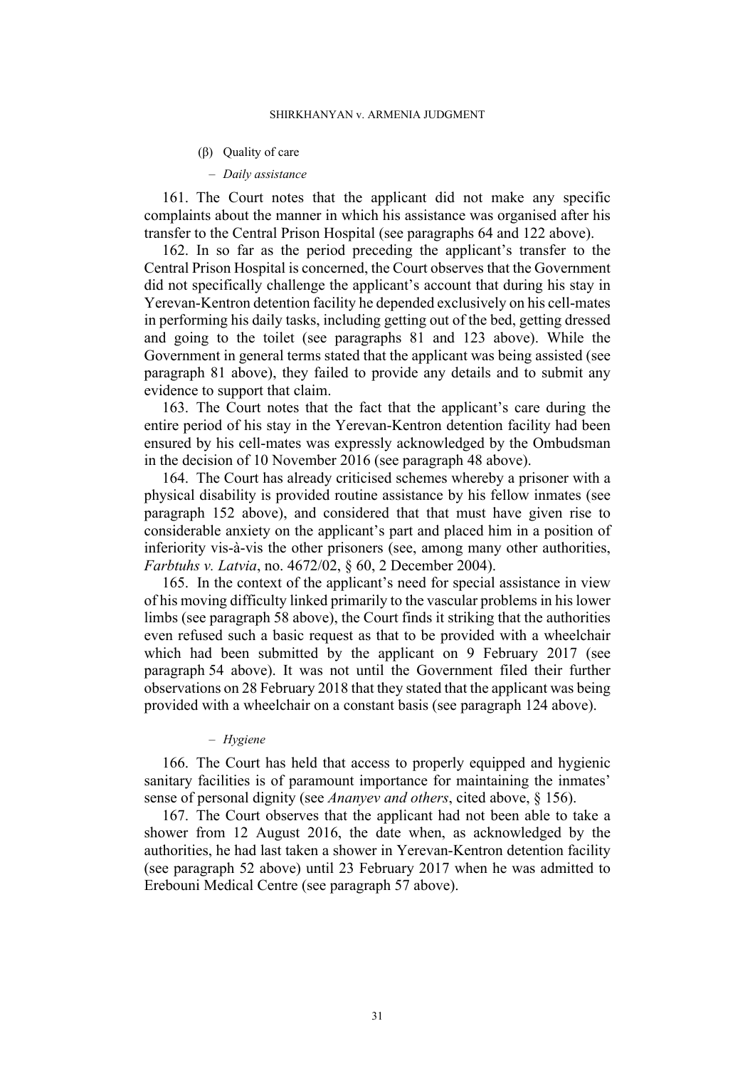(β) Quality of care

– *Daily assistance*

161. The Court notes that the applicant did not make any specific complaints about the manner in which his assistance was organised after his transfer to the Central Prison Hospital (see paragraphs 64 and 122 above).

162. In so far as the period preceding the applicant's transfer to the Central Prison Hospital is concerned, the Court observes that the Government did not specifically challenge the applicant's account that during his stay in Yerevan-Kentron detention facility he depended exclusively on his cell-mates in performing his daily tasks, including getting out of the bed, getting dressed and going to the toilet (see paragraphs 81 and 123 above). While the Government in general terms stated that the applicant was being assisted (see paragraph 81 above), they failed to provide any details and to submit any evidence to support that claim.

163. The Court notes that the fact that the applicant's care during the entire period of his stay in the Yerevan-Kentron detention facility had been ensured by his cell-mates was expressly acknowledged by the Ombudsman in the decision of 10 November 2016 (see paragraph 48 above).

164. The Court has already criticised schemes whereby a prisoner with a physical disability is provided routine assistance by his fellow inmates (see paragraph 152 above), and considered that that must have given rise to considerable anxiety on the applicant's part and placed him in a position of inferiority vis-à-vis the other prisoners (see, among many other authorities, *Farbtuhs v. Latvia*, no. 4672/02, § 60, 2 December 2004).

165. In the context of the applicant's need for special assistance in view of his moving difficulty linked primarily to the vascular problems in his lower limbs (see paragraph 58 above), the Court finds it striking that the authorities even refused such a basic request as that to be provided with a wheelchair which had been submitted by the applicant on 9 February 2017 (see paragraph 54 above). It was not until the Government filed their further observations on 28 February 2018 that they stated that the applicant was being provided with a wheelchair on a constant basis (see paragraph 124 above).

– *Hygiene*

166. The Court has held that access to properly equipped and hygienic sanitary facilities is of paramount importance for maintaining the inmates' sense of personal dignity (see *Ananyev and others*, cited above, § 156).

167. The Court observes that the applicant had not been able to take a shower from 12 August 2016, the date when, as acknowledged by the authorities, he had last taken a shower in Yerevan-Kentron detention facility (see paragraph 52 above) until 23 February 2017 when he was admitted to Erebouni Medical Centre (see paragraph 57 above).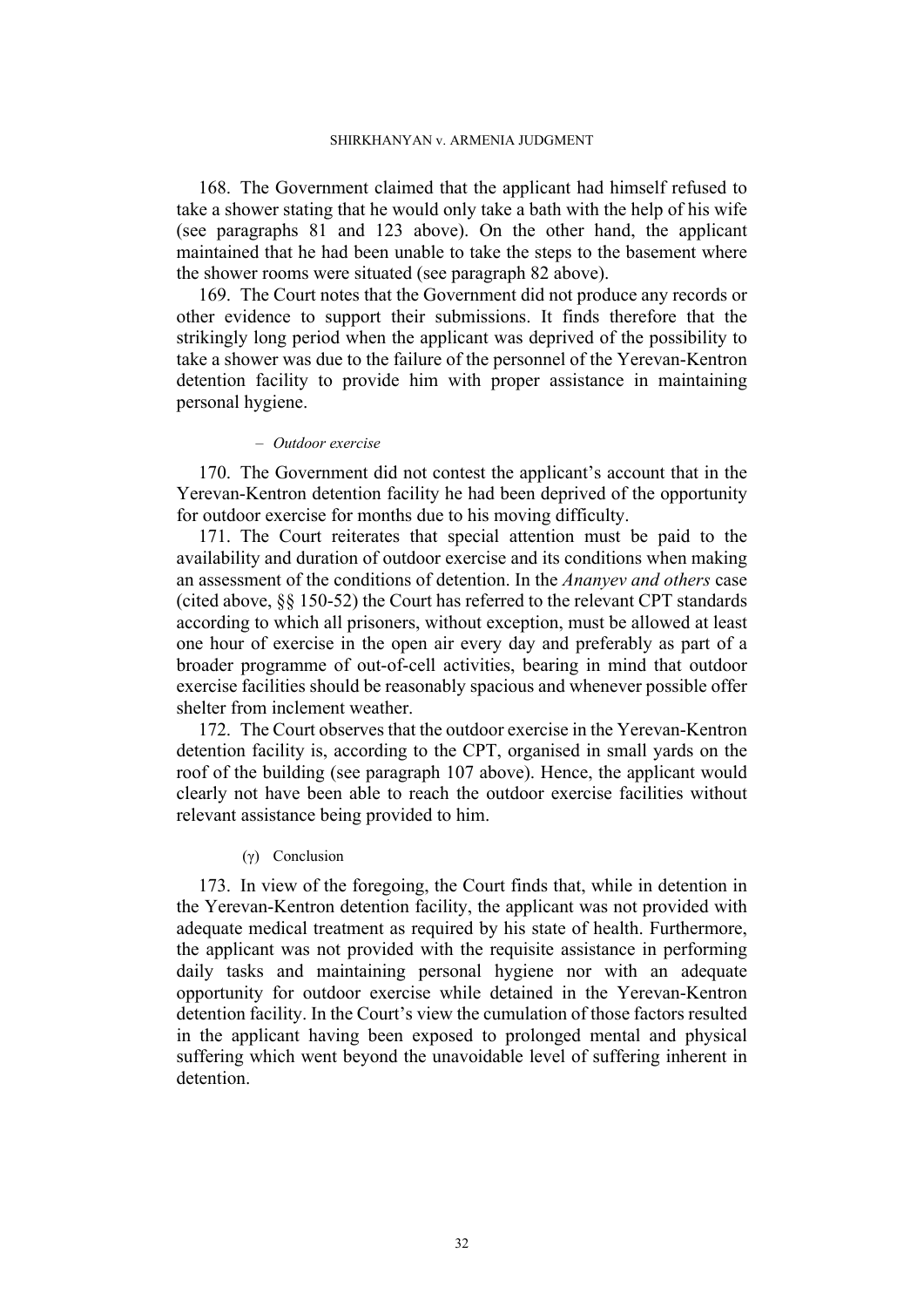168. The Government claimed that the applicant had himself refused to take a shower stating that he would only take a bath with the help of his wife (see paragraphs 81 and 123 above). On the other hand, the applicant maintained that he had been unable to take the steps to the basement where the shower rooms were situated (see paragraph 82 above).

169. The Court notes that the Government did not produce any records or other evidence to support their submissions. It finds therefore that the strikingly long period when the applicant was deprived of the possibility to take a shower was due to the failure of the personnel of the Yerevan-Kentron detention facility to provide him with proper assistance in maintaining personal hygiene.

– *Outdoor exercise*

170. The Government did not contest the applicant's account that in the Yerevan-Kentron detention facility he had been deprived of the opportunity for outdoor exercise for months due to his moving difficulty.

171. The Court reiterates that special attention must be paid to the availability and duration of outdoor exercise and its conditions when making an assessment of the conditions of detention. In the *Ananyev and others* case (cited above, §§ 150-52) the Court has referred to the relevant CPT standards according to which all prisoners, without exception, must be allowed at least one hour of exercise in the open air every day and preferably as part of a broader programme of out-of-cell activities, bearing in mind that outdoor exercise facilities should be reasonably spacious and whenever possible offer shelter from inclement weather.

172. The Court observes that the outdoor exercise in the Yerevan-Kentron detention facility is, according to the CPT, organised in small yards on the roof of the building (see paragraph 107 above). Hence, the applicant would clearly not have been able to reach the outdoor exercise facilities without relevant assistance being provided to him.

(γ) Conclusion

173. In view of the foregoing, the Court finds that, while in detention in the Yerevan-Kentron detention facility, the applicant was not provided with adequate medical treatment as required by his state of health. Furthermore, the applicant was not provided with the requisite assistance in performing daily tasks and maintaining personal hygiene nor with an adequate opportunity for outdoor exercise while detained in the Yerevan-Kentron detention facility. In the Court's view the cumulation of those factors resulted in the applicant having been exposed to prolonged mental and physical suffering which went beyond the unavoidable level of suffering inherent in detention.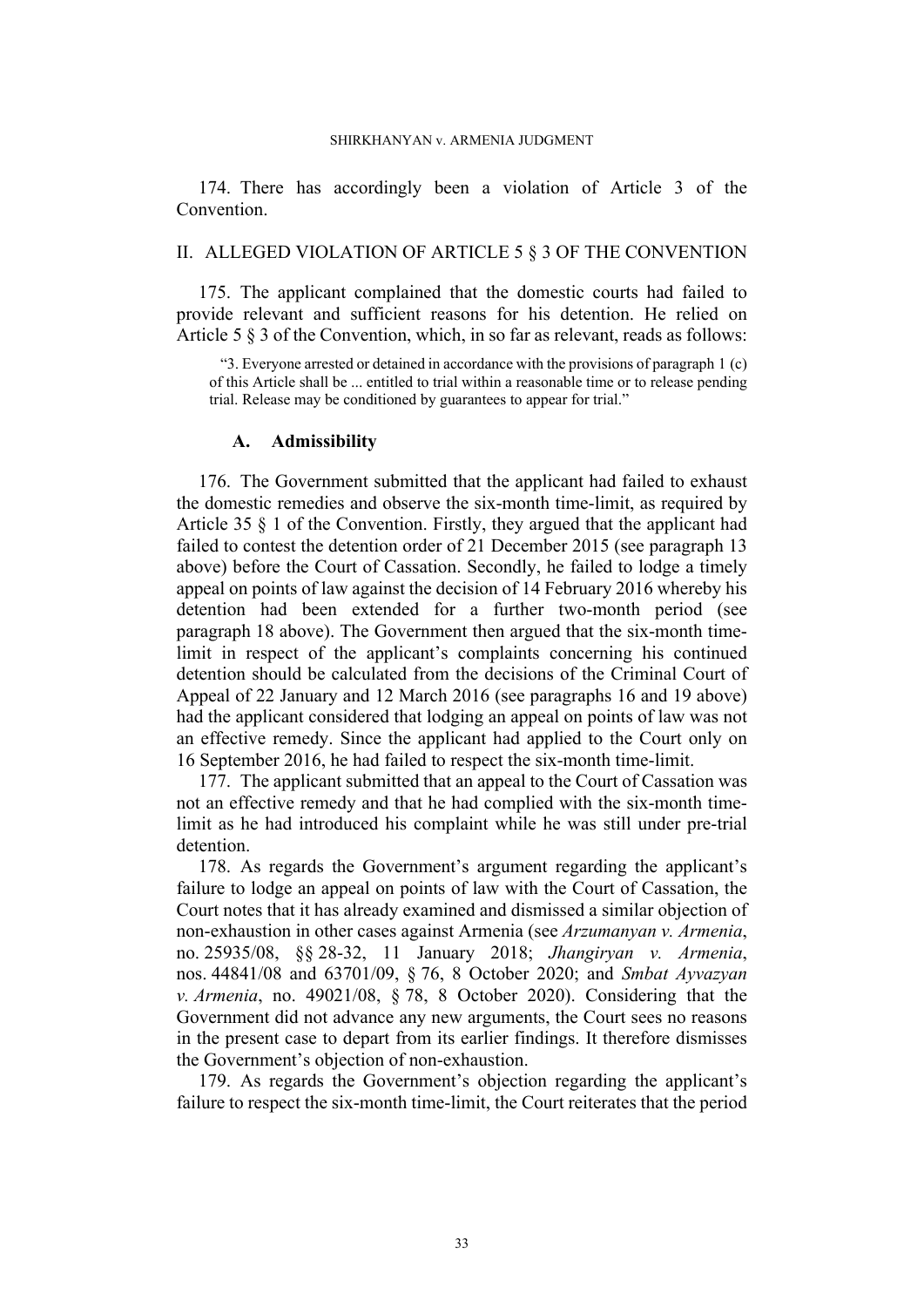174. There has accordingly been a violation of Article 3 of the Convention.

## II. ALLEGED VIOLATION OF ARTICLE 5 § 3 OF THE CONVENTION

175. The applicant complained that the domestic courts had failed to provide relevant and sufficient reasons for his detention. He relied on Article 5 § 3 of the Convention, which, in so far as relevant, reads as follows:

> "3. Everyone arrested or detained in accordance with the provisions of paragraph 1 (c) of this Article shall be ... entitled to trial within a reasonable time or to release pending trial. Release may be conditioned by guarantees to appear for trial."

### A. Admissibility

176. The Government submitted that the applicant had failed to exhaust the domestic remedies and observe the six-month time-limit, as required by Article 35 § 1 of the Convention. Firstly, they argued that the applicant had failed to contest the detention order of 21 December 2015 (see paragraph 13 above) before the Court of Cassation. Secondly, he failed to lodge a timely appeal on points of law against the decision of 14 February 2016 whereby his detention had been extended for a further two-month period (see paragraph 18 above). The Government then argued that the six-month time-limit in respect of the applicant's complaints concerning his continued detention should be calculated from the decisions of the Criminal Court of Appeal of 22 January and 12 March 2016 (see paragraphs 16 and 19 above) had the applicant considered that lodging an appeal on points of law was not an effective remedy. Since the applicant had applied to the Court only on 16 September 2016, he had failed to respect the six-month time-limit.

177. The applicant submitted that an appeal to the Court of Cassation was not an effective remedy and that he had complied with the six-month time-limit as he had introduced his complaint while he was still under pre-trial detention.

178. As regards the Government's argument regarding the applicant's failure to lodge an appeal on points of law with the Court of Cassation, the Court notes that it has already examined and dismissed a similar objection of non-exhaustion in other cases against Armenia (see *Arzumanyan v. Armenia*, no. 25935/08, §§ 28-32, 11 January 2018; *Jhangiryan v. Armenia*, nos. 44841/08 and 63701/09, § 76, 8 October 2020; and *Smbat Ayvazyan v. Armenia*, no. 49021/08, § 78, 8 October 2020). Considering that the Government did not advance any new arguments, the Court sees no reasons in the present case to depart from its earlier findings. It therefore dismisses the Government's objection of non-exhaustion.

179. As regards the Government's objection regarding the applicant's failure to respect the six-month time-limit, the Court reiterates that the period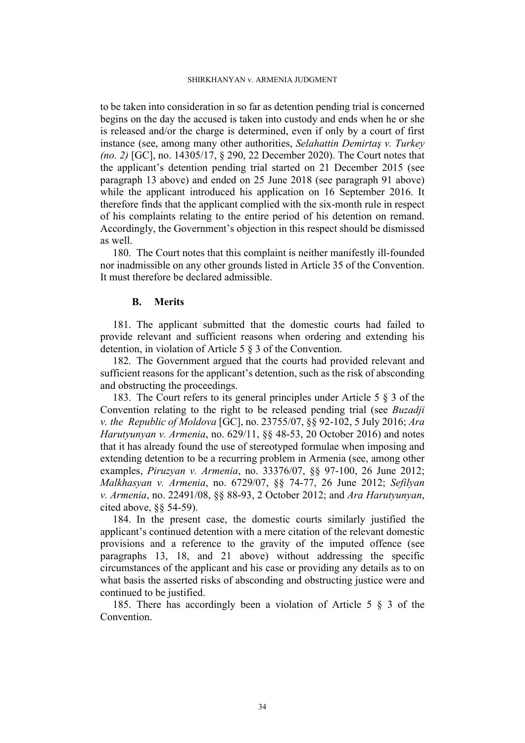to be taken into consideration in so far as detention pending trial is concerned begins on the day the accused is taken into custody and ends when he or she is released and/or the charge is determined, even if only by a court of first instance (see, among many other authorities, *Selahattin Demirtaş v. Turkey (no. 2)* [GC], no. 14305/17, § 290, 22 December 2020). The Court notes that the applicant's detention pending trial started on 21 December 2015 (see paragraph 13 above) and ended on 25 June 2018 (see paragraph 91 above) while the applicant introduced his application on 16 September 2016. It therefore finds that the applicant complied with the six-month rule in respect of his complaints relating to the entire period of his detention on remand. Accordingly, the Government's objection in this respect should be dismissed as well.

180. The Court notes that this complaint is neither manifestly ill-founded nor inadmissible on any other grounds listed in Article 35 of the Convention. It must therefore be declared admissible.

### B. Merits

181. The applicant submitted that the domestic courts had failed to provide relevant and sufficient reasons when ordering and extending his detention, in violation of Article 5 § 3 of the Convention.

182. The Government argued that the courts had provided relevant and sufficient reasons for the applicant's detention, such as the risk of absconding and obstructing the proceedings.

183. The Court refers to its general principles under Article 5 § 3 of the Convention relating to the right to be released pending trial (see *Buzadji v. the Republic of Moldova* [GC], no. 23755/07, §§ 92-102, 5 July 2016; *Ara Harutyunyan v. Armenia*, no. 629/11, §§ 48-53, 20 October 2016) and notes that it has already found the use of stereotyped formulae when imposing and extending detention to be a recurring problem in Armenia (see, among other examples, *Piruzyan v. Armenia*, no. 33376/07, §§ 97-100, 26 June 2012; *Malkhasyan v. Armenia*, no. 6729/07, §§ 74-77, 26 June 2012; *Sefilyan v. Armenia*, no. 22491/08, §§ 88-93, 2 October 2012; and *Ara Harutyunyan*, cited above, §§ 54-59).

184. In the present case, the domestic courts similarly justified the applicant's continued detention with a mere citation of the relevant domestic provisions and a reference to the gravity of the imputed offence (see paragraphs 13, 18, and 21 above) without addressing the specific circumstances of the applicant and his case or providing any details as to on what basis the asserted risks of absconding and obstructing justice were and continued to be justified.

185. There has accordingly been a violation of Article 5 § 3 of the Convention.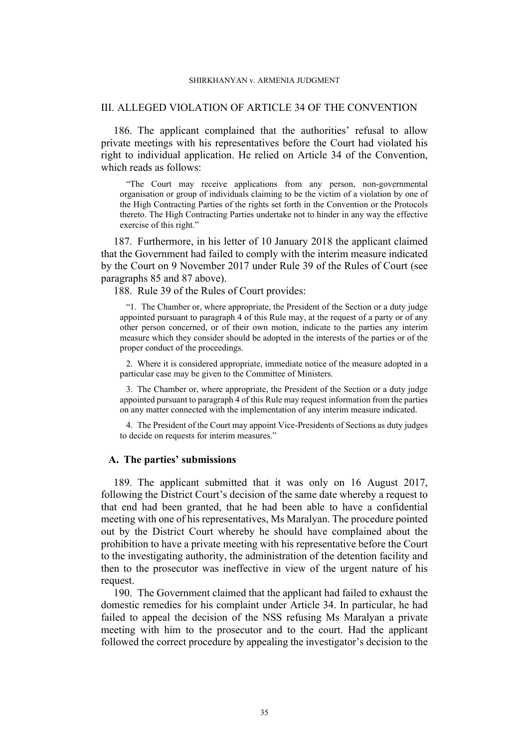## III. ALLEGED VIOLATION OF ARTICLE 34 OF THE CONVENTION

186. The applicant complained that the authorities' refusal to allow private meetings with his representatives before the Court had violated his right to individual application. He relied on Article 34 of the Convention, which reads as follows:

> "The Court may receive applications from any person, non-governmental organisation or group of individuals claiming to be the victim of a violation by one of the High Contracting Parties of the rights set forth in the Convention or the Protocols thereto. The High Contracting Parties undertake not to hinder in any way the effective exercise of this right."

187. Furthermore, in his letter of 10 January 2018 the applicant claimed that the Government had failed to comply with the interim measure indicated by the Court on 9 November 2017 under Rule 39 of the Rules of Court (see paragraphs 85 and 87 above).

188. Rule 39 of the Rules of Court provides:

> "1. The Chamber or, where appropriate, the President of the Section or a duty judge appointed pursuant to paragraph 4 of this Rule may, at the request of a party or of any other person concerned, or of their own motion, indicate to the parties any interim measure which they consider should be adopted in the interests of the parties or of the proper conduct of the proceedings.
>
> 2. Where it is considered appropriate, immediate notice of the measure adopted in a particular case may be given to the Committee of Ministers.
>
> 3. The Chamber or, where appropriate, the President of the Section or a duty judge appointed pursuant to paragraph 4 of this Rule may request information from the parties on any matter connected with the implementation of any interim measure indicated.
>
> 4. The President of the Court may appoint Vice-Presidents of Sections as duty judges to decide on requests for interim measures."

### A. The parties' submissions

189. The applicant submitted that it was only on 16 August 2017, following the District Court's decision of the same date whereby a request to that end had been granted, that he had been able to have a confidential meeting with one of his representatives, Ms Maralyan. The procedure pointed out by the District Court whereby he should have complained about the prohibition to have a private meeting with his representative before the Court to the investigating authority, the administration of the detention facility and then to the prosecutor was ineffective in view of the urgent nature of his request.

190. The Government claimed that the applicant had failed to exhaust the domestic remedies for his complaint under Article 34. In particular, he had failed to appeal the decision of the NSS refusing Ms Maralyan a private meeting with him to the prosecutor and to the court. Had the applicant followed the correct procedure by appealing the investigator's decision to the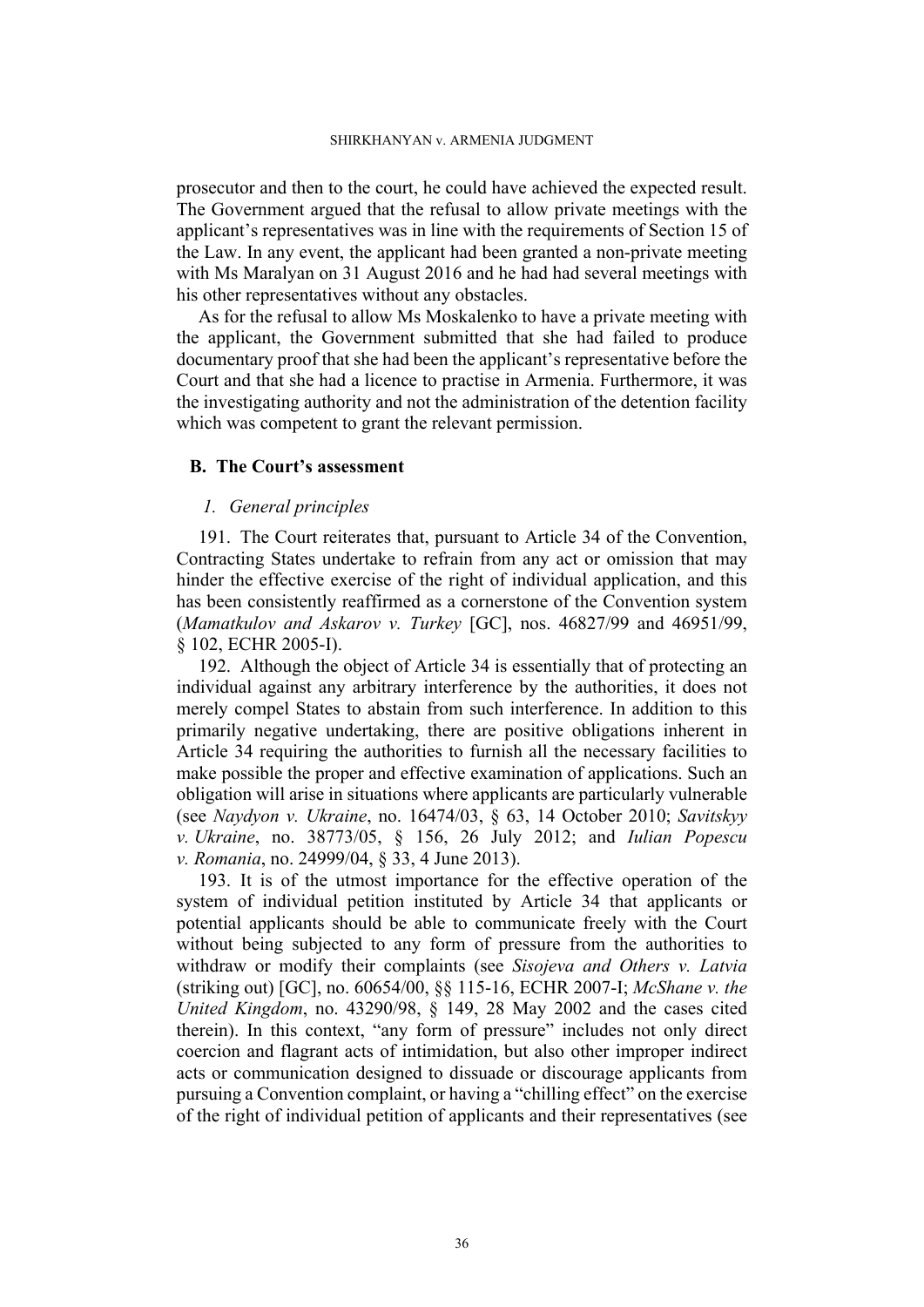prosecutor and then to the court, he could have achieved the expected result. The Government argued that the refusal to allow private meetings with the applicant's representatives was in line with the requirements of Section 15 of the Law. In any event, the applicant had been granted a non-private meeting with Ms Maralyan on 31 August 2016 and he had had several meetings with his other representatives without any obstacles.

As for the refusal to allow Ms Moskalenko to have a private meeting with the applicant, the Government submitted that she had failed to produce documentary proof that she had been the applicant's representative before the Court and that she had a licence to practise in Armenia. Furthermore, it was the investigating authority and not the administration of the detention facility which was competent to grant the relevant permission.

## B. The Court's assessment

### *1. General principles*

191. The Court reiterates that, pursuant to Article 34 of the Convention, Contracting States undertake to refrain from any act or omission that may hinder the effective exercise of the right of individual application, and this has been consistently reaffirmed as a cornerstone of the Convention system (*Mamatkulov and Askarov v. Turkey* [GC], nos. 46827/99 and 46951/99, § 102, ECHR 2005-I).

192. Although the object of Article 34 is essentially that of protecting an individual against any arbitrary interference by the authorities, it does not merely compel States to abstain from such interference. In addition to this primarily negative undertaking, there are positive obligations inherent in Article 34 requiring the authorities to furnish all the necessary facilities to make possible the proper and effective examination of applications. Such an obligation will arise in situations where applicants are particularly vulnerable (see *Naydyon v. Ukraine*, no. 16474/03, § 63, 14 October 2010; *Savitskyy v. Ukraine*, no. 38773/05, § 156, 26 July 2012; and *Iulian Popescu v. Romania*, no. 24999/04, § 33, 4 June 2013).

193. It is of the utmost importance for the effective operation of the system of individual petition instituted by Article 34 that applicants or potential applicants should be able to communicate freely with the Court without being subjected to any form of pressure from the authorities to withdraw or modify their complaints (see *Sisojeva and Others v. Latvia* (striking out) [GC], no. 60654/00, §§ 115-16, ECHR 2007-I; *McShane v. the United Kingdom*, no. 43290/98, § 149, 28 May 2002 and the cases cited therein). In this context, "any form of pressure" includes not only direct coercion and flagrant acts of intimidation, but also other improper indirect acts or communication designed to dissuade or discourage applicants from pursuing a Convention complaint, or having a "chilling effect" on the exercise of the right of individual petition of applicants and their representatives (see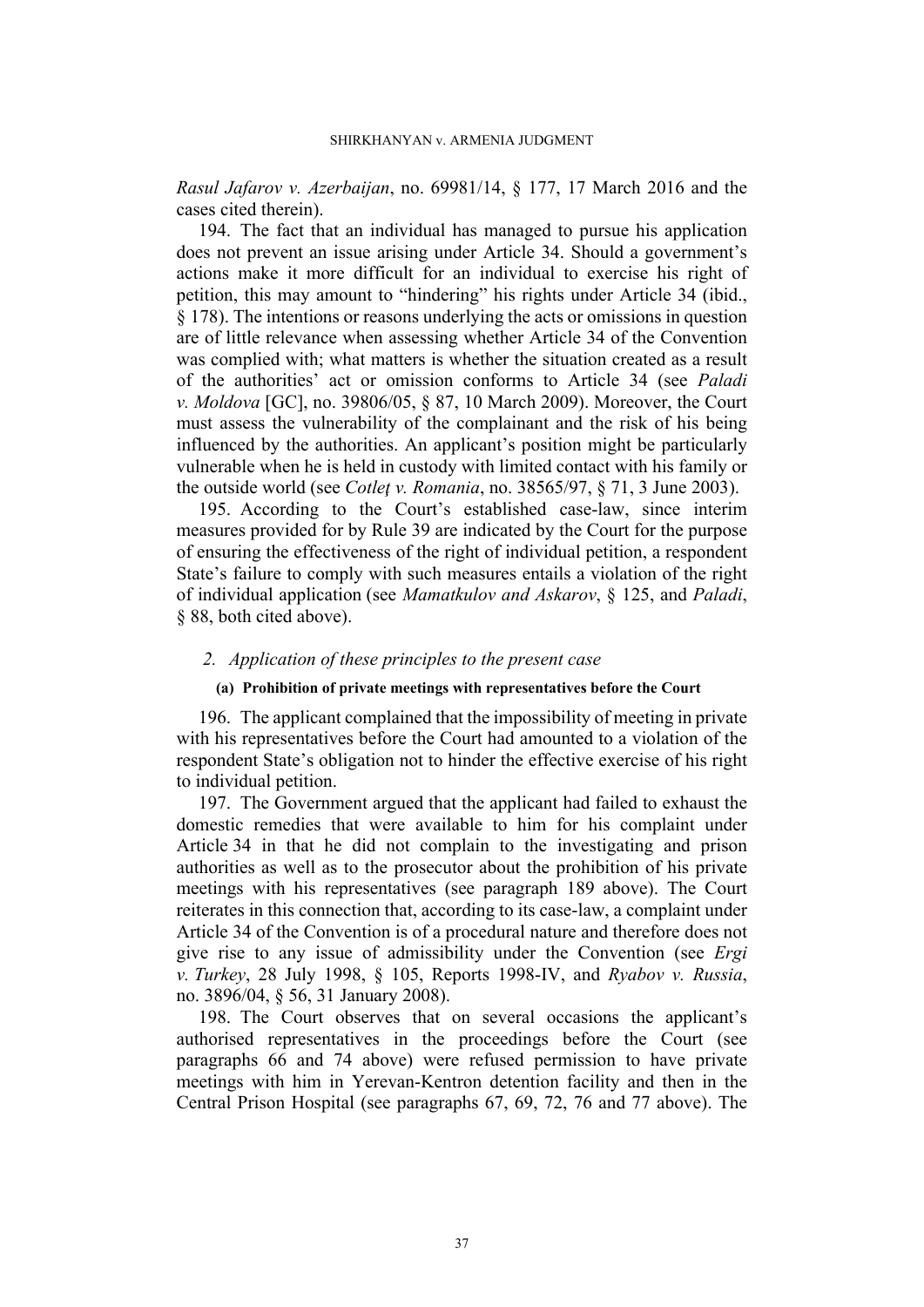*Rasul Jafarov v. Azerbaijan*, no. 69981/14, § 177, 17 March 2016 and the cases cited therein).

194. The fact that an individual has managed to pursue his application does not prevent an issue arising under Article 34. Should a government's actions make it more difficult for an individual to exercise his right of petition, this may amount to "hindering" his rights under Article 34 (ibid., § 178). The intentions or reasons underlying the acts or omissions in question are of little relevance when assessing whether Article 34 of the Convention was complied with; what matters is whether the situation created as a result of the authorities' act or omission conforms to Article 34 (see *Paladi v. Moldova* [GC], no. 39806/05, § 87, 10 March 2009). Moreover, the Court must assess the vulnerability of the complainant and the risk of his being influenced by the authorities. An applicant's position might be particularly vulnerable when he is held in custody with limited contact with his family or the outside world (see *Cotleţ v. Romania*, no. 38565/97, § 71, 3 June 2003).

195. According to the Court's established case-law, since interim measures provided for by Rule 39 are indicated by the Court for the purpose of ensuring the effectiveness of the right of individual petition, a respondent State's failure to comply with such measures entails a violation of the right of individual application (see *Mamatkulov and Askarov*, § 125, and *Paladi*, § 88, both cited above).

### *2. Application of these principles to the present case*

#### (a) Prohibition of private meetings with representatives before the Court

196. The applicant complained that the impossibility of meeting in private with his representatives before the Court had amounted to a violation of the respondent State's obligation not to hinder the effective exercise of his right to individual petition.

197. The Government argued that the applicant had failed to exhaust the domestic remedies that were available to him for his complaint under Article 34 in that he did not complain to the investigating and prison authorities as well as to the prosecutor about the prohibition of his private meetings with his representatives (see paragraph 189 above). The Court reiterates in this connection that, according to its case-law, a complaint under Article 34 of the Convention is of a procedural nature and therefore does not give rise to any issue of admissibility under the Convention (see *Ergi v. Turkey*, 28 July 1998, § 105, Reports 1998-IV, and *Ryabov v. Russia*, no. 3896/04, § 56, 31 January 2008).

198. The Court observes that on several occasions the applicant's authorised representatives in the proceedings before the Court (see paragraphs 66 and 74 above) were refused permission to have private meetings with him in Yerevan-Kentron detention facility and then in the Central Prison Hospital (see paragraphs 67, 69, 72, 76 and 77 above). The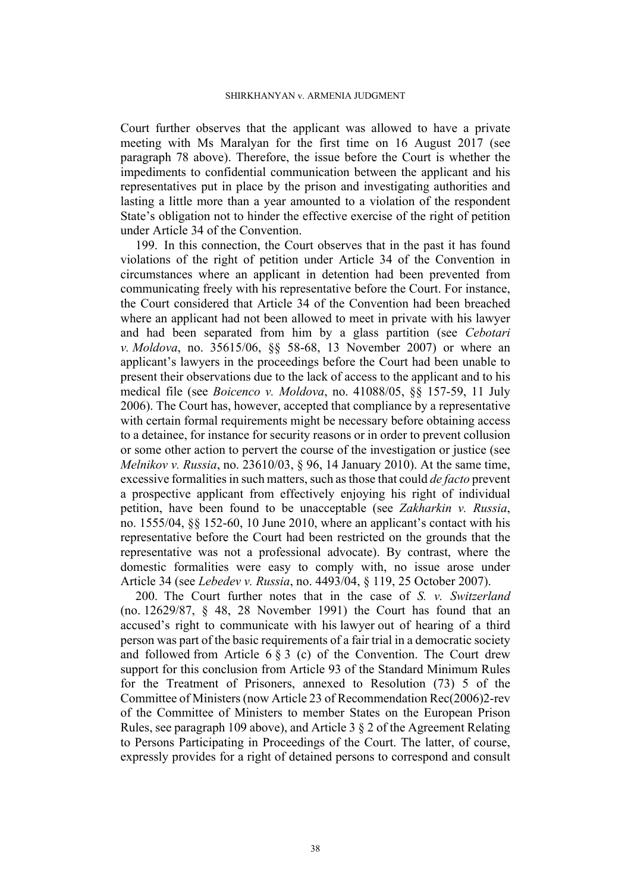Court further observes that the applicant was allowed to have a private meeting with Ms Maralyan for the first time on 16 August 2017 (see paragraph 78 above). Therefore, the issue before the Court is whether the impediments to confidential communication between the applicant and his representatives put in place by the prison and investigating authorities and lasting a little more than a year amounted to a violation of the respondent State's obligation not to hinder the effective exercise of the right of petition under Article 34 of the Convention.

199. In this connection, the Court observes that in the past it has found violations of the right of petition under Article 34 of the Convention in circumstances where an applicant in detention had been prevented from communicating freely with his representative before the Court. For instance, the Court considered that Article 34 of the Convention had been breached where an applicant had not been allowed to meet in private with his lawyer and had been separated from him by a glass partition (see *Cebotari v. Moldova*, no. 35615/06, §§ 58-68, 13 November 2007) or where an applicant's lawyers in the proceedings before the Court had been unable to present their observations due to the lack of access to the applicant and to his medical file (see *Boicenco v. Moldova*, no. 41088/05, §§ 157-59, 11 July 2006). The Court has, however, accepted that compliance by a representative with certain formal requirements might be necessary before obtaining access to a detainee, for instance for security reasons or in order to prevent collusion or some other action to pervert the course of the investigation or justice (see *Melnikov v. Russia*, no. 23610/03, § 96, 14 January 2010). At the same time, excessive formalities in such matters, such as those that could *de facto* prevent a prospective applicant from effectively enjoying his right of individual petition, have been found to be unacceptable (see *Zakharkin v. Russia*, no. 1555/04, §§ 152-60, 10 June 2010, where an applicant's contact with his representative before the Court had been restricted on the grounds that the representative was not a professional advocate). By contrast, where the domestic formalities were easy to comply with, no issue arose under Article 34 (see *Lebedev v. Russia*, no. 4493/04, § 119, 25 October 2007).

200. The Court further notes that in the case of *S. v. Switzerland* (no. 12629/87, § 48, 28 November 1991) the Court has found that an accused's right to communicate with his lawyer out of hearing of a third person was part of the basic requirements of a fair trial in a democratic society and followed from Article 6 § 3 (c) of the Convention. The Court drew support for this conclusion from Article 93 of the Standard Minimum Rules for the Treatment of Prisoners, annexed to Resolution (73) 5 of the Committee of Ministers (now Article 23 of Recommendation Rec(2006)2-rev of the Committee of Ministers to member States on the European Prison Rules, see paragraph 109 above), and Article 3 § 2 of the Agreement Relating to Persons Participating in Proceedings of the Court. The latter, of course, expressly provides for a right of detained persons to correspond and consult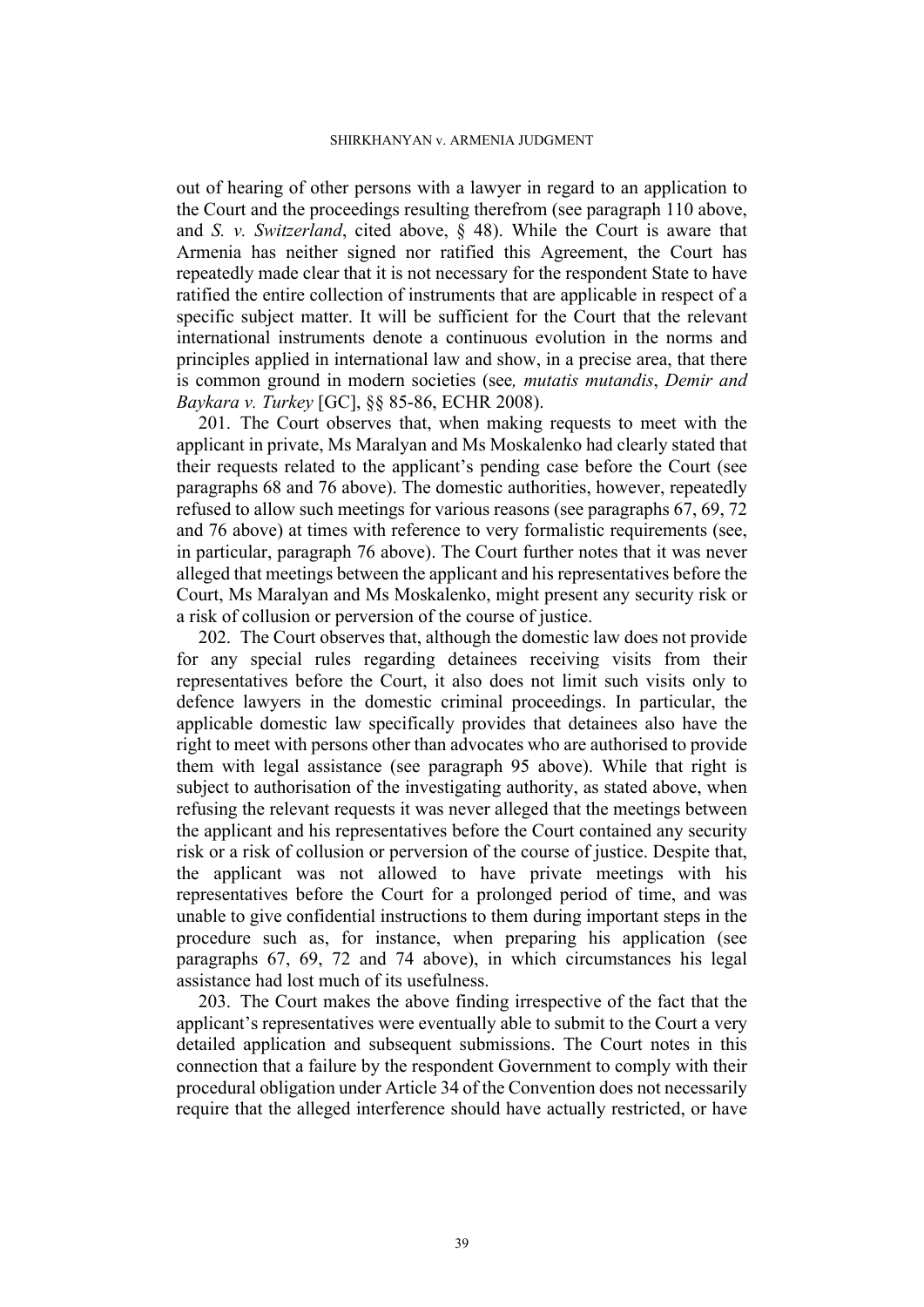out of hearing of other persons with a lawyer in regard to an application to the Court and the proceedings resulting therefrom (see paragraph 110 above, and *S. v. Switzerland*, cited above, § 48). While the Court is aware that Armenia has neither signed nor ratified this Agreement, the Court has repeatedly made clear that it is not necessary for the respondent State to have ratified the entire collection of instruments that are applicable in respect of a specific subject matter. It will be sufficient for the Court that the relevant international instruments denote a continuous evolution in the norms and principles applied in international law and show, in a precise area, that there is common ground in modern societies (see*, mutatis mutandis*, *Demir and Baykara v. Turkey* [GC], §§ 85-86, ECHR 2008).

201. The Court observes that, when making requests to meet with the applicant in private, Ms Maralyan and Ms Moskalenko had clearly stated that their requests related to the applicant's pending case before the Court (see paragraphs 68 and 76 above). The domestic authorities, however, repeatedly refused to allow such meetings for various reasons (see paragraphs 67, 69, 72 and 76 above) at times with reference to very formalistic requirements (see, in particular, paragraph 76 above). The Court further notes that it was never alleged that meetings between the applicant and his representatives before the Court, Ms Maralyan and Ms Moskalenko, might present any security risk or a risk of collusion or perversion of the course of justice.

202. The Court observes that, although the domestic law does not provide for any special rules regarding detainees receiving visits from their representatives before the Court, it also does not limit such visits only to defence lawyers in the domestic criminal proceedings. In particular, the applicable domestic law specifically provides that detainees also have the right to meet with persons other than advocates who are authorised to provide them with legal assistance (see paragraph 95 above). While that right is subject to authorisation of the investigating authority, as stated above, when refusing the relevant requests it was never alleged that the meetings between the applicant and his representatives before the Court contained any security risk or a risk of collusion or perversion of the course of justice. Despite that, the applicant was not allowed to have private meetings with his representatives before the Court for a prolonged period of time, and was unable to give confidential instructions to them during important steps in the procedure such as, for instance, when preparing his application (see paragraphs 67, 69, 72 and 74 above), in which circumstances his legal assistance had lost much of its usefulness.

203. The Court makes the above finding irrespective of the fact that the applicant's representatives were eventually able to submit to the Court a very detailed application and subsequent submissions. The Court notes in this connection that a failure by the respondent Government to comply with their procedural obligation under Article 34 of the Convention does not necessarily require that the alleged interference should have actually restricted, or have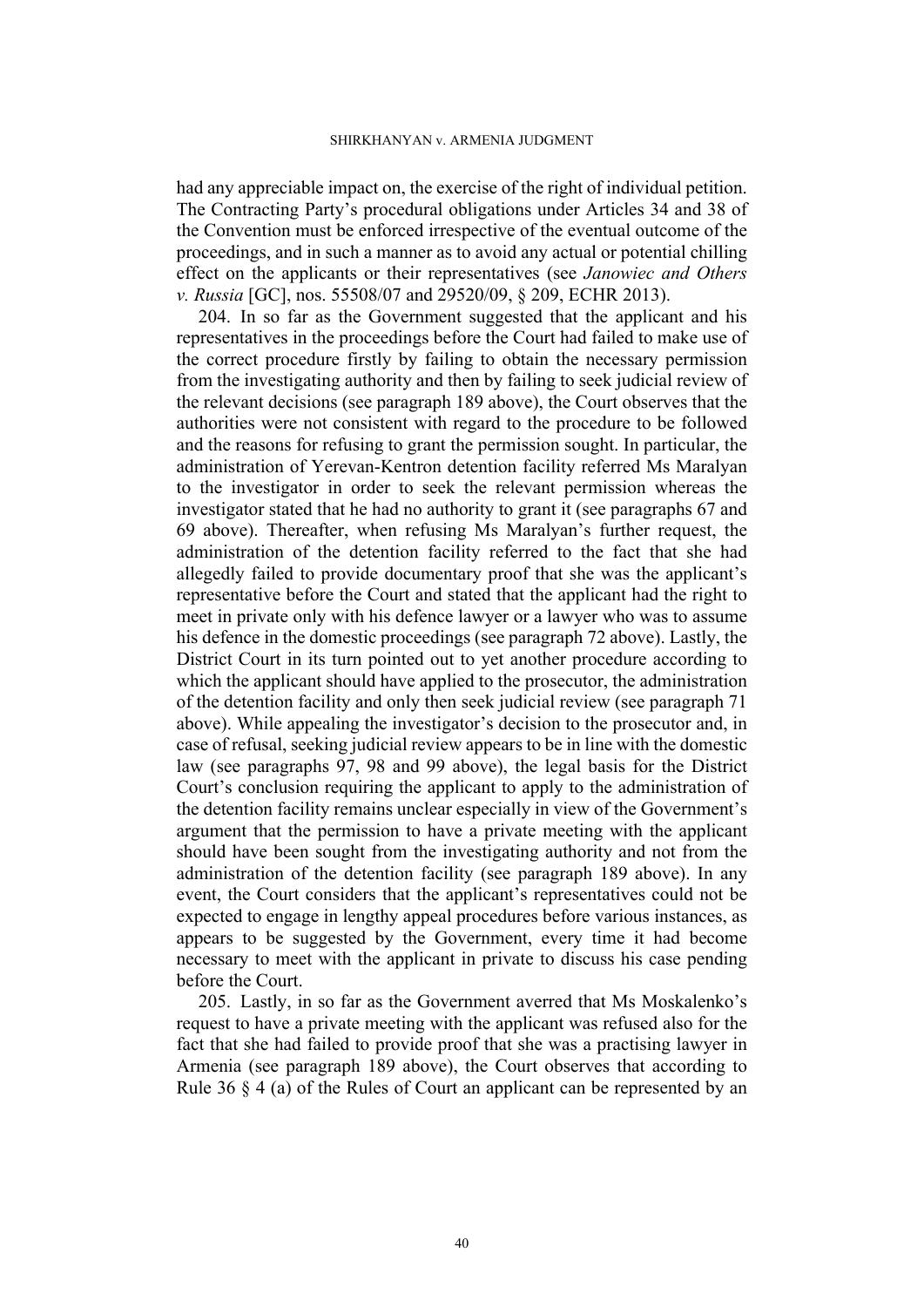had any appreciable impact on, the exercise of the right of individual petition. The Contracting Party's procedural obligations under Articles 34 and 38 of the Convention must be enforced irrespective of the eventual outcome of the proceedings, and in such a manner as to avoid any actual or potential chilling effect on the applicants or their representatives (see *Janowiec and Others v. Russia* [GC], nos. 55508/07 and 29520/09, § 209, ECHR 2013).

204. In so far as the Government suggested that the applicant and his representatives in the proceedings before the Court had failed to make use of the correct procedure firstly by failing to obtain the necessary permission from the investigating authority and then by failing to seek judicial review of the relevant decisions (see paragraph 189 above), the Court observes that the authorities were not consistent with regard to the procedure to be followed and the reasons for refusing to grant the permission sought. In particular, the administration of Yerevan-Kentron detention facility referred Ms Maralyan to the investigator in order to seek the relevant permission whereas the investigator stated that he had no authority to grant it (see paragraphs 67 and 69 above). Thereafter, when refusing Ms Maralyan's further request, the administration of the detention facility referred to the fact that she had allegedly failed to provide documentary proof that she was the applicant's representative before the Court and stated that the applicant had the right to meet in private only with his defence lawyer or a lawyer who was to assume his defence in the domestic proceedings (see paragraph 72 above). Lastly, the District Court in its turn pointed out to yet another procedure according to which the applicant should have applied to the prosecutor, the administration of the detention facility and only then seek judicial review (see paragraph 71 above). While appealing the investigator's decision to the prosecutor and, in case of refusal, seeking judicial review appears to be in line with the domestic law (see paragraphs 97, 98 and 99 above), the legal basis for the District Court's conclusion requiring the applicant to apply to the administration of the detention facility remains unclear especially in view of the Government's argument that the permission to have a private meeting with the applicant should have been sought from the investigating authority and not from the administration of the detention facility (see paragraph 189 above). In any event, the Court considers that the applicant's representatives could not be expected to engage in lengthy appeal procedures before various instances, as appears to be suggested by the Government, every time it had become necessary to meet with the applicant in private to discuss his case pending before the Court.

205. Lastly, in so far as the Government averred that Ms Moskalenko's request to have a private meeting with the applicant was refused also for the fact that she had failed to provide proof that she was a practising lawyer in Armenia (see paragraph 189 above), the Court observes that according to Rule 36 § 4 (a) of the Rules of Court an applicant can be represented by an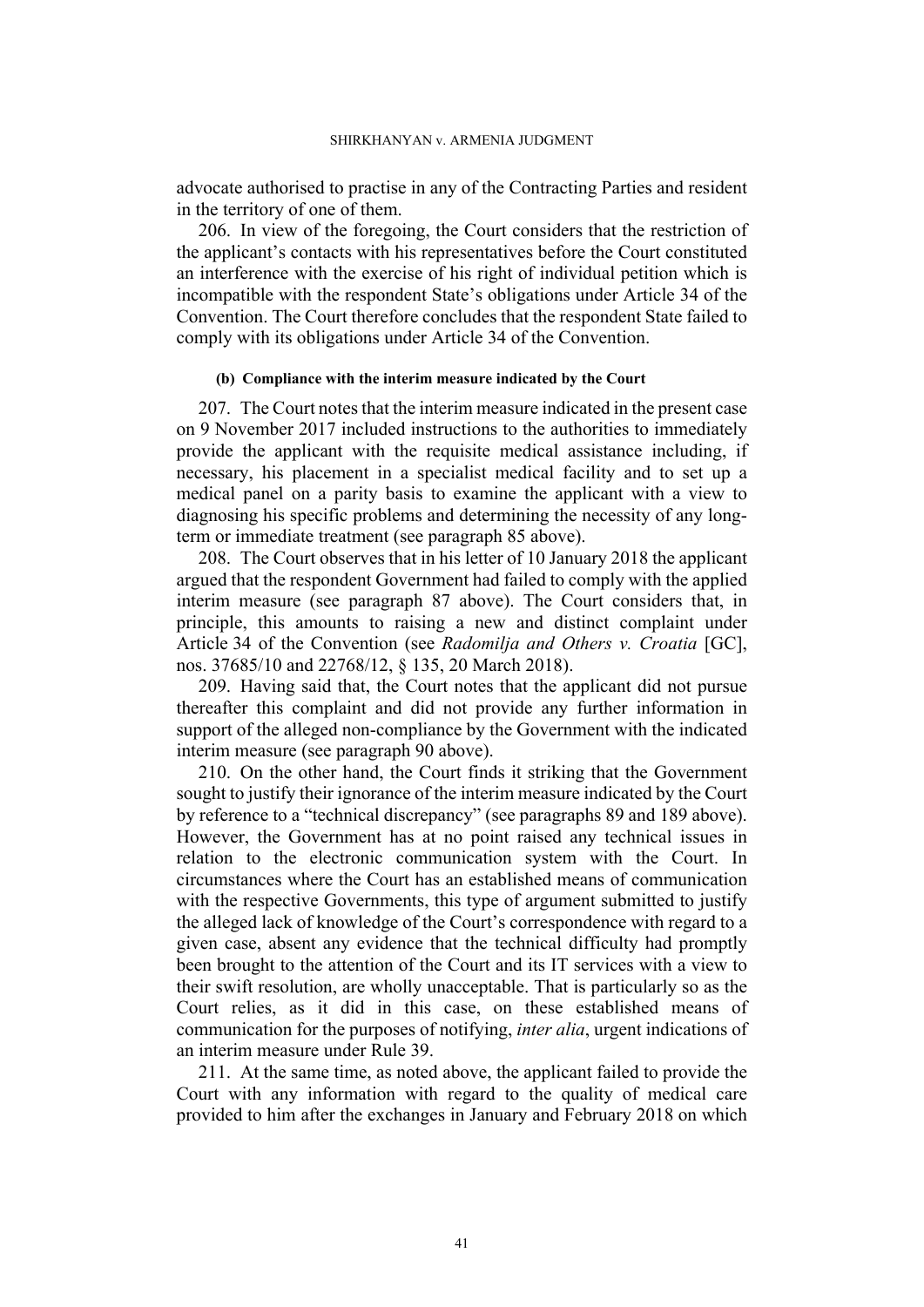advocate authorised to practise in any of the Contracting Parties and resident in the territory of one of them.

206. In view of the foregoing, the Court considers that the restriction of the applicant's contacts with his representatives before the Court constituted an interference with the exercise of his right of individual petition which is incompatible with the respondent State's obligations under Article 34 of the Convention. The Court therefore concludes that the respondent State failed to comply with its obligations under Article 34 of the Convention.

#### (b) Compliance with the interim measure indicated by the Court

207. The Court notes that the interim measure indicated in the present case on 9 November 2017 included instructions to the authorities to immediately provide the applicant with the requisite medical assistance including, if necessary, his placement in a specialist medical facility and to set up a medical panel on a parity basis to examine the applicant with a view to diagnosing his specific problems and determining the necessity of any long-term or immediate treatment (see paragraph 85 above).

208. The Court observes that in his letter of 10 January 2018 the applicant argued that the respondent Government had failed to comply with the applied interim measure (see paragraph 87 above). The Court considers that, in principle, this amounts to raising a new and distinct complaint under Article 34 of the Convention (see *Radomilja and Others v. Croatia* [GC], nos. 37685/10 and 22768/12, § 135, 20 March 2018).

209. Having said that, the Court notes that the applicant did not pursue thereafter this complaint and did not provide any further information in support of the alleged non-compliance by the Government with the indicated interim measure (see paragraph 90 above).

210. On the other hand, the Court finds it striking that the Government sought to justify their ignorance of the interim measure indicated by the Court by reference to a "technical discrepancy" (see paragraphs 89 and 189 above). However, the Government has at no point raised any technical issues in relation to the electronic communication system with the Court. In circumstances where the Court has an established means of communication with the respective Governments, this type of argument submitted to justify the alleged lack of knowledge of the Court's correspondence with regard to a given case, absent any evidence that the technical difficulty had promptly been brought to the attention of the Court and its IT services with a view to their swift resolution, are wholly unacceptable. That is particularly so as the Court relies, as it did in this case, on these established means of communication for the purposes of notifying, *inter alia*, urgent indications of an interim measure under Rule 39.

211. At the same time, as noted above, the applicant failed to provide the Court with any information with regard to the quality of medical care provided to him after the exchanges in January and February 2018 on which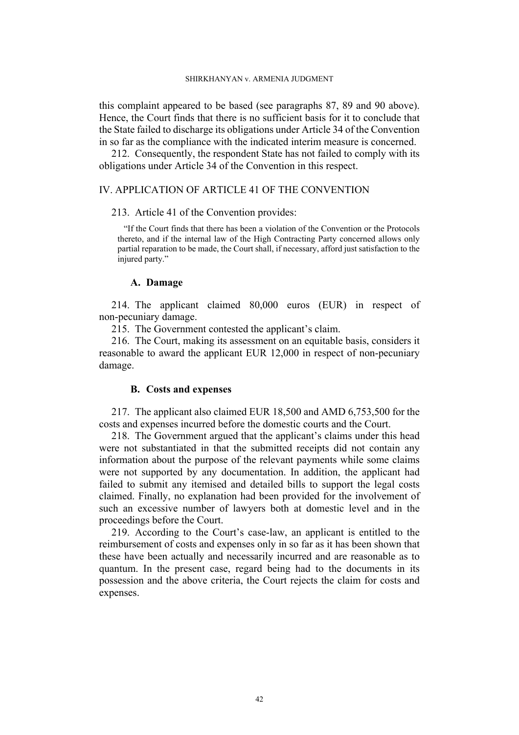this complaint appeared to be based (see paragraphs 87, 89 and 90 above). Hence, the Court finds that there is no sufficient basis for it to conclude that the State failed to discharge its obligations under Article 34 of the Convention in so far as the compliance with the indicated interim measure is concerned.

212. Consequently, the respondent State has not failed to comply with its obligations under Article 34 of the Convention in this respect.

## IV. APPLICATION OF ARTICLE 41 OF THE CONVENTION

213. Article 41 of the Convention provides:

> "If the Court finds that there has been a violation of the Convention or the Protocols thereto, and if the internal law of the High Contracting Party concerned allows only partial reparation to be made, the Court shall, if necessary, afford just satisfaction to the injured party."

### A. Damage

214. The applicant claimed 80,000 euros (EUR) in respect of non-pecuniary damage.

215. The Government contested the applicant's claim.

216. The Court, making its assessment on an equitable basis, considers it reasonable to award the applicant EUR 12,000 in respect of non-pecuniary damage.

### B. Costs and expenses

217. The applicant also claimed EUR 18,500 and AMD 6,753,500 for the costs and expenses incurred before the domestic courts and the Court.

218. The Government argued that the applicant's claims under this head were not substantiated in that the submitted receipts did not contain any information about the purpose of the relevant payments while some claims were not supported by any documentation. In addition, the applicant had failed to submit any itemised and detailed bills to support the legal costs claimed. Finally, no explanation had been provided for the involvement of such an excessive number of lawyers both at domestic level and in the proceedings before the Court.

219. According to the Court's case-law, an applicant is entitled to the reimbursement of costs and expenses only in so far as it has been shown that these have been actually and necessarily incurred and are reasonable as to quantum. In the present case, regard being had to the documents in its possession and the above criteria, the Court rejects the claim for costs and expenses.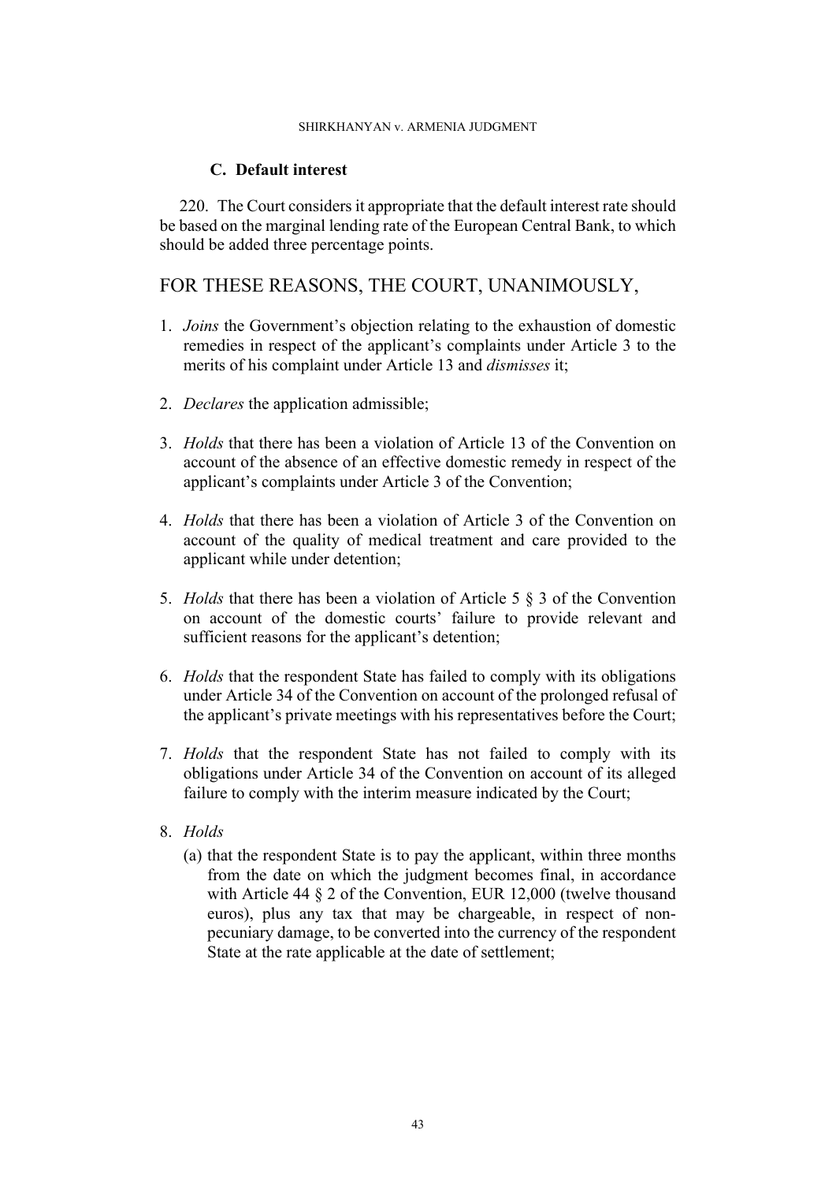### C. Default interest

220. The Court considers it appropriate that the default interest rate should be based on the marginal lending rate of the European Central Bank, to which should be added three percentage points.

## FOR THESE REASONS, THE COURT, UNANIMOUSLY,

1. *Joins* the Government's objection relating to the exhaustion of domestic remedies in respect of the applicant's complaints under Article 3 to the merits of his complaint under Article 13 and *dismisses* it;

2. *Declares* the application admissible;

3. *Holds* that there has been a violation of Article 13 of the Convention on account of the absence of an effective domestic remedy in respect of the applicant's complaints under Article 3 of the Convention;

4. *Holds* that there has been a violation of Article 3 of the Convention on account of the quality of medical treatment and care provided to the applicant while under detention;

5. *Holds* that there has been a violation of Article 5 § 3 of the Convention on account of the domestic courts' failure to provide relevant and sufficient reasons for the applicant's detention;

6. *Holds* that the respondent State has failed to comply with its obligations under Article 34 of the Convention on account of the prolonged refusal of the applicant's private meetings with his representatives before the Court;

7. *Holds* that the respondent State has not failed to comply with its obligations under Article 34 of the Convention on account of its alleged failure to comply with the interim measure indicated by the Court;

8. *Holds*

   (a) that the respondent State is to pay the applicant, within three months from the date on which the judgment becomes final, in accordance with Article 44 § 2 of the Convention, EUR 12,000 (twelve thousand euros), plus any tax that may be chargeable, in respect of non-pecuniary damage, to be converted into the currency of the respondent State at the rate applicable at the date of settlement;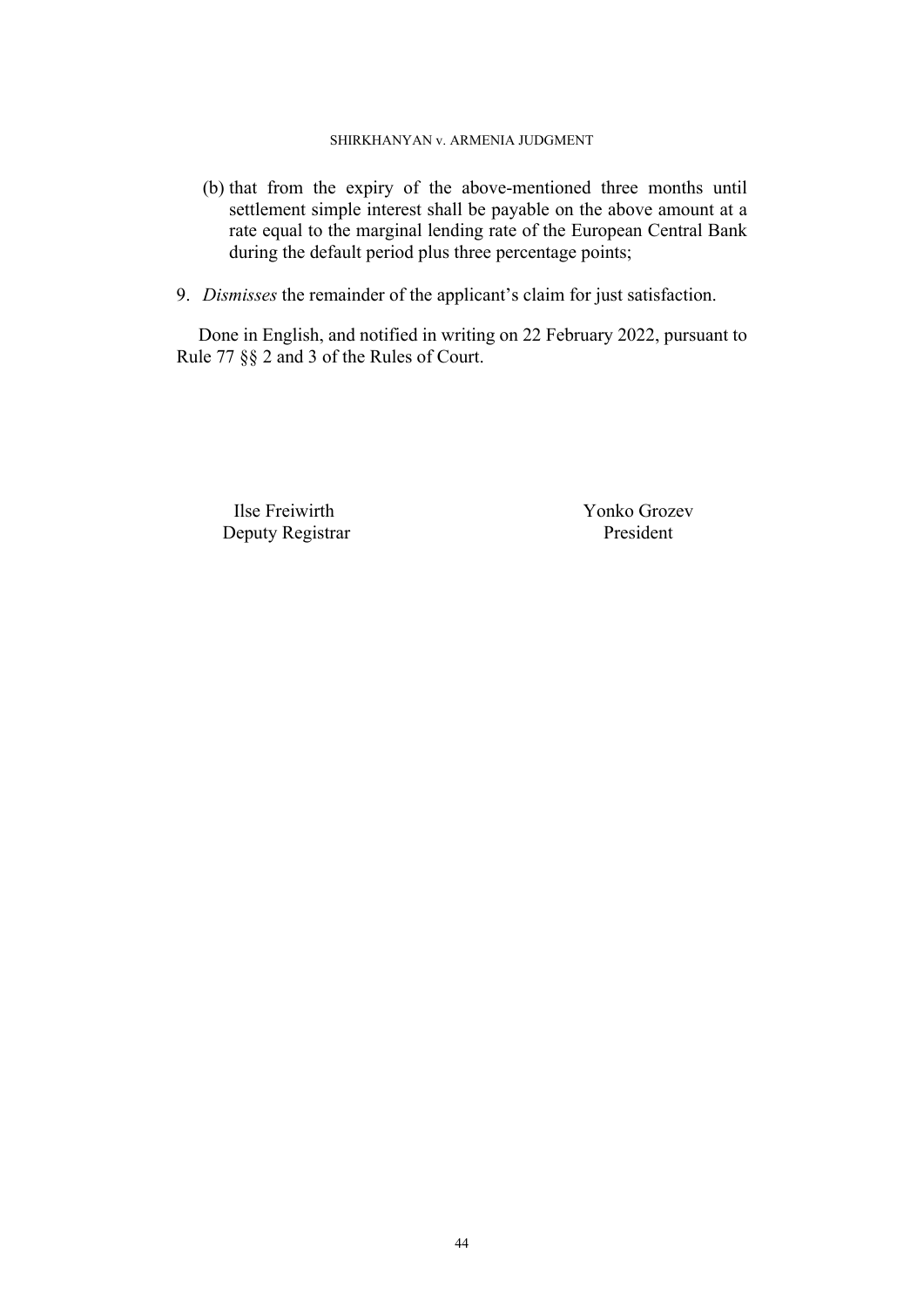(b) that from the expiry of the above-mentioned three months until settlement simple interest shall be payable on the above amount at a rate equal to the marginal lending rate of the European Central Bank during the default period plus three percentage points;

9. *Dismisses* the remainder of the applicant's claim for just satisfaction.

Done in English, and notified in writing on 22 February 2022, pursuant to Rule 77 §§ 2 and 3 of the Rules of Court.

Ilse Freiwirth
Deputy Registrar

Yonko Grozev
President